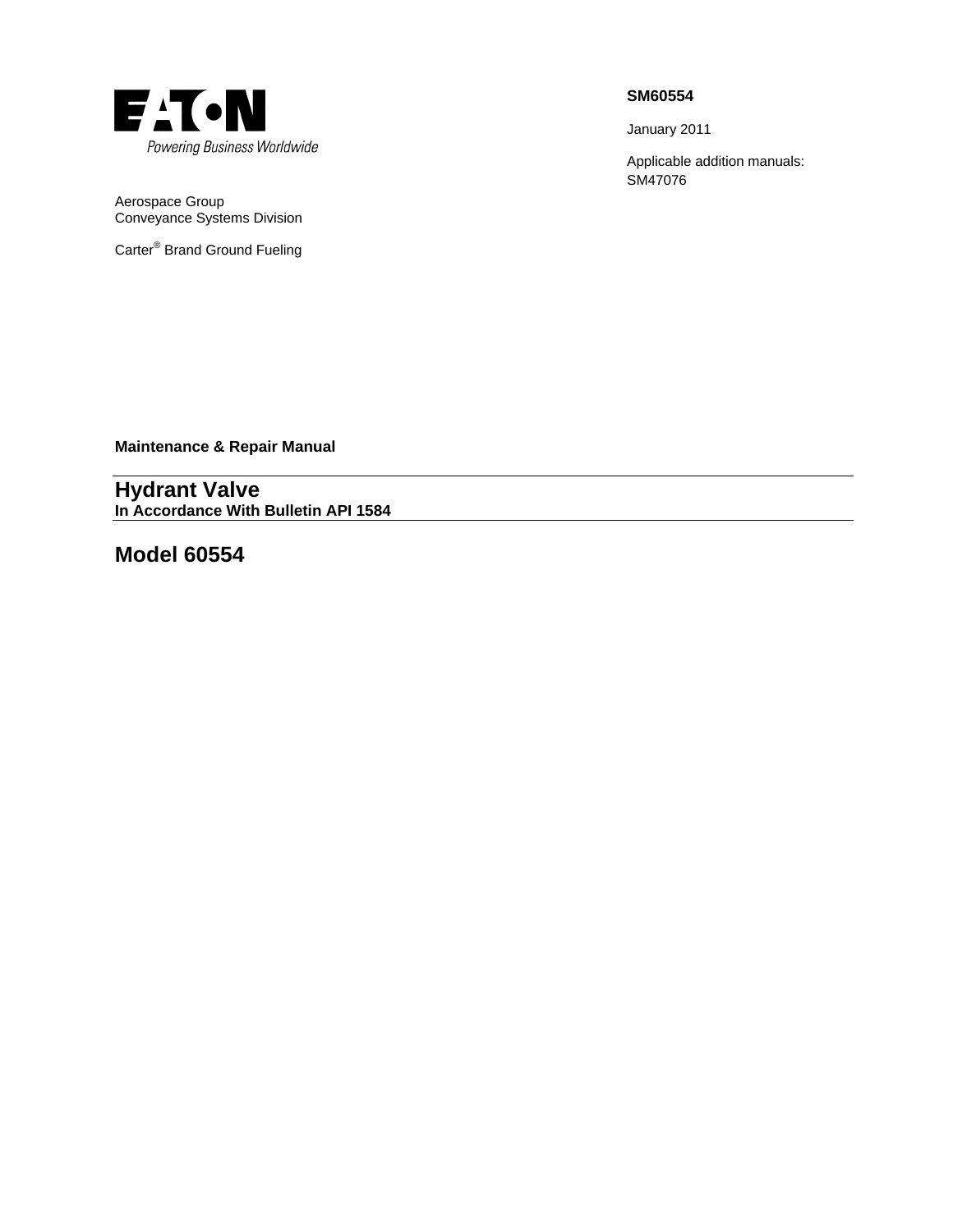EATON

Powering Business Worldwide

**SM60554**

January 2011

Applicable addition manuals:
SM47076

Aerospace Group
Conveyance Systems Division

Carter® Brand Ground Fueling

**Maintenance & Repair Manual**

# Hydrant Valve

**In Accordance With Bulletin API 1584**

## Model 60554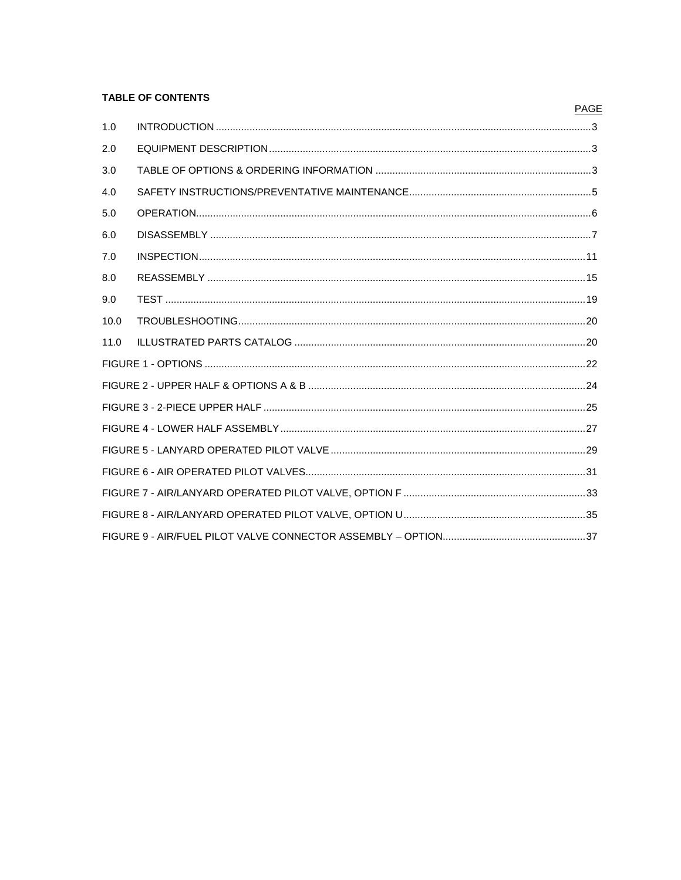**TABLE OF CONTENTS**

| | | PAGE |
|---|---|---|
| 1.0 | INTRODUCTION | 3 |
| 2.0 | EQUIPMENT DESCRIPTION | 3 |
| 3.0 | TABLE OF OPTIONS & ORDERING INFORMATION | 3 |
| 4.0 | SAFETY INSTRUCTIONS/PREVENTATIVE MAINTENANCE | 5 |
| 5.0 | OPERATION | 6 |
| 6.0 | DISASSEMBLY | 7 |
| 7.0 | INSPECTION | 11 |
| 8.0 | REASSEMBLY | 15 |
| 9.0 | TEST | 19 |
| 10.0 | TROUBLESHOOTING | 20 |
| 11.0 | ILLUSTRATED PARTS CATALOG | 20 |
| FIGURE 1 - OPTIONS | | 22 |
| FIGURE 2 - UPPER HALF & OPTIONS A & B | | 24 |
| FIGURE 3 - 2-PIECE UPPER HALF | | 25 |
| FIGURE 4 - LOWER HALF ASSEMBLY | | 27 |
| FIGURE 5 - LANYARD OPERATED PILOT VALVE | | 29 |
| FIGURE 6 - AIR OPERATED PILOT VALVES | | 31 |
| FIGURE 7 - AIR/LANYARD OPERATED PILOT VALVE, OPTION F | | 33 |
| FIGURE 8 - AIR/LANYARD OPERATED PILOT VALVE, OPTION U | | 35 |
| FIGURE 9 - AIR/FUEL PILOT VALVE CONNECTOR ASSEMBLY – OPTION | | 37 |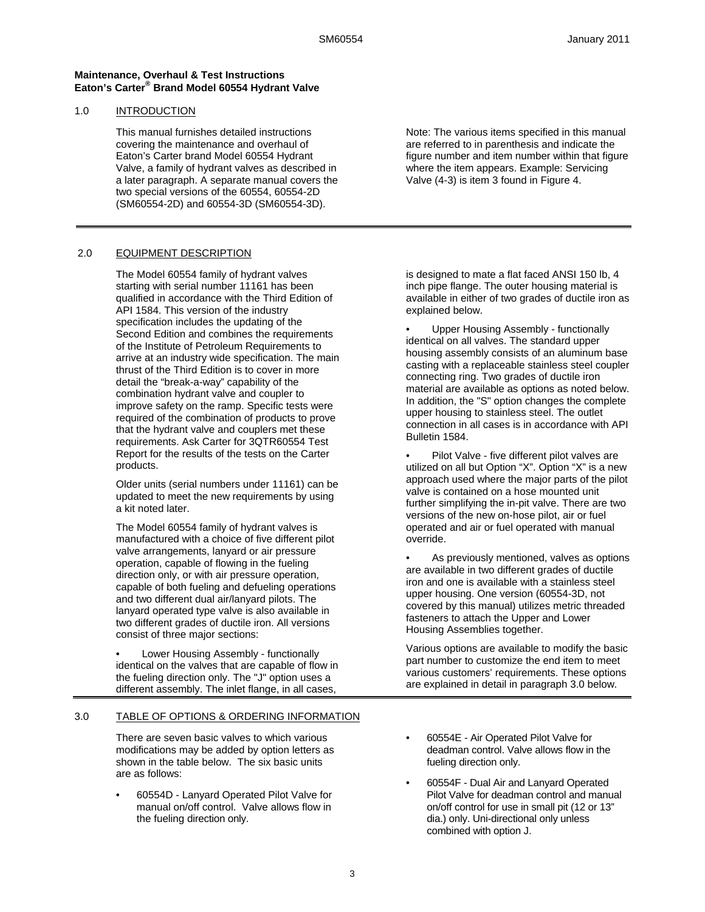**Maintenance, Overhaul & Test Instructions**
**Eaton's Carter® Brand Model 60554 Hydrant Valve**

## 1.0 INTRODUCTION

This manual furnishes detailed instructions covering the maintenance and overhaul of Eaton's Carter brand Model 60554 Hydrant Valve, a family of hydrant valves as described in a later paragraph. A separate manual covers the two special versions of the 60554, 60554-2D (SM60554-2D) and 60554-3D (SM60554-3D).

Note: The various items specified in this manual are referred to in parenthesis and indicate the figure number and item number within that figure where the item appears. Example: Servicing Valve (4-3) is item 3 found in Figure 4.

## 2.0 EQUIPMENT DESCRIPTION

The Model 60554 family of hydrant valves starting with serial number 11161 has been qualified in accordance with the Third Edition of API 1584. This version of the industry specification includes the updating of the Second Edition and combines the requirements of the Institute of Petroleum Requirements to arrive at an industry wide specification. The main thrust of the Third Edition is to cover in more detail the "break-a-way" capability of the combination hydrant valve and coupler to improve safety on the ramp. Specific tests were required of the combination of products to prove that the hydrant valve and couplers met these requirements. Ask Carter for 3QTR60554 Test Report for the results of the tests on the Carter products.

Older units (serial numbers under 11161) can be updated to meet the new requirements by using a kit noted later.

The Model 60554 family of hydrant valves is manufactured with a choice of five different pilot valve arrangements, lanyard or air pressure operation, capable of flowing in the fueling direction only, or with air pressure operation, capable of both fueling and defueling operations and two different dual air/lanyard pilots. The lanyard operated type valve is also available in two different grades of ductile iron. All versions consist of three major sections:

- Lower Housing Assembly - functionally identical on the valves that are capable of flow in the fueling direction only. The "J" option uses a different assembly. The inlet flange, in all cases, is designed to mate a flat faced ANSI 150 lb, 4 inch pipe flange. The outer housing material is available in either of two grades of ductile iron as explained below.
- Upper Housing Assembly - functionally identical on all valves. The standard upper housing assembly consists of an aluminum base casting with a replaceable stainless steel coupler connecting ring. Two grades of ductile iron material are available as options as noted below. In addition, the "S" option changes the complete upper housing to stainless steel. The outlet connection in all cases is in accordance with API Bulletin 1584.
- Pilot Valve - five different pilot valves are utilized on all but Option "X". Option "X" is a new approach used where the major parts of the pilot valve is contained on a hose mounted unit further simplifying the in-pit valve. There are two versions of the new on-hose pilot, air or fuel operated and air or fuel operated with manual override.
- As previously mentioned, valves as options are available in two different grades of ductile iron and one is available with a stainless steel upper housing. One version (60554-3D, not covered by this manual) utilizes metric threaded fasteners to attach the Upper and Lower Housing Assemblies together.

Various options are available to modify the basic part number to customize the end item to meet various customers' requirements. These options are explained in detail in paragraph 3.0 below.

## 3.0 TABLE OF OPTIONS & ORDERING INFORMATION

There are seven basic valves to which various modifications may be added by option letters as shown in the table below. The six basic units are as follows:

- 60554D - Lanyard Operated Pilot Valve for manual on/off control. Valve allows flow in the fueling direction only.
- 60554E - Air Operated Pilot Valve for deadman control. Valve allows flow in the fueling direction only.
- 60554F - Dual Air and Lanyard Operated Pilot Valve for deadman control and manual on/off control for use in small pit (12 or 13" dia.) only. Uni-directional only unless combined with option J.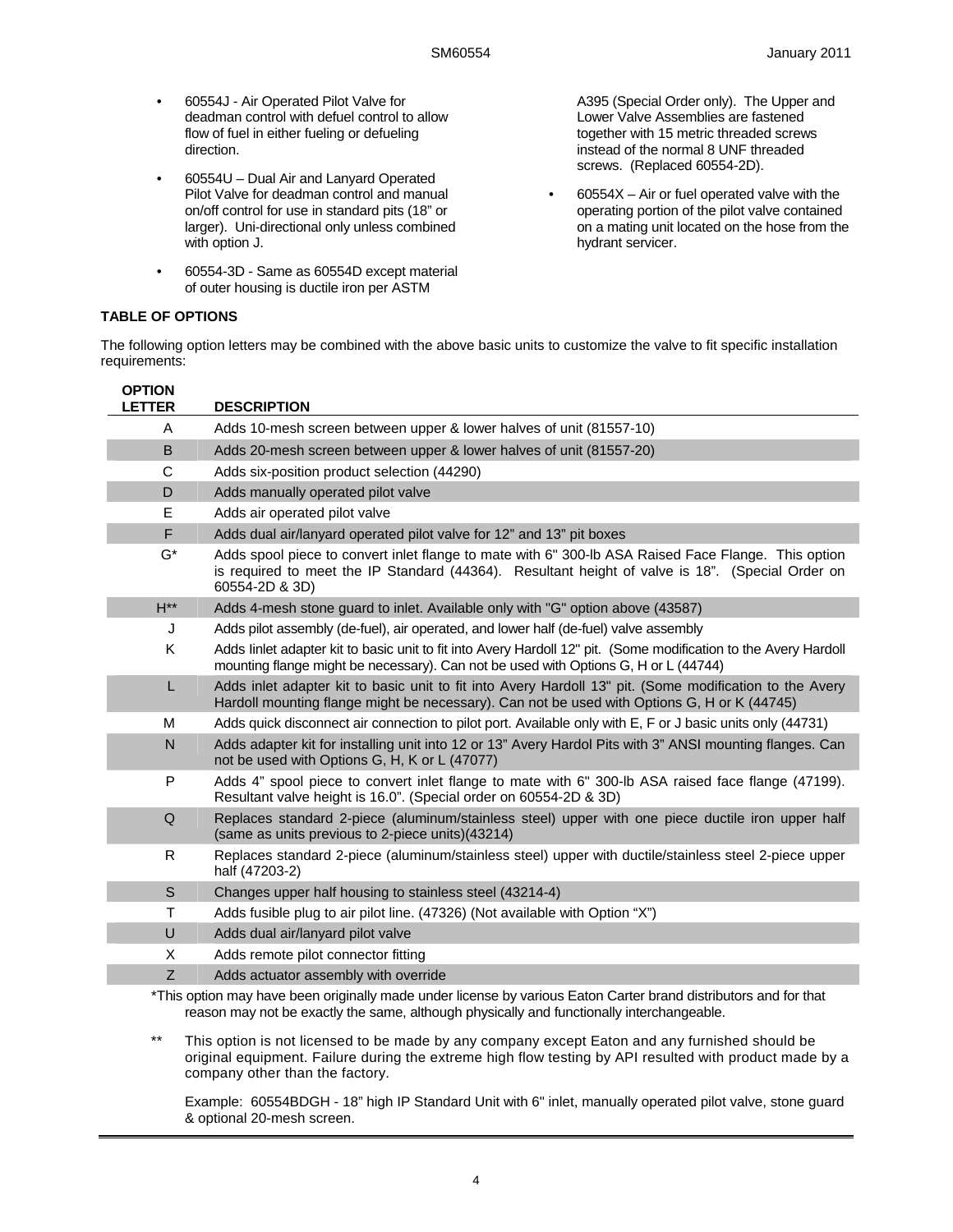- 60554J - Air Operated Pilot Valve for deadman control with defuel control to allow flow of fuel in either fueling or defueling direction.
- 60554U – Dual Air and Lanyard Operated Pilot Valve for deadman control and manual on/off control for use in standard pits (18" or larger). Uni-directional only unless combined with option J.
- 60554-3D - Same as 60554D except material of outer housing is ductile iron per ASTM A395 (Special Order only). The Upper and Lower Valve Assemblies are fastened together with 15 metric threaded screws instead of the normal 8 UNF threaded screws. (Replaced 60554-2D).
- 60554X – Air or fuel operated valve with the operating portion of the pilot valve contained on a mating unit located on the hose from the hydrant servicer.

**TABLE OF OPTIONS**

The following option letters may be combined with the above basic units to customize the valve to fit specific installation requirements:

| OPTION LETTER | DESCRIPTION |
|---|---|
| A | Adds 10-mesh screen between upper & lower halves of unit (81557-10) |
| B | Adds 20-mesh screen between upper & lower halves of unit (81557-20) |
| C | Adds six-position product selection (44290) |
| D | Adds manually operated pilot valve |
| E | Adds air operated pilot valve |
| F | Adds dual air/lanyard operated pilot valve for 12" and 13" pit boxes |
| G* | Adds spool piece to convert inlet flange to mate with 6" 300-lb ASA Raised Face Flange. This option is required to meet the IP Standard (44364). Resultant height of valve is 18". (Special Order on 60554-2D & 3D) |
| H** | Adds 4-mesh stone guard to inlet. Available only with "G" option above (43587) |
| J | Adds pilot assembly (de-fuel), air operated, and lower half (de-fuel) valve assembly |
| K | Adds linlet adapter kit to basic unit to fit into Avery Hardoll 12" pit. (Some modification to the Avery Hardoll mounting flange might be necessary). Can not be used with Options G, H or L (44744) |
| L | Adds inlet adapter kit to basic unit to fit into Avery Hardoll 13" pit. (Some modification to the Avery Hardoll mounting flange might be necessary). Can not be used with Options G, H or K (44745) |
| M | Adds quick disconnect air connection to pilot port. Available only with E, F or J basic units only (44731) |
| N | Adds adapter kit for installing unit into 12 or 13" Avery Hardol Pits with 3" ANSI mounting flanges. Can not be used with Options G, H, K or L (47077) |
| P | Adds 4" spool piece to convert inlet flange to mate with 6" 300-lb ASA raised face flange (47199). Resultant valve height is 16.0". (Special order on 60554-2D & 3D) |
| Q | Replaces standard 2-piece (aluminum/stainless steel) upper with one piece ductile iron upper half (same as units previous to 2-piece units)(43214) |
| R | Replaces standard 2-piece (aluminum/stainless steel) upper with ductile/stainless steel 2-piece upper half (47203-2) |
| S | Changes upper half housing to stainless steel (43214-4) |
| T | Adds fusible plug to air pilot line. (47326) (Not available with Option "X") |
| U | Adds dual air/lanyard pilot valve |
| X | Adds remote pilot connector fitting |
| Z | Adds actuator assembly with override |

*This option may have been originally made under license by various Eaton Carter brand distributors and for that reason may not be exactly the same, although physically and functionally interchangeable.

** This option is not licensed to be made by any company except Eaton and any furnished should be original equipment. Failure during the extreme high flow testing by API resulted with product made by a company other than the factory.

Example: 60554BDGH - 18" high IP Standard Unit with 6" inlet, manually operated pilot valve, stone guard & optional 20-mesh screen.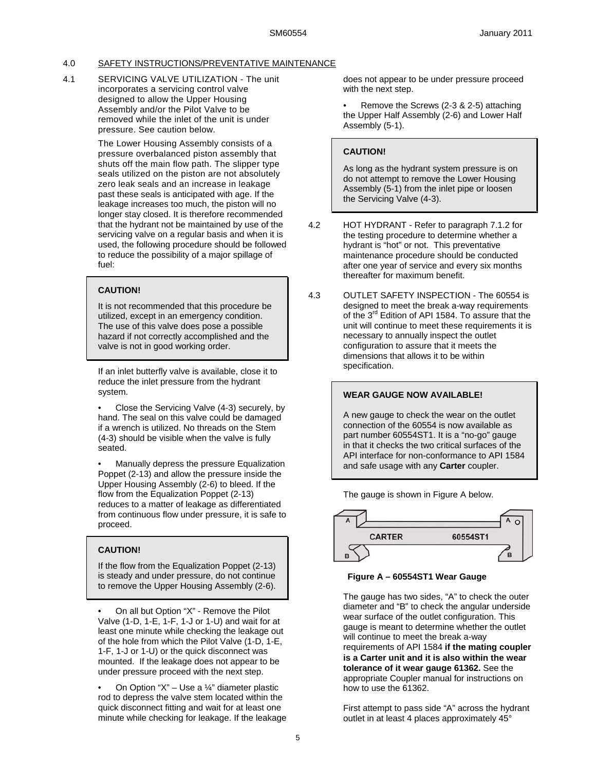## 4.0 SAFETY INSTRUCTIONS/PREVENTATIVE MAINTENANCE

4.1 SERVICING VALVE UTILIZATION - The unit incorporates a servicing control valve designed to allow the Upper Housing Assembly and/or the Pilot Valve to be removed while the inlet of the unit is under pressure. See caution below.

The Lower Housing Assembly consists of a pressure overbalanced piston assembly that shuts off the main flow path. The slipper type seals utilized on the piston are not absolutely zero leak seals and an increase in leakage past these seals is anticipated with age. If the leakage increases too much, the piston will no longer stay closed. It is therefore recommended that the hydrant not be maintained by use of the servicing valve on a regular basis and when it is used, the following procedure should be followed to reduce the possibility of a major spillage of fuel:

> **CAUTION!**
>
> It is not recommended that this procedure be utilized, except in an emergency condition. The use of this valve does pose a possible hazard if not correctly accomplished and the valve is not in good working order.

If an inlet butterfly valve is available, close it to reduce the inlet pressure from the hydrant system.

- Close the Servicing Valve (4-3) securely, by hand. The seal on this valve could be damaged if a wrench is utilized. No threads on the Stem (4-3) should be visible when the valve is fully seated.
- Manually depress the pressure Equalization Poppet (2-13) and allow the pressure inside the Upper Housing Assembly (2-6) to bleed. If the flow from the Equalization Poppet (2-13) reduces to a matter of leakage as differentiated from continuous flow under pressure, it is safe to proceed.

> **CAUTION!**
>
> If the flow from the Equalization Poppet (2-13) is steady and under pressure, do not continue to remove the Upper Housing Assembly (2-6).

- On all but Option "X" - Remove the Pilot Valve (1-D, 1-E, 1-F, 1-J or 1-U) and wait for at least one minute while checking the leakage out of the hole from which the Pilot Valve (1-D, 1-E, 1-F, 1-J or 1-U) or the quick disconnect was mounted. If the leakage does not appear to be under pressure proceed with the next step.
- On Option "X" – Use a ¼" diameter plastic rod to depress the valve stem located within the quick disconnect fitting and wait for at least one minute while checking for leakage. If the leakage does not appear to be under pressure proceed with the next step.
- Remove the Screws (2-3 & 2-5) attaching the Upper Half Assembly (2-6) and Lower Half Assembly (5-1).

> **CAUTION!**
>
> As long as the hydrant system pressure is on do not attempt to remove the Lower Housing Assembly (5-1) from the inlet pipe or loosen the Servicing Valve (4-3).

4.2 HOT HYDRANT - Refer to paragraph 7.1.2 for the testing procedure to determine whether a hydrant is "hot" or not. This preventative maintenance procedure should be conducted after one year of service and every six months thereafter for maximum benefit.

4.3 OUTLET SAFETY INSPECTION - The 60554 is designed to meet the break a-way requirements of the 3rd Edition of API 1584. To assure that the unit will continue to meet these requirements it is necessary to annually inspect the outlet configuration to assure that it meets the dimensions that allows it to be within specification.

> **WEAR GAUGE NOW AVAILABLE!**
>
> A new gauge to check the wear on the outlet connection of the 60554 is now available as part number 60554ST1. It is a "no-go" gauge in that it checks the two critical surfaces of the API interface for non-conformance to API 1584 and safe usage with any **Carter** coupler.

The gauge is shown in Figure A below.

**Figure A – 60554ST1 Wear Gauge**

The gauge has two sides, "A" to check the outer diameter and "B" to check the angular underside wear surface of the outlet configuration. This gauge is meant to determine whether the outlet will continue to meet the break a-way requirements of API 1584 **if the mating coupler is a Carter unit and it is also within the wear tolerance of it wear gauge 61362.** See the appropriate Coupler manual for instructions on how to use the 61362.

First attempt to pass side "A" across the hydrant outlet in at least 4 places approximately 45°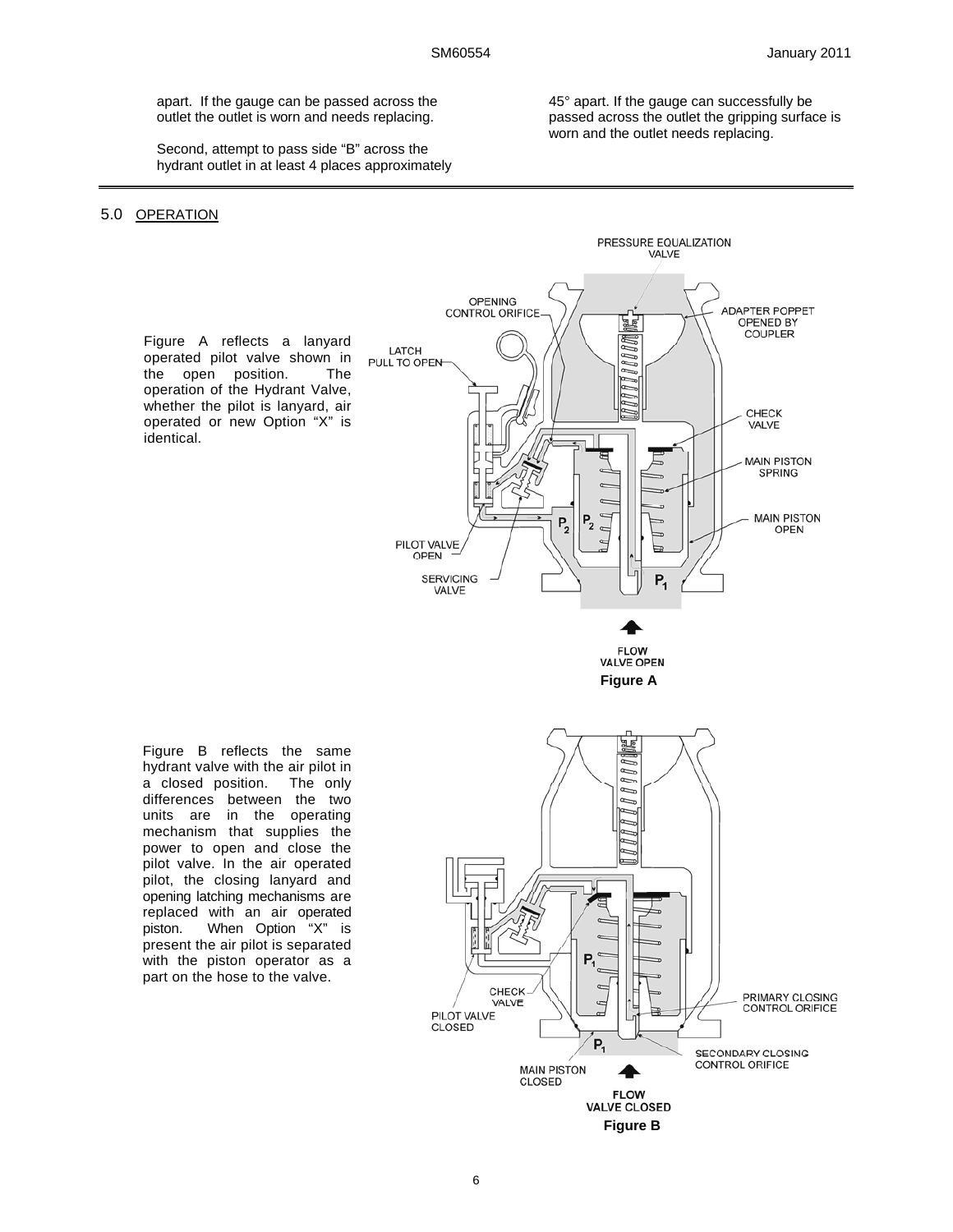apart. If the gauge can be passed across the outlet the outlet is worn and needs replacing.

Second, attempt to pass side "B" across the hydrant outlet in at least 4 places approximately 45° apart. If the gauge can successfully be passed across the outlet the gripping surface is worn and the outlet needs replacing.

## 5.0 OPERATION

Figure A reflects a lanyard operated pilot valve shown in the open position. The operation of the Hydrant Valve, whether the pilot is lanyard, air operated or new Option "X" is identical.

Figure A

Figure B reflects the same hydrant valve with the air pilot in a closed position. The only differences between the two units are in the operating mechanism that supplies the power to open and close the pilot valve. In the air operated pilot, the closing lanyard and opening latching mechanisms are replaced with an air operated piston. When Option "X" is present the air pilot is separated with the piston operator as a part on the hose to the valve.

Figure B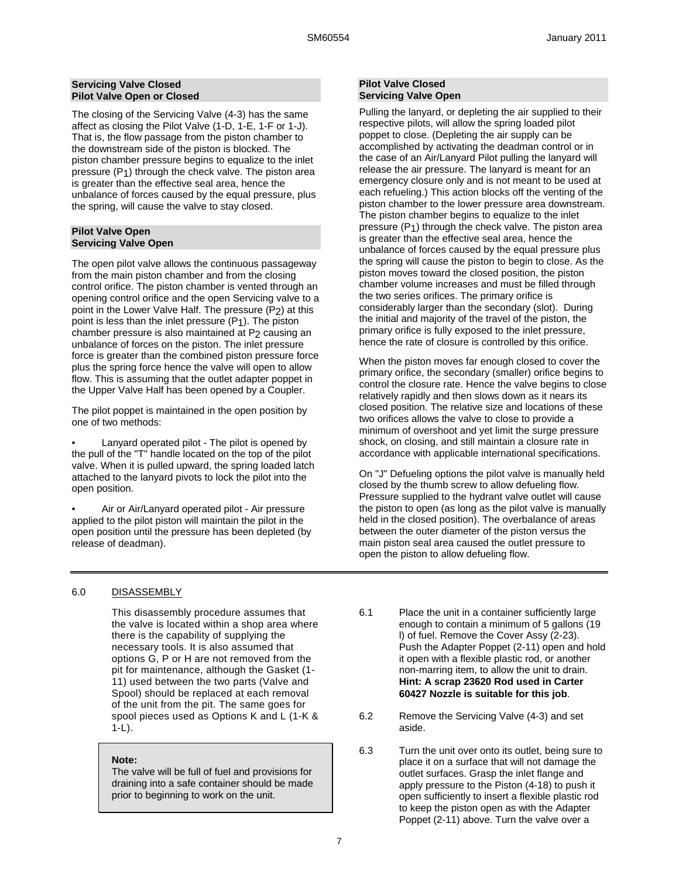**Servicing Valve Closed**
**Pilot Valve Open or Closed**

The closing of the Servicing Valve (4-3) has the same affect as closing the Pilot Valve (1-D, 1-E, 1-F or 1-J). That is, the flow passage from the piston chamber to the downstream side of the piston is blocked. The piston chamber pressure begins to equalize to the inlet pressure ($P_1$) through the check valve. The piston area is greater than the effective seal area, hence the unbalance of forces caused by the equal pressure, plus the spring, will cause the valve to stay closed.

**Pilot Valve Open**
**Servicing Valve Open**

The open pilot valve allows the continuous passageway from the main piston chamber and from the closing control orifice. The piston chamber is vented through an opening control orifice and the open Servicing valve to a point in the Lower Valve Half. The pressure ($P_2$) at this point is less than the inlet pressure ($P_1$). The piston chamber pressure is also maintained at $P_2$ causing an unbalance of forces on the piston. The inlet pressure force is greater than the combined piston pressure force plus the spring force hence the valve will open to allow flow. This is assuming that the outlet adapter poppet in the Upper Valve Half has been opened by a Coupler.

The pilot poppet is maintained in the open position by one of two methods:

- Lanyard operated pilot - The pilot is opened by the pull of the "T" handle located on the top of the pilot valve. When it is pulled upward, the spring loaded latch attached to the lanyard pivots to lock the pilot into the open position.
- Air or Air/Lanyard operated pilot - Air pressure applied to the pilot piston will maintain the pilot in the open position until the pressure has been depleted (by release of deadman).

**Pilot Valve Closed**
**Servicing Valve Open**

Pulling the lanyard, or depleting the air supplied to their respective pilots, will allow the spring loaded pilot poppet to close. (Depleting the air supply can be accomplished by activating the deadman control or in the case of an Air/Lanyard Pilot pulling the lanyard will release the air pressure. The lanyard is meant for an emergency closure only and is not meant to be used at each refueling.) This action blocks off the venting of the piston chamber to the lower pressure area downstream. The piston chamber begins to equalize to the inlet pressure ($P_1$) through the check valve. The piston area is greater than the effective seal area, hence the unbalance of forces caused by the equal pressure plus the spring will cause the piston to begin to close. As the piston moves toward the closed position, the piston chamber volume increases and must be filled through the two series orifices. The primary orifice is considerably larger than the secondary (slot). During the initial and majority of the travel of the piston, the primary orifice is fully exposed to the inlet pressure, hence the rate of closure is controlled by this orifice.

When the piston moves far enough closed to cover the primary orifice, the secondary (smaller) orifice begins to control the closure rate. Hence the valve begins to close relatively rapidly and then slows down as it nears its closed position. The relative size and locations of these two orifices allows the valve to close to provide a minimum of overshoot and yet limit the surge pressure shock, on closing, and still maintain a closure rate in accordance with applicable international specifications.

On "J" Defueling options the pilot valve is manually held closed by the thumb screw to allow defueling flow. Pressure supplied to the hydrant valve outlet will cause the piston to open (as long as the pilot valve is manually held in the closed position). The overbalance of areas between the outer diameter of the piston versus the main piston seal area caused the outlet pressure to open the piston to allow defueling flow.

## 6.0 DISASSEMBLY

This disassembly procedure assumes that the valve is located within a shop area where there is the capability of supplying the necessary tools. It is also assumed that options G, P or H are not removed from the pit for maintenance, although the Gasket (1-11) used between the two parts (Valve and Spool) should be replaced at each removal of the unit from the pit. The same goes for spool pieces used as Options K and L (1-K & 1-L).

> **Note:**
> The valve will be full of fuel and provisions for draining into a safe container should be made prior to beginning to work on the unit.

6.1 Place the unit in a container sufficiently large enough to contain a minimum of 5 gallons (19 l) of fuel. Remove the Cover Assy (2-23). Push the Adapter Poppet (2-11) open and hold it open with a flexible plastic rod, or another non-marring item, to allow the unit to drain. **Hint: A scrap 23620 Rod used in Carter 60427 Nozzle is suitable for this job**.

6.2 Remove the Servicing Valve (4-3) and set aside.

6.3 Turn the unit over onto its outlet, being sure to place it on a surface that will not damage the outlet surfaces. Grasp the inlet flange and apply pressure to the Piston (4-18) to push it open sufficiently to insert a flexible plastic rod to keep the piston open as with the Adapter Poppet (2-11) above. Turn the valve over a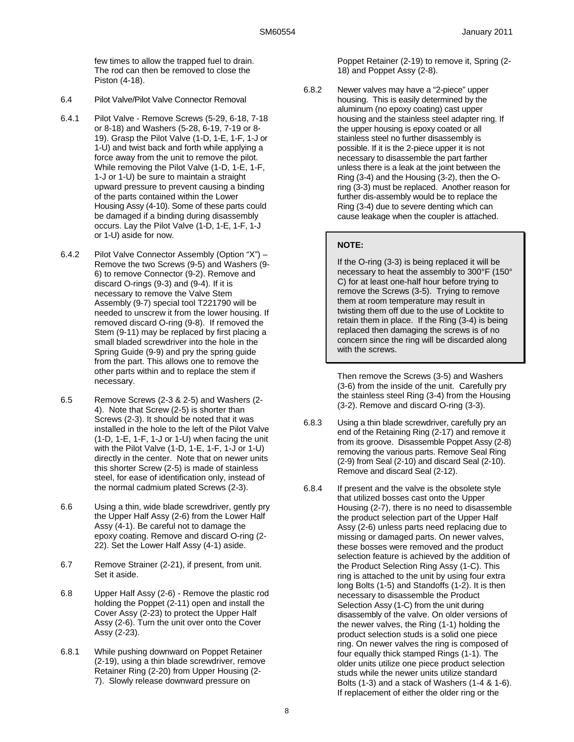few times to allow the trapped fuel to drain. The rod can then be removed to close the Piston (4-18).

6.4 Pilot Valve/Pilot Valve Connector Removal

6.4.1 Pilot Valve - Remove Screws (5-29, 6-18, 7-18 or 8-18) and Washers (5-28, 6-19, 7-19 or 8-19). Grasp the Pilot Valve (1-D, 1-E, 1-F, 1-J or 1-U) and twist back and forth while applying a force away from the unit to remove the pilot. While removing the Pilot Valve (1-D, 1-E, 1-F, 1-J or 1-U) be sure to maintain a straight upward pressure to prevent causing a binding of the parts contained within the Lower Housing Assy (4-10). Some of these parts could be damaged if a binding during disassembly occurs. Lay the Pilot Valve (1-D, 1-E, 1-F, 1-J or 1-U) aside for now.

6.4.2 Pilot Valve Connector Assembly (Option "X") – Remove the two Screws (9-5) and Washers (9-6) to remove Connector (9-2). Remove and discard O-rings (9-3) and (9-4). If it is necessary to remove the Valve Stem Assembly (9-7) special tool T221790 will be needed to unscrew it from the lower housing. If removed discard O-ring (9-8). If removed the Stem (9-11) may be replaced by first placing a small bladed screwdriver into the hole in the Spring Guide (9-9) and pry the spring guide from the part. This allows one to remove the other parts within and to replace the stem if necessary.

6.5 Remove Screws (2-3 & 2-5) and Washers (2-4). Note that Screw (2-5) is shorter than Screws (2-3). It should be noted that it was installed in the hole to the left of the Pilot Valve (1-D, 1-E, 1-F, 1-J or 1-U) when facing the unit with the Pilot Valve (1-D, 1-E, 1-F, 1-J or 1-U) directly in the center. Note that on newer units this shorter Screw (2-5) is made of stainless steel, for ease of identification only, instead of the normal cadmium plated Screws (2-3).

6.6 Using a thin, wide blade screwdriver, gently pry the Upper Half Assy (2-6) from the Lower Half Assy (4-1). Be careful not to damage the epoxy coating. Remove and discard O-ring (2-22). Set the Lower Half Assy (4-1) aside.

6.7 Remove Strainer (2-21), if present, from unit. Set it aside.

6.8 Upper Half Assy (2-6) - Remove the plastic rod holding the Poppet (2-11) open and install the Cover Assy (2-23) to protect the Upper Half Assy (2-6). Turn the unit over onto the Cover Assy (2-23).

6.8.1 While pushing downward on Poppet Retainer (2-19), using a thin blade screwdriver, remove Retainer Ring (2-20) from Upper Housing (2-7). Slowly release downward pressure on Poppet Retainer (2-19) to remove it, Spring (2-18) and Poppet Assy (2-8).

6.8.2 Newer valves may have a "2-piece" upper housing. This is easily determined by the aluminum (no epoxy coating) cast upper housing and the stainless steel adapter ring. If the upper housing is epoxy coated or all stainless steel no further disassembly is possible. If it is the 2-piece upper it is not necessary to disassemble the part farther unless there is a leak at the joint between the Ring (3-4) and the Housing (3-2), then the O-ring (3-3) must be replaced. Another reason for further dis-assembly would be to replace the Ring (3-4) due to severe denting which can cause leakage when the coupler is attached.

> **NOTE:**
>
> If the O-ring (3-3) is being replaced it will be necessary to heat the assembly to 300°F (150° C) for at least one-half hour before trying to remove the Screws (3-5). Trying to remove them at room temperature may result in twisting them off due to the use of Locktite to retain them in place. If the Ring (3-4) is being replaced then damaging the screws is of no concern since the ring will be discarded along with the screws.

Then remove the Screws (3-5) and Washers (3-6) from the inside of the unit. Carefully pry the stainless steel Ring (3-4) from the Housing (3-2). Remove and discard O-ring (3-3).

6.8.3 Using a thin blade screwdriver, carefully pry an end of the Retaining Ring (2-17) and remove it from its groove. Disassemble Poppet Assy (2-8) removing the various parts. Remove Seal Ring (2-9) from Seal (2-10) and discard Seal (2-10). Remove and discard Seal (2-12).

6.8.4 If present and the valve is the obsolete style that utilized bosses cast onto the Upper Housing (2-7), there is no need to disassemble the product selection part of the Upper Half Assy (2-6) unless parts need replacing due to missing or damaged parts. On newer valves, these bosses were removed and the product selection feature is achieved by the addition of the Product Selection Ring Assy (1-C). This ring is attached to the unit by using four extra long Bolts (1-5) and Standoffs (1-2). It is then necessary to disassemble the Product Selection Assy (1-C) from the unit during disassembly of the valve. On older versions of the newer valves, the Ring (1-1) holding the product selection studs is a solid one piece ring. On newer valves the ring is composed of four equally thick stamped Rings (1-1). The older units utilize one piece product selection studs while the newer units utilize standard Bolts (1-3) and a stack of Washers (1-4 & 1-6). If replacement of either the older ring or the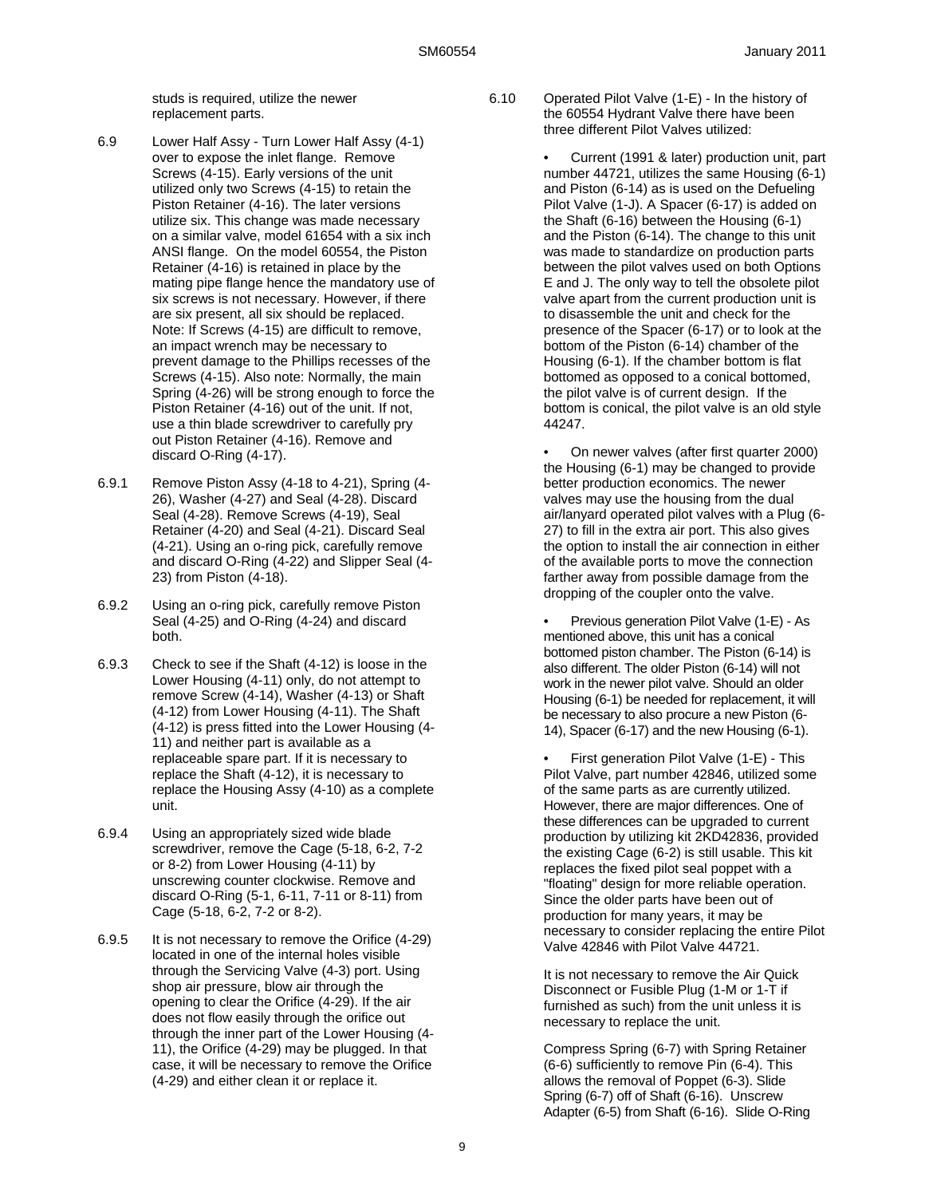studs is required, utilize the newer replacement parts.

6.9 Lower Half Assy - Turn Lower Half Assy (4-1) over to expose the inlet flange. Remove Screws (4-15). Early versions of the unit utilized only two Screws (4-15) to retain the Piston Retainer (4-16). The later versions utilize six. This change was made necessary on a similar valve, model 61654 with a six inch ANSI flange. On the model 60554, the Piston Retainer (4-16) is retained in place by the mating pipe flange hence the mandatory use of six screws is not necessary. However, if there are six present, all six should be replaced. Note: If Screws (4-15) are difficult to remove, an impact wrench may be necessary to prevent damage to the Phillips recesses of the Screws (4-15). Also note: Normally, the main Spring (4-26) will be strong enough to force the Piston Retainer (4-16) out of the unit. If not, use a thin blade screwdriver to carefully pry out Piston Retainer (4-16). Remove and discard O-Ring (4-17).

6.9.1 Remove Piston Assy (4-18 to 4-21), Spring (4-26), Washer (4-27) and Seal (4-28). Discard Seal (4-28). Remove Screws (4-19), Seal Retainer (4-20) and Seal (4-21). Discard Seal (4-21). Using an o-ring pick, carefully remove and discard O-Ring (4-22) and Slipper Seal (4-23) from Piston (4-18).

6.9.2 Using an o-ring pick, carefully remove Piston Seal (4-25) and O-Ring (4-24) and discard both.

6.9.3 Check to see if the Shaft (4-12) is loose in the Lower Housing (4-11) only, do not attempt to remove Screw (4-14), Washer (4-13) or Shaft (4-12) from Lower Housing (4-11). The Shaft (4-12) is press fitted into the Lower Housing (4-11) and neither part is available as a replaceable spare part. If it is necessary to replace the Shaft (4-12), it is necessary to replace the Housing Assy (4-10) as a complete unit.

6.9.4 Using an appropriately sized wide blade screwdriver, remove the Cage (5-18, 6-2, 7-2 or 8-2) from Lower Housing (4-11) by unscrewing counter clockwise. Remove and discard O-Ring (5-1, 6-11, 7-11 or 8-11) from Cage (5-18, 6-2, 7-2 or 8-2).

6.9.5 It is not necessary to remove the Orifice (4-29) located in one of the internal holes visible through the Servicing Valve (4-3) port. Using shop air pressure, blow air through the opening to clear the Orifice (4-29). If the air does not flow easily through the orifice out through the inner part of the Lower Housing (4-11), the Orifice (4-29) may be plugged. In that case, it will be necessary to remove the Orifice (4-29) and either clean it or replace it.

6.10 Operated Pilot Valve (1-E) - In the history of the 60554 Hydrant Valve there have been three different Pilot Valves utilized:

- Current (1991 & later) production unit, part number 44721, utilizes the same Housing (6-1) and Piston (6-14) as is used on the Defueling Pilot Valve (1-J). A Spacer (6-17) is added on the Shaft (6-16) between the Housing (6-1) and the Piston (6-14). The change to this unit was made to standardize on production parts between the pilot valves used on both Options E and J. The only way to tell the obsolete pilot valve apart from the current production unit is to disassemble the unit and check for the presence of the Spacer (6-17) or to look at the bottom of the Piston (6-14) chamber of the Housing (6-1). If the chamber bottom is flat bottomed as opposed to a conical bottomed, the pilot valve is of current design. If the bottom is conical, the pilot valve is an old style 44247.

- On newer valves (after first quarter 2000) the Housing (6-1) may be changed to provide better production economics. The newer valves may use the housing from the dual air/lanyard operated pilot valves with a Plug (6-27) to fill in the extra air port. This also gives the option to install the air connection in either of the available ports to move the connection farther away from possible damage from the dropping of the coupler onto the valve.

- Previous generation Pilot Valve (1-E) - As mentioned above, this unit has a conical bottomed piston chamber. The Piston (6-14) is also different. The older Piston (6-14) will not work in the newer pilot valve. Should an older Housing (6-1) be needed for replacement, it will be necessary to also procure a new Piston (6-14), Spacer (6-17) and the new Housing (6-1).

- First generation Pilot Valve (1-E) - This Pilot Valve, part number 42846, utilized some of the same parts as are currently utilized. However, there are major differences. One of these differences can be upgraded to current production by utilizing kit 2KD42836, provided the existing Cage (6-2) is still usable. This kit replaces the fixed pilot seal poppet with a "floating" design for more reliable operation. Since the older parts have been out of production for many years, it may be necessary to consider replacing the entire Pilot Valve 42846 with Pilot Valve 44721.

It is not necessary to remove the Air Quick Disconnect or Fusible Plug (1-M or 1-T if furnished as such) from the unit unless it is necessary to replace the unit.

Compress Spring (6-7) with Spring Retainer (6-6) sufficiently to remove Pin (6-4). This allows the removal of Poppet (6-3). Slide Spring (6-7) off of Shaft (6-16). Unscrew Adapter (6-5) from Shaft (6-16). Slide O-Ring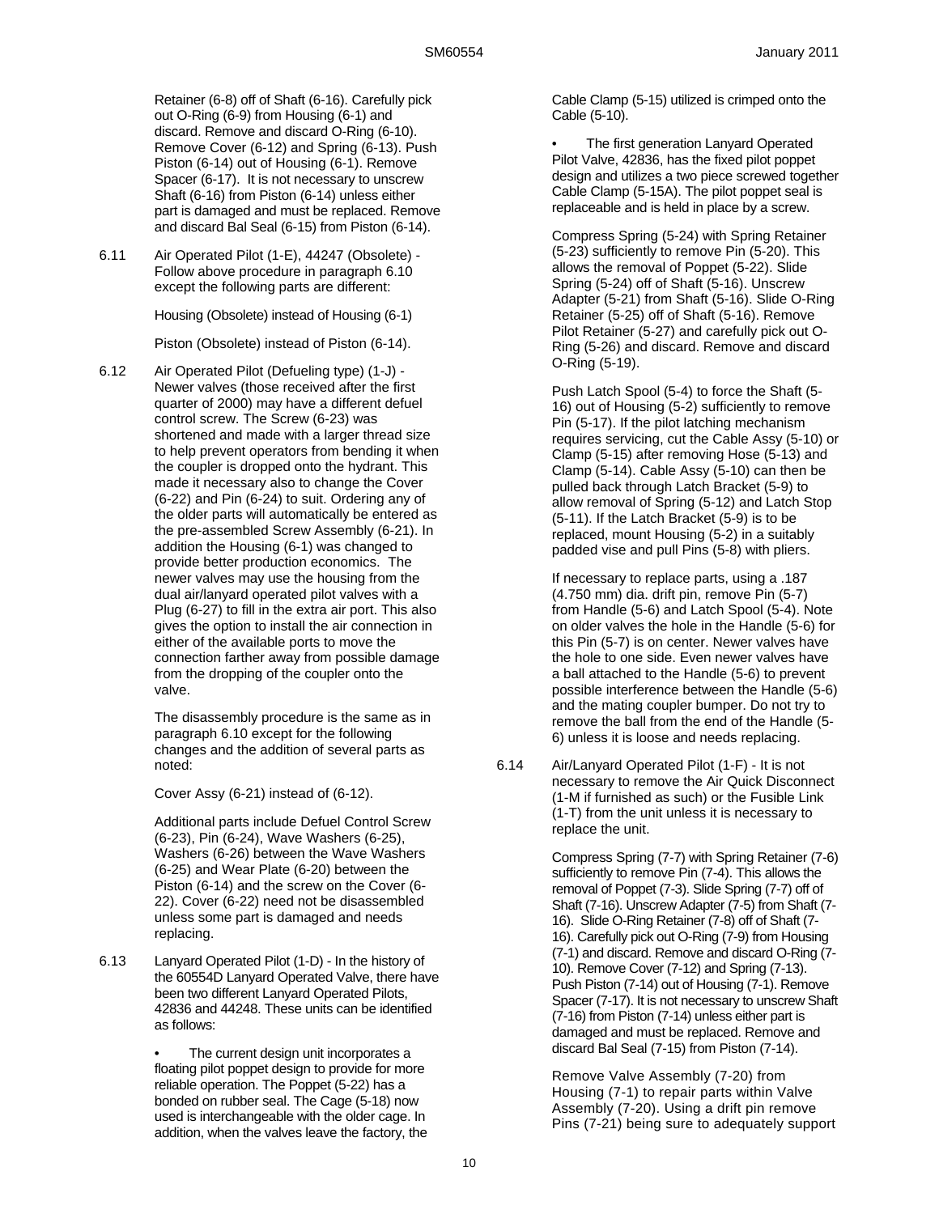Retainer (6-8) off of Shaft (6-16). Carefully pick out O-Ring (6-9) from Housing (6-1) and discard. Remove and discard O-Ring (6-10). Remove Cover (6-12) and Spring (6-13). Push Piston (6-14) out of Housing (6-1). Remove Spacer (6-17). It is not necessary to unscrew Shaft (6-16) from Piston (6-14) unless either part is damaged and must be replaced. Remove and discard Bal Seal (6-15) from Piston (6-14).

6.11 Air Operated Pilot (1-E), 44247 (Obsolete) - Follow above procedure in paragraph 6.10 except the following parts are different:

Housing (Obsolete) instead of Housing (6-1)

Piston (Obsolete) instead of Piston (6-14).

6.12 Air Operated Pilot (Defueling type) (1-J) - Newer valves (those received after the first quarter of 2000) may have a different defuel control screw. The Screw (6-23) was shortened and made with a larger thread size to help prevent operators from bending it when the coupler is dropped onto the hydrant. This made it necessary also to change the Cover (6-22) and Pin (6-24) to suit. Ordering any of the older parts will automatically be entered as the pre-assembled Screw Assembly (6-21). In addition the Housing (6-1) was changed to provide better production economics. The newer valves may use the housing from the dual air/lanyard operated pilot valves with a Plug (6-27) to fill in the extra air port. This also gives the option to install the air connection in either of the available ports to move the connection farther away from possible damage from the dropping of the coupler onto the valve.

The disassembly procedure is the same as in paragraph 6.10 except for the following changes and the addition of several parts as noted:

Cover Assy (6-21) instead of (6-12).

Additional parts include Defuel Control Screw (6-23), Pin (6-24), Wave Washers (6-25), Washers (6-26) between the Wave Washers (6-25) and Wear Plate (6-20) between the Piston (6-14) and the screw on the Cover (6-22). Cover (6-22) need not be disassembled unless some part is damaged and needs replacing.

6.13 Lanyard Operated Pilot (1-D) - In the history of the 60554D Lanyard Operated Valve, there have been two different Lanyard Operated Pilots, 42836 and 44248. These units can be identified as follows:

- The current design unit incorporates a floating pilot poppet design to provide for more reliable operation. The Poppet (5-22) has a bonded on rubber seal. The Cage (5-18) now used is interchangeable with the older cage. In addition, when the valves leave the factory, the Cable Clamp (5-15) utilized is crimped onto the Cable (5-10).
- The first generation Lanyard Operated Pilot Valve, 42836, has the fixed pilot poppet design and utilizes a two piece screwed together Cable Clamp (5-15A). The pilot poppet seal is replaceable and is held in place by a screw.

Compress Spring (5-24) with Spring Retainer (5-23) sufficiently to remove Pin (5-20). This allows the removal of Poppet (5-22). Slide Spring (5-24) off of Shaft (5-16). Unscrew Adapter (5-21) from Shaft (5-16). Slide O-Ring Retainer (5-25) off of Shaft (5-16). Remove Pilot Retainer (5-27) and carefully pick out O-Ring (5-26) and discard. Remove and discard O-Ring (5-19).

Push Latch Spool (5-4) to force the Shaft (5-16) out of Housing (5-2) sufficiently to remove Pin (5-17). If the pilot latching mechanism requires servicing, cut the Cable Assy (5-10) or Clamp (5-15) after removing Hose (5-13) and Clamp (5-14). Cable Assy (5-10) can then be pulled back through Latch Bracket (5-9) to allow removal of Spring (5-12) and Latch Stop (5-11). If the Latch Bracket (5-9) is to be replaced, mount Housing (5-2) in a suitably padded vise and pull Pins (5-8) with pliers.

If necessary to replace parts, using a .187 (4.750 mm) dia. drift pin, remove Pin (5-7) from Handle (5-6) and Latch Spool (5-4). Note on older valves the hole in the Handle (5-6) for this Pin (5-7) is on center. Newer valves have the hole to one side. Even newer valves have a ball attached to the Handle (5-6) to prevent possible interference between the Handle (5-6) and the mating coupler bumper. Do not try to remove the ball from the end of the Handle (5-6) unless it is loose and needs replacing.

6.14 Air/Lanyard Operated Pilot (1-F) - It is not necessary to remove the Air Quick Disconnect (1-M if furnished as such) or the Fusible Link (1-T) from the unit unless it is necessary to replace the unit.

Compress Spring (7-7) with Spring Retainer (7-6) sufficiently to remove Pin (7-4). This allows the removal of Poppet (7-3). Slide Spring (7-7) off of Shaft (7-16). Unscrew Adapter (7-5) from Shaft (7-16). Slide O-Ring Retainer (7-8) off of Shaft (7-16). Carefully pick out O-Ring (7-9) from Housing (7-1) and discard. Remove and discard O-Ring (7-10). Remove Cover (7-12) and Spring (7-13). Push Piston (7-14) out of Housing (7-1). Remove Spacer (7-17). It is not necessary to unscrew Shaft (7-16) from Piston (7-14) unless either part is damaged and must be replaced. Remove and discard Bal Seal (7-15) from Piston (7-14).

Remove Valve Assembly (7-20) from Housing (7-1) to repair parts within Valve Assembly (7-20). Using a drift pin remove Pins (7-21) being sure to adequately support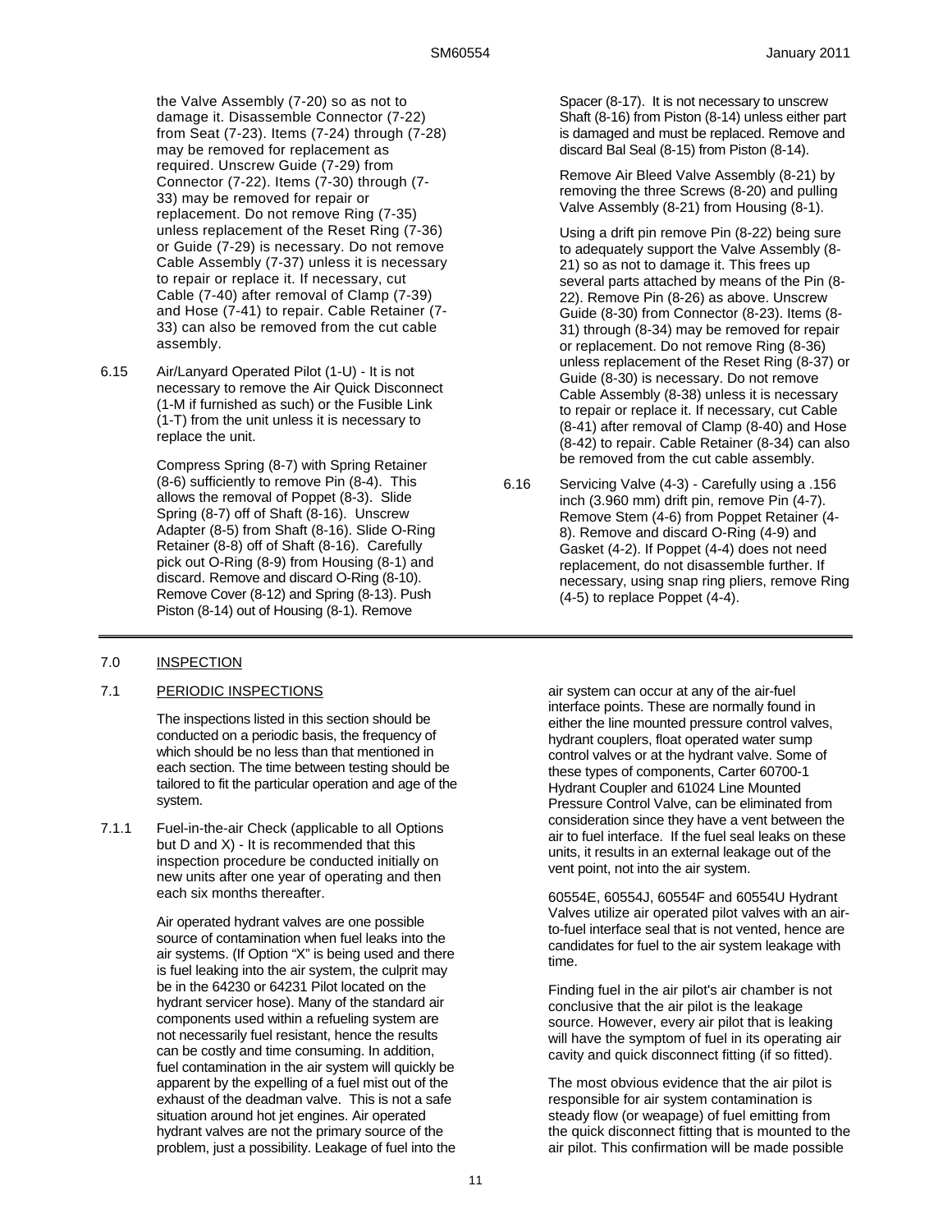the Valve Assembly (7-20) so as not to damage it. Disassemble Connector (7-22) from Seat (7-23). Items (7-24) through (7-28) may be removed for replacement as required. Unscrew Guide (7-29) from Connector (7-22). Items (7-30) through (7-33) may be removed for repair or replacement. Do not remove Ring (7-35) unless replacement of the Reset Ring (7-36) or Guide (7-29) is necessary. Do not remove Cable Assembly (7-37) unless it is necessary to repair or replace it. If necessary, cut Cable (7-40) after removal of Clamp (7-39) and Hose (7-41) to repair. Cable Retainer (7-33) can also be removed from the cut cable assembly.

6.15 Air/Lanyard Operated Pilot (1-U) - It is not necessary to remove the Air Quick Disconnect (1-M if furnished as such) or the Fusible Link (1-T) from the unit unless it is necessary to replace the unit.

Compress Spring (8-7) with Spring Retainer (8-6) sufficiently to remove Pin (8-4). This allows the removal of Poppet (8-3). Slide Spring (8-7) off of Shaft (8-16). Unscrew Adapter (8-5) from Shaft (8-16). Slide O-Ring Retainer (8-8) off of Shaft (8-16). Carefully pick out O-Ring (8-9) from Housing (8-1) and discard. Remove and discard O-Ring (8-10). Remove Cover (8-12) and Spring (8-13). Push Piston (8-14) out of Housing (8-1). Remove Spacer (8-17). It is not necessary to unscrew Shaft (8-16) from Piston (8-14) unless either part is damaged and must be replaced. Remove and discard Bal Seal (8-15) from Piston (8-14).

Remove Air Bleed Valve Assembly (8-21) by removing the three Screws (8-20) and pulling Valve Assembly (8-21) from Housing (8-1).

Using a drift pin remove Pin (8-22) being sure to adequately support the Valve Assembly (8-21) so as not to damage it. This frees up several parts attached by means of the Pin (8-22). Remove Pin (8-26) as above. Unscrew Guide (8-30) from Connector (8-23). Items (8-31) through (8-34) may be removed for repair or replacement. Do not remove Ring (8-36) unless replacement of the Reset Ring (8-37) or Guide (8-30) is necessary. Do not remove Cable Assembly (8-38) unless it is necessary to repair or replace it. If necessary, cut Cable (8-41) after removal of Clamp (8-40) and Hose (8-42) to repair. Cable Retainer (8-34) can also be removed from the cut cable assembly.

6.16 Servicing Valve (4-3) - Carefully using a .156 inch (3.960 mm) drift pin, remove Pin (4-7). Remove Stem (4-6) from Poppet Retainer (4-8). Remove and discard O-Ring (4-9) and Gasket (4-2). If Poppet (4-4) does not need replacement, do not disassemble further. If necessary, using snap ring pliers, remove Ring (4-5) to replace Poppet (4-4).

## 7.0 INSPECTION

### 7.1 PERIODIC INSPECTIONS

The inspections listed in this section should be conducted on a periodic basis, the frequency of which should be no less than that mentioned in each section. The time between testing should be tailored to fit the particular operation and age of the system.

7.1.1 Fuel-in-the-air Check (applicable to all Options but D and X) - It is recommended that this inspection procedure be conducted initially on new units after one year of operating and then each six months thereafter.

Air operated hydrant valves are one possible source of contamination when fuel leaks into the air systems. (If Option "X" is being used and there is fuel leaking into the air system, the culprit may be in the 64230 or 64231 Pilot located on the hydrant servicer hose). Many of the standard air components used within a refueling system are not necessarily fuel resistant, hence the results can be costly and time consuming. In addition, fuel contamination in the air system will quickly be apparent by the expelling of a fuel mist out of the exhaust of the deadman valve. This is not a safe situation around hot jet engines. Air operated hydrant valves are not the primary source of the problem, just a possibility. Leakage of fuel into the air system can occur at any of the air-fuel interface points. These are normally found in either the line mounted pressure control valves, hydrant couplers, float operated water sump control valves or at the hydrant valve. Some of these types of components, Carter 60700-1 Hydrant Coupler and 61024 Line Mounted Pressure Control Valve, can be eliminated from consideration since they have a vent between the air to fuel interface. If the fuel seal leaks on these units, it results in an external leakage out of the vent point, not into the air system.

60554E, 60554J, 60554F and 60554U Hydrant Valves utilize air operated pilot valves with an air-to-fuel interface seal that is not vented, hence are candidates for fuel to the air system leakage with time.

Finding fuel in the air pilot's air chamber is not conclusive that the air pilot is the leakage source. However, every air pilot that is leaking will have the symptom of fuel in its operating air cavity and quick disconnect fitting (if so fitted).

The most obvious evidence that the air pilot is responsible for air system contamination is steady flow (or weapage) of fuel emitting from the quick disconnect fitting that is mounted to the air pilot. This confirmation will be made possible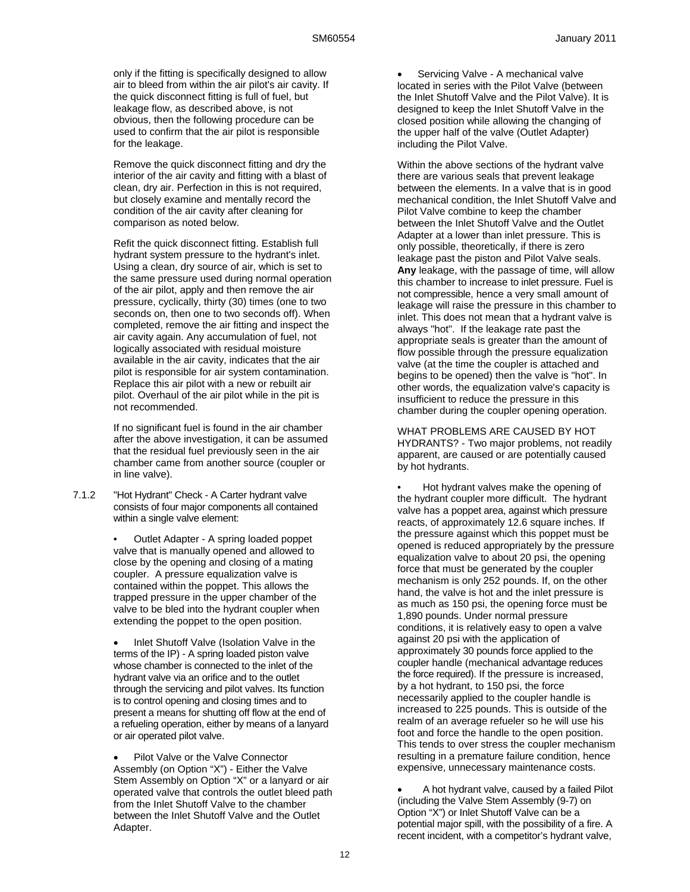only if the fitting is specifically designed to allow air to bleed from within the air pilot's air cavity. If the quick disconnect fitting is full of fuel, but leakage flow, as described above, is not obvious, then the following procedure can be used to confirm that the air pilot is responsible for the leakage.

Remove the quick disconnect fitting and dry the interior of the air cavity and fitting with a blast of clean, dry air. Perfection in this is not required, but closely examine and mentally record the condition of the air cavity after cleaning for comparison as noted below.

Refit the quick disconnect fitting. Establish full hydrant system pressure to the hydrant's inlet. Using a clean, dry source of air, which is set to the same pressure used during normal operation of the air pilot, apply and then remove the air pressure, cyclically, thirty (30) times (one to two seconds on, then one to two seconds off). When completed, remove the air fitting and inspect the air cavity again. Any accumulation of fuel, not logically associated with residual moisture available in the air cavity, indicates that the air pilot is responsible for air system contamination. Replace this air pilot with a new or rebuilt air pilot. Overhaul of the air pilot while in the pit is not recommended.

If no significant fuel is found in the air chamber after the above investigation, it can be assumed that the residual fuel previously seen in the air chamber came from another source (coupler or in line valve).

7.1.2 "Hot Hydrant" Check - A Carter hydrant valve consists of four major components all contained within a single valve element:

- Outlet Adapter - A spring loaded poppet valve that is manually opened and allowed to close by the opening and closing of a mating coupler. A pressure equalization valve is contained within the poppet. This allows the trapped pressure in the upper chamber of the valve to be bled into the hydrant coupler when extending the poppet to the open position.
- Inlet Shutoff Valve (Isolation Valve in the terms of the IP) - A spring loaded piston valve whose chamber is connected to the inlet of the hydrant valve via an orifice and to the outlet through the servicing and pilot valves. Its function is to control opening and closing times and to present a means for shutting off flow at the end of a refueling operation, either by means of a lanyard or air operated pilot valve.
- Pilot Valve or the Valve Connector Assembly (on Option "X") - Either the Valve Stem Assembly on Option "X" or a lanyard or air operated valve that controls the outlet bleed path from the Inlet Shutoff Valve to the chamber between the Inlet Shutoff Valve and the Outlet Adapter.
- Servicing Valve - A mechanical valve located in series with the Pilot Valve (between the Inlet Shutoff Valve and the Pilot Valve). It is designed to keep the Inlet Shutoff Valve in the closed position while allowing the changing of the upper half of the valve (Outlet Adapter) including the Pilot Valve.

Within the above sections of the hydrant valve there are various seals that prevent leakage between the elements. In a valve that is in good mechanical condition, the Inlet Shutoff Valve and Pilot Valve combine to keep the chamber between the Inlet Shutoff Valve and the Outlet Adapter at a lower than inlet pressure. This is only possible, theoretically, if there is zero leakage past the piston and Pilot Valve seals. **Any** leakage, with the passage of time, will allow this chamber to increase to inlet pressure. Fuel is not compressible, hence a very small amount of leakage will raise the pressure in this chamber to inlet. This does not mean that a hydrant valve is always "hot". If the leakage rate past the appropriate seals is greater than the amount of flow possible through the pressure equalization valve (at the time the coupler is attached and begins to be opened) then the valve is "hot". In other words, the equalization valve's capacity is insufficient to reduce the pressure in this chamber during the coupler opening operation.

WHAT PROBLEMS ARE CAUSED BY HOT HYDRANTS? - Two major problems, not readily apparent, are caused or are potentially caused by hot hydrants.

- Hot hydrant valves make the opening of the hydrant coupler more difficult. The hydrant valve has a poppet area, against which pressure reacts, of approximately 12.6 square inches. If the pressure against which this poppet must be opened is reduced appropriately by the pressure equalization valve to about 20 psi, the opening force that must be generated by the coupler mechanism is only 252 pounds. If, on the other hand, the valve is hot and the inlet pressure is as much as 150 psi, the opening force must be 1,890 pounds. Under normal pressure conditions, it is relatively easy to open a valve against 20 psi with the application of approximately 30 pounds force applied to the coupler handle (mechanical advantage reduces the force required). If the pressure is increased, by a hot hydrant, to 150 psi, the force necessarily applied to the coupler handle is increased to 225 pounds. This is outside of the realm of an average refueler so he will use his foot and force the handle to the open position. This tends to over stress the coupler mechanism resulting in a premature failure condition, hence expensive, unnecessary maintenance costs.
- A hot hydrant valve, caused by a failed Pilot (including the Valve Stem Assembly (9-7) on Option "X") or Inlet Shutoff Valve can be a potential major spill, with the possibility of a fire. A recent incident, with a competitor's hydrant valve,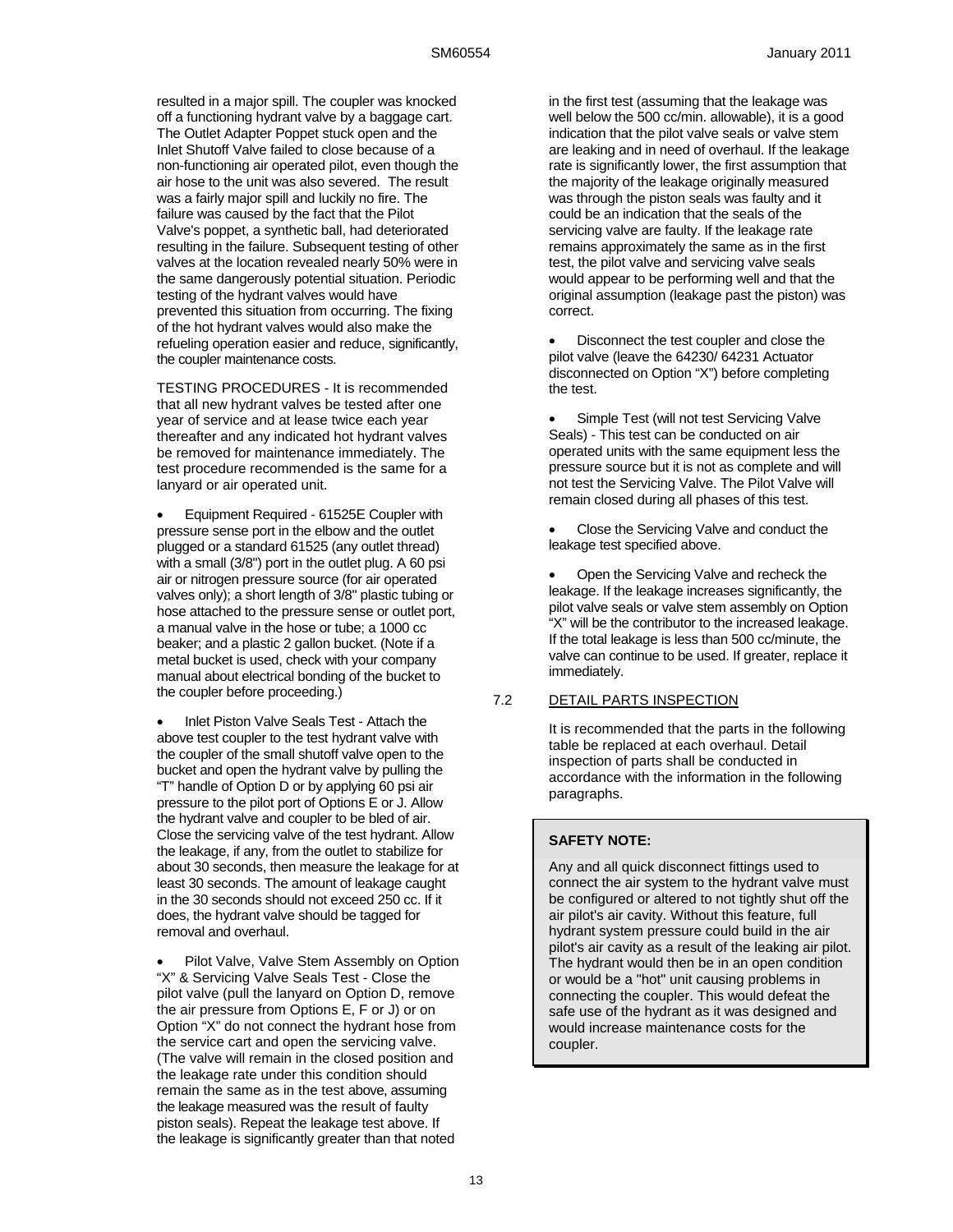resulted in a major spill. The coupler was knocked off a functioning hydrant valve by a baggage cart. The Outlet Adapter Poppet stuck open and the Inlet Shutoff Valve failed to close because of a non-functioning air operated pilot, even though the air hose to the unit was also severed. The result was a fairly major spill and luckily no fire. The failure was caused by the fact that the Pilot Valve's poppet, a synthetic ball, had deteriorated resulting in the failure. Subsequent testing of other valves at the location revealed nearly 50% were in the same dangerously potential situation. Periodic testing of the hydrant valves would have prevented this situation from occurring. The fixing of the hot hydrant valves would also make the refueling operation easier and reduce, significantly, the coupler maintenance costs.

TESTING PROCEDURES - It is recommended that all new hydrant valves be tested after one year of service and at lease twice each year thereafter and any indicated hot hydrant valves be removed for maintenance immediately. The test procedure recommended is the same for a lanyard or air operated unit.

- Equipment Required - 61525E Coupler with pressure sense port in the elbow and the outlet plugged or a standard 61525 (any outlet thread) with a small (3/8") port in the outlet plug. A 60 psi air or nitrogen pressure source (for air operated valves only); a short length of 3/8" plastic tubing or hose attached to the pressure sense or outlet port, a manual valve in the hose or tube; a 1000 cc beaker; and a plastic 2 gallon bucket. (Note if a metal bucket is used, check with your company manual about electrical bonding of the bucket to the coupler before proceeding.)

- Inlet Piston Valve Seals Test - Attach the above test coupler to the test hydrant valve with the coupler of the small shutoff valve open to the bucket and open the hydrant valve by pulling the "T" handle of Option D or by applying 60 psi air pressure to the pilot port of Options E or J. Allow the hydrant valve and coupler to be bled of air. Close the servicing valve of the test hydrant. Allow the leakage, if any, from the outlet to stabilize for about 30 seconds, then measure the leakage for at least 30 seconds. The amount of leakage caught in the 30 seconds should not exceed 250 cc. If it does, the hydrant valve should be tagged for removal and overhaul.

- Pilot Valve, Valve Stem Assembly on Option "X" & Servicing Valve Seals Test - Close the pilot valve (pull the lanyard on Option D, remove the air pressure from Options E, F or J) or on Option "X" do not connect the hydrant hose from the service cart and open the servicing valve. (The valve will remain in the closed position and the leakage rate under this condition should remain the same as in the test above, assuming the leakage measured was the result of faulty piston seals). Repeat the leakage test above. If the leakage is significantly greater than that noted in the first test (assuming that the leakage was well below the 500 cc/min. allowable), it is a good indication that the pilot valve seals or valve stem are leaking and in need of overhaul. If the leakage rate is significantly lower, the first assumption that the majority of the leakage originally measured was through the piston seals was faulty and it could be an indication that the seals of the servicing valve are faulty. If the leakage rate remains approximately the same as in the first test, the pilot valve and servicing valve seals would appear to be performing well and that the original assumption (leakage past the piston) was correct.

- Disconnect the test coupler and close the pilot valve (leave the 64230/ 64231 Actuator disconnected on Option "X") before completing the test.

- Simple Test (will not test Servicing Valve Seals) - This test can be conducted on air operated units with the same equipment less the pressure source but it is not as complete and will not test the Servicing Valve. The Pilot Valve will remain closed during all phases of this test.

- Close the Servicing Valve and conduct the leakage test specified above.

- Open the Servicing Valve and recheck the leakage. If the leakage increases significantly, the pilot valve seals or valve stem assembly on Option "X" will be the contributor to the increased leakage. If the total leakage is less than 500 cc/minute, the valve can continue to be used. If greater, replace it immediately.

## 7.2 DETAIL PARTS INSPECTION

It is recommended that the parts in the following table be replaced at each overhaul. Detail inspection of parts shall be conducted in accordance with the information in the following paragraphs.

> **SAFETY NOTE:**
>
> Any and all quick disconnect fittings used to connect the air system to the hydrant valve must be configured or altered to not tightly shut off the air pilot's air cavity. Without this feature, full hydrant system pressure could build in the air pilot's air cavity as a result of the leaking air pilot. The hydrant would then be in an open condition or would be a "hot" unit causing problems in connecting the coupler. This would defeat the safe use of the hydrant as it was designed and would increase maintenance costs for the coupler.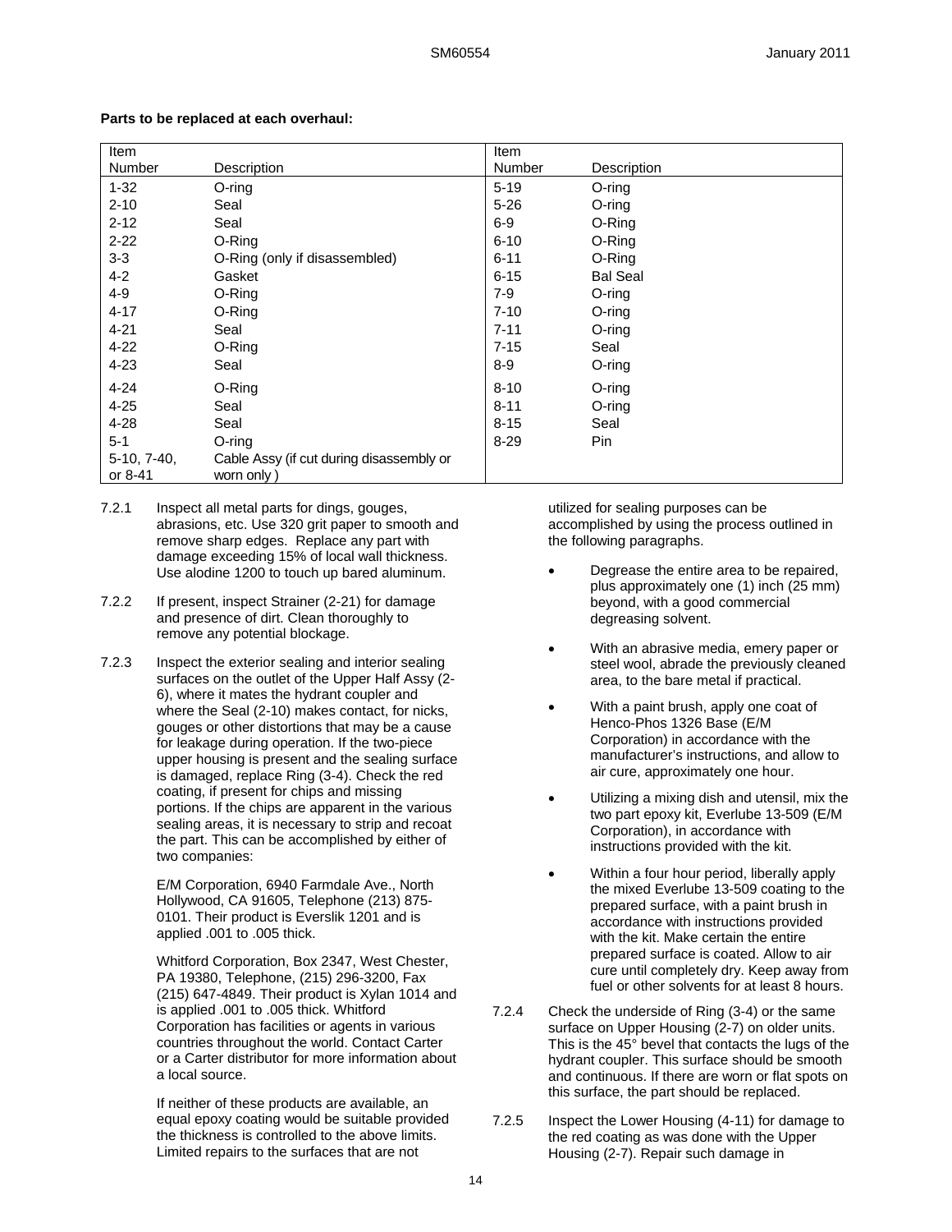**Parts to be replaced at each overhaul:**

| Item Number | Description | Item Number | Description |
|---|---|---|---|
| 1-32 | O-ring | 5-19 | O-ring |
| 2-10 | Seal | 5-26 | O-ring |
| 2-12 | Seal | 6-9 | O-Ring |
| 2-22 | O-Ring | 6-10 | O-Ring |
| 3-3 | O-Ring (only if disassembled) | 6-11 | O-Ring |
| 4-2 | Gasket | 6-15 | Bal Seal |
| 4-9 | O-Ring | 7-9 | O-ring |
| 4-17 | O-Ring | 7-10 | O-ring |
| 4-21 | Seal | 7-11 | O-ring |
| 4-22 | O-Ring | 7-15 | Seal |
| 4-23 | Seal | 8-9 | O-ring |
| 4-24 | O-Ring | 8-10 | O-ring |
| 4-25 | Seal | 8-11 | O-ring |
| 4-28 | Seal | 8-15 | Seal |
| 5-1 | O-ring | 8-29 | Pin |
| 5-10, 7-40, or 8-41 | Cable Assy (if cut during disassembly or worn only ) | | |

7.2.1 Inspect all metal parts for dings, gouges, abrasions, etc. Use 320 grit paper to smooth and remove sharp edges. Replace any part with damage exceeding 15% of local wall thickness. Use alodine 1200 to touch up bared aluminum.

7.2.2 If present, inspect Strainer (2-21) for damage and presence of dirt. Clean thoroughly to remove any potential blockage.

7.2.3 Inspect the exterior sealing and interior sealing surfaces on the outlet of the Upper Half Assy (2-6), where it mates the hydrant coupler and where the Seal (2-10) makes contact, for nicks, gouges or other distortions that may be a cause for leakage during operation. If the two-piece upper housing is present and the sealing surface is damaged, replace Ring (3-4). Check the red coating, if present for chips and missing portions. If the chips are apparent in the various sealing areas, it is necessary to strip and recoat the part. This can be accomplished by either of two companies:

E/M Corporation, 6940 Farmdale Ave., North Hollywood, CA 91605, Telephone (213) 875-0101. Their product is Everslik 1201 and is applied .001 to .005 thick.

Whitford Corporation, Box 2347, West Chester, PA 19380, Telephone, (215) 296-3200, Fax (215) 647-4849. Their product is Xylan 1014 and is applied .001 to .005 thick. Whitford Corporation has facilities or agents in various countries throughout the world. Contact Carter or a Carter distributor for more information about a local source.

If neither of these products are available, an equal epoxy coating would be suitable provided the thickness is controlled to the above limits. Limited repairs to the surfaces that are not utilized for sealing purposes can be accomplished by using the process outlined in the following paragraphs.

- Degrease the entire area to be repaired, plus approximately one (1) inch (25 mm) beyond, with a good commercial degreasing solvent.
- With an abrasive media, emery paper or steel wool, abrade the previously cleaned area, to the bare metal if practical.
- With a paint brush, apply one coat of Henco-Phos 1326 Base (E/M Corporation) in accordance with the manufacturer's instructions, and allow to air cure, approximately one hour.
- Utilizing a mixing dish and utensil, mix the two part epoxy kit, Everlube 13-509 (E/M Corporation), in accordance with instructions provided with the kit.
- Within a four hour period, liberally apply the mixed Everlube 13-509 coating to the prepared surface, with a paint brush in accordance with instructions provided with the kit. Make certain the entire prepared surface is coated. Allow to air cure until completely dry. Keep away from fuel or other solvents for at least 8 hours.

7.2.4 Check the underside of Ring (3-4) or the same surface on Upper Housing (2-7) on older units. This is the 45° bevel that contacts the lugs of the hydrant coupler. This surface should be smooth and continuous. If there are worn or flat spots on this surface, the part should be replaced.

7.2.5 Inspect the Lower Housing (4-11) for damage to the red coating as was done with the Upper Housing (2-7). Repair such damage in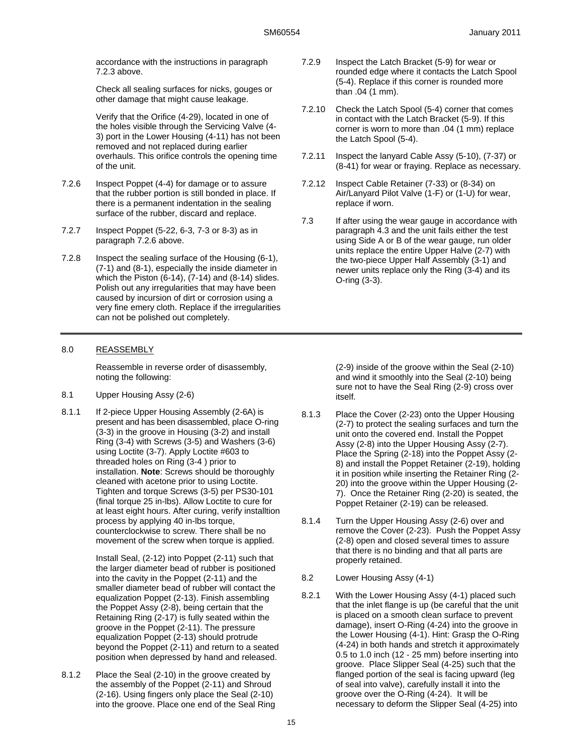accordance with the instructions in paragraph 7.2.3 above.

Check all sealing surfaces for nicks, gouges or other damage that might cause leakage.

Verify that the Orifice (4-29), located in one of the holes visible through the Servicing Valve (4-3) port in the Lower Housing (4-11) has not been removed and not replaced during earlier overhauls. This orifice controls the opening time of the unit.

7.2.6 Inspect Poppet (4-4) for damage or to assure that the rubber portion is still bonded in place. If there is a permanent indentation in the sealing surface of the rubber, discard and replace.

7.2.7 Inspect Poppet (5-22, 6-3, 7-3 or 8-3) as in paragraph 7.2.6 above.

7.2.8 Inspect the sealing surface of the Housing (6-1), (7-1) and (8-1), especially the inside diameter in which the Piston (6-14), (7-14) and (8-14) slides. Polish out any irregularities that may have been caused by incursion of dirt or corrosion using a very fine emery cloth. Replace if the irregularities can not be polished out completely.

7.2.9 Inspect the Latch Bracket (5-9) for wear or rounded edge where it contacts the Latch Spool (5-4). Replace if this corner is rounded more than .04 (1 mm).

7.2.10 Check the Latch Spool (5-4) corner that comes in contact with the Latch Bracket (5-9). If this corner is worn to more than .04 (1 mm) replace the Latch Spool (5-4).

7.2.11 Inspect the lanyard Cable Assy (5-10), (7-37) or (8-41) for wear or fraying. Replace as necessary.

7.2.12 Inspect Cable Retainer (7-33) or (8-34) on Air/Lanyard Pilot Valve (1-F) or (1-U) for wear, replace if worn.

7.3 If after using the wear gauge in accordance with paragraph 4.3 and the unit fails either the test using Side A or B of the wear gauge, run older units replace the entire Upper Halve (2-7) with the two-piece Upper Half Assembly (3-1) and newer units replace only the Ring (3-4) and its O-ring (3-3).

---

## 8.0 REASSEMBLY

Reassemble in reverse order of disassembly, noting the following:

8.1 Upper Housing Assy (2-6)

8.1.1 If 2-piece Upper Housing Assembly (2-6A) is present and has been disassembled, place O-ring (3-3) in the groove in Housing (3-2) and install Ring (3-4) with Screws (3-5) and Washers (3-6) using Loctite (3-7). Apply Loctite #603 to threaded holes on Ring (3-4 ) prior to installation. **Note**: Screws should be thoroughly cleaned with acetone prior to using Loctite. Tighten and torque Screws (3-5) per PS30-101 (final torque 25 in-lbs). Allow Loctite to cure for at least eight hours. After curing, verify installtion process by applying 40 in-lbs torque, counterclockwise to screw. There shall be no movement of the screw when torque is applied.

Install Seal, (2-12) into Poppet (2-11) such that the larger diameter bead of rubber is positioned into the cavity in the Poppet (2-11) and the smaller diameter bead of rubber will contact the equalization Poppet (2-13). Finish assembling the Poppet Assy (2-8), being certain that the Retaining Ring (2-17) is fully seated within the groove in the Poppet (2-11). The pressure equalization Poppet (2-13) should protrude beyond the Poppet (2-11) and return to a seated position when depressed by hand and released.

8.1.2 Place the Seal (2-10) in the groove created by the assembly of the Poppet (2-11) and Shroud (2-16). Using fingers only place the Seal (2-10) into the groove. Place one end of the Seal Ring (2-9) inside of the groove within the Seal (2-10) and wind it smoothly into the Seal (2-10) being sure not to have the Seal Ring (2-9) cross over itself.

8.1.3 Place the Cover (2-23) onto the Upper Housing (2-7) to protect the sealing surfaces and turn the unit onto the covered end. Install the Poppet Assy (2-8) into the Upper Housing Assy (2-7). Place the Spring (2-18) into the Poppet Assy (2-8) and install the Poppet Retainer (2-19), holding it in position while inserting the Retainer Ring (2-20) into the groove within the Upper Housing (2-7). Once the Retainer Ring (2-20) is seated, the Poppet Retainer (2-19) can be released.

8.1.4 Turn the Upper Housing Assy (2-6) over and remove the Cover (2-23). Push the Poppet Assy (2-8) open and closed several times to assure that there is no binding and that all parts are properly retained.

8.2 Lower Housing Assy (4-1)

8.2.1 With the Lower Housing Assy (4-1) placed such that the inlet flange is up (be careful that the unit is placed on a smooth clean surface to prevent damage), insert O-Ring (4-24) into the groove in the Lower Housing (4-1). Hint: Grasp the O-Ring (4-24) in both hands and stretch it approximately 0.5 to 1.0 inch (12 - 25 mm) before inserting into groove. Place Slipper Seal (4-25) such that the flanged portion of the seal is facing upward (leg of seal into valve), carefully install it into the groove over the O-Ring (4-24). It will be necessary to deform the Slipper Seal (4-25) into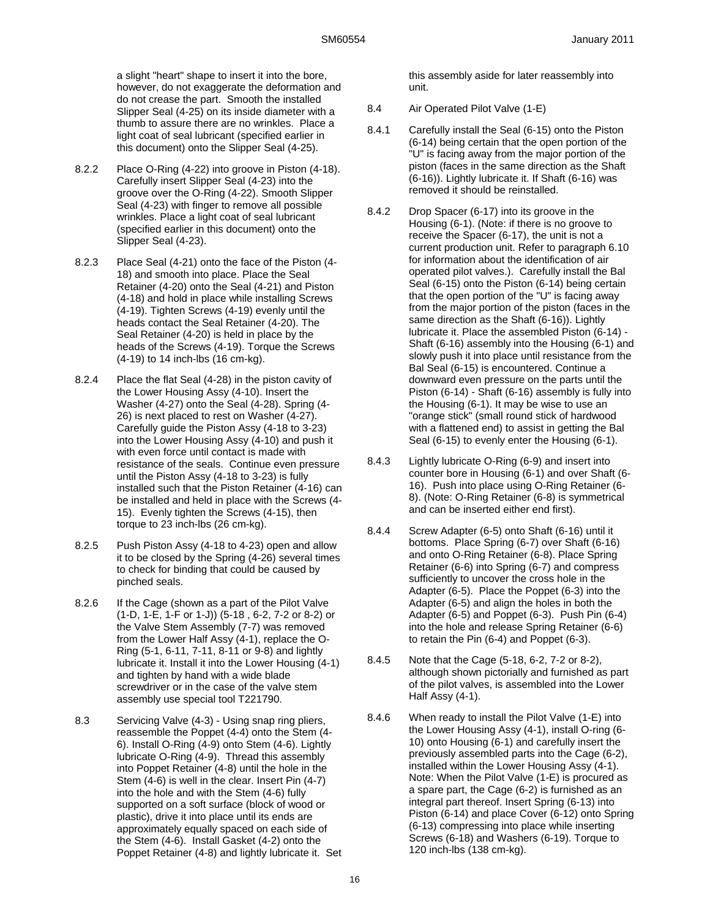a slight "heart" shape to insert it into the bore, however, do not exaggerate the deformation and do not crease the part. Smooth the installed Slipper Seal (4-25) on its inside diameter with a thumb to assure there are no wrinkles. Place a light coat of seal lubricant (specified earlier in this document) onto the Slipper Seal (4-25).

8.2.2 Place O-Ring (4-22) into groove in Piston (4-18). Carefully insert Slipper Seal (4-23) into the groove over the O-Ring (4-22). Smooth Slipper Seal (4-23) with finger to remove all possible wrinkles. Place a light coat of seal lubricant (specified earlier in this document) onto the Slipper Seal (4-23).

8.2.3 Place Seal (4-21) onto the face of the Piston (4-18) and smooth into place. Place the Seal Retainer (4-20) onto the Seal (4-21) and Piston (4-18) and hold in place while installing Screws (4-19). Tighten Screws (4-19) evenly until the heads contact the Seal Retainer (4-20). The Seal Retainer (4-20) is held in place by the heads of the Screws (4-19). Torque the Screws (4-19) to 14 inch-lbs (16 cm-kg).

8.2.4 Place the flat Seal (4-28) in the piston cavity of the Lower Housing Assy (4-10). Insert the Washer (4-27) onto the Seal (4-28). Spring (4-26) is next placed to rest on Washer (4-27). Carefully guide the Piston Assy (4-18 to 3-23) into the Lower Housing Assy (4-10) and push it with even force until contact is made with resistance of the seals. Continue even pressure until the Piston Assy (4-18 to 3-23) is fully installed such that the Piston Retainer (4-16) can be installed and held in place with the Screws (4-15). Evenly tighten the Screws (4-15), then torque to 23 inch-lbs (26 cm-kg).

8.2.5 Push Piston Assy (4-18 to 4-23) open and allow it to be closed by the Spring (4-26) several times to check for binding that could be caused by pinched seals.

8.2.6 If the Cage (shown as a part of the Pilot Valve (1-D, 1-E, 1-F or 1-J)) (5-18 , 6-2, 7-2 or 8-2) or the Valve Stem Assembly (7-7) was removed from the Lower Half Assy (4-1), replace the O-Ring (5-1, 6-11, 7-11, 8-11 or 9-8) and lightly lubricate it. Install it into the Lower Housing (4-1) and tighten by hand with a wide blade screwdriver or in the case of the valve stem assembly use special tool T221790.

8.3 Servicing Valve (4-3) - Using snap ring pliers, reassemble the Poppet (4-4) onto the Stem (4-6). Install O-Ring (4-9) onto Stem (4-6). Lightly lubricate O-Ring (4-9). Thread this assembly into Poppet Retainer (4-8) until the hole in the Stem (4-6) is well in the clear. Insert Pin (4-7) into the hole and with the Stem (4-6) fully supported on a soft surface (block of wood or plastic), drive it into place until its ends are approximately equally spaced on each side of the Stem (4-6). Install Gasket (4-2) onto the Poppet Retainer (4-8) and lightly lubricate it. Set this assembly aside for later reassembly into unit.

8.4 Air Operated Pilot Valve (1-E)

8.4.1 Carefully install the Seal (6-15) onto the Piston (6-14) being certain that the open portion of the "U" is facing away from the major portion of the piston (faces in the same direction as the Shaft (6-16)). Lightly lubricate it. If Shaft (6-16) was removed it should be reinstalled.

8.4.2 Drop Spacer (6-17) into its groove in the Housing (6-1). (Note: if there is no groove to receive the Spacer (6-17), the unit is not a current production unit. Refer to paragraph 6.10 for information about the identification of air operated pilot valves.). Carefully install the Bal Seal (6-15) onto the Piston (6-14) being certain that the open portion of the "U" is facing away from the major portion of the piston (faces in the same direction as the Shaft (6-16)). Lightly lubricate it. Place the assembled Piston (6-14) - Shaft (6-16) assembly into the Housing (6-1) and slowly push it into place until resistance from the Bal Seal (6-15) is encountered. Continue a downward even pressure on the parts until the Piston (6-14) - Shaft (6-16) assembly is fully into the Housing (6-1). It may be wise to use an "orange stick" (small round stick of hardwood with a flattened end) to assist in getting the Bal Seal (6-15) to evenly enter the Housing (6-1).

8.4.3 Lightly lubricate O-Ring (6-9) and insert into counter bore in Housing (6-1) and over Shaft (6-16). Push into place using O-Ring Retainer (6-8). (Note: O-Ring Retainer (6-8) is symmetrical and can be inserted either end first).

8.4.4 Screw Adapter (6-5) onto Shaft (6-16) until it bottoms. Place Spring (6-7) over Shaft (6-16) and onto O-Ring Retainer (6-8). Place Spring Retainer (6-6) into Spring (6-7) and compress sufficiently to uncover the cross hole in the Adapter (6-5). Place the Poppet (6-3) into the Adapter (6-5) and align the holes in both the Adapter (6-5) and Poppet (6-3). Push Pin (6-4) into the hole and release Spring Retainer (6-6) to retain the Pin (6-4) and Poppet (6-3).

8.4.5 Note that the Cage (5-18, 6-2, 7-2 or 8-2), although shown pictorially and furnished as part of the pilot valves, is assembled into the Lower Half Assy (4-1).

8.4.6 When ready to install the Pilot Valve (1-E) into the Lower Housing Assy (4-1), install O-ring (6-10) onto Housing (6-1) and carefully insert the previously assembled parts into the Cage (6-2), installed within the Lower Housing Assy (4-1). Note: When the Pilot Valve (1-E) is procured as a spare part, the Cage (6-2) is furnished as an integral part thereof. Insert Spring (6-13) into Piston (6-14) and place Cover (6-12) onto Spring (6-13) compressing into place while inserting Screws (6-18) and Washers (6-19). Torque to 120 inch-lbs (138 cm-kg).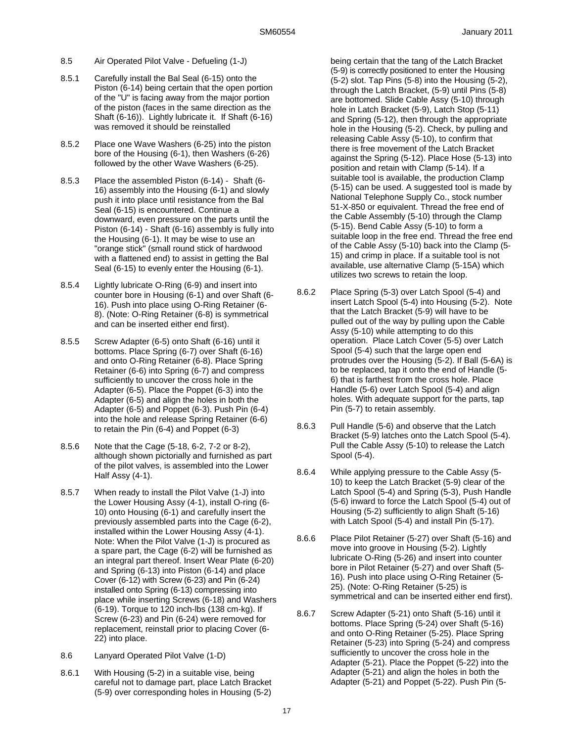8.5 Air Operated Pilot Valve - Defueling (1-J)

8.5.1 Carefully install the Bal Seal (6-15) onto the Piston (6-14) being certain that the open portion of the "U" is facing away from the major portion of the piston (faces in the same direction as the Shaft (6-16)). Lightly lubricate it. If Shaft (6-16) was removed it should be reinstalled

8.5.2 Place one Wave Washers (6-25) into the piston bore of the Housing (6-1), then Washers (6-26) followed by the other Wave Washers (6-25).

8.5.3 Place the assembled Piston (6-14) - Shaft (6-16) assembly into the Housing (6-1) and slowly push it into place until resistance from the Bal Seal (6-15) is encountered. Continue a downward, even pressure on the parts until the Piston (6-14) - Shaft (6-16) assembly is fully into the Housing (6-1). It may be wise to use an "orange stick" (small round stick of hardwood with a flattened end) to assist in getting the Bal Seal (6-15) to evenly enter the Housing (6-1).

8.5.4 Lightly lubricate O-Ring (6-9) and insert into counter bore in Housing (6-1) and over Shaft (6-16). Push into place using O-Ring Retainer (6-8). (Note: O-Ring Retainer (6-8) is symmetrical and can be inserted either end first).

8.5.5 Screw Adapter (6-5) onto Shaft (6-16) until it bottoms. Place Spring (6-7) over Shaft (6-16) and onto O-Ring Retainer (6-8). Place Spring Retainer (6-6) into Spring (6-7) and compress sufficiently to uncover the cross hole in the Adapter (6-5). Place the Poppet (6-3) into the Adapter (6-5) and align the holes in both the Adapter (6-5) and Poppet (6-3). Push Pin (6-4) into the hole and release Spring Retainer (6-6) to retain the Pin (6-4) and Poppet (6-3)

8.5.6 Note that the Cage (5-18, 6-2, 7-2 or 8-2), although shown pictorially and furnished as part of the pilot valves, is assembled into the Lower Half Assy (4-1).

8.5.7 When ready to install the Pilot Valve (1-J) into the Lower Housing Assy (4-1), install O-ring (6-10) onto Housing (6-1) and carefully insert the previously assembled parts into the Cage (6-2), installed within the Lower Housing Assy (4-1). Note: When the Pilot Valve (1-J) is procured as a spare part, the Cage (6-2) will be furnished as an integral part thereof. Insert Wear Plate (6-20) and Spring (6-13) into Piston (6-14) and place Cover (6-12) with Screw (6-23) and Pin (6-24) installed onto Spring (6-13) compressing into place while inserting Screws (6-18) and Washers (6-19). Torque to 120 inch-lbs (138 cm-kg). If Screw (6-23) and Pin (6-24) were removed for replacement, reinstall prior to placing Cover (6-22) into place.

8.6 Lanyard Operated Pilot Valve (1-D)

8.6.1 With Housing (5-2) in a suitable vise, being careful not to damage part, place Latch Bracket (5-9) over corresponding holes in Housing (5-2) being certain that the tang of the Latch Bracket (5-9) is correctly positioned to enter the Housing (5-2) slot. Tap Pins (5-8) into the Housing (5-2), through the Latch Bracket, (5-9) until Pins (5-8) are bottomed. Slide Cable Assy (5-10) through hole in Latch Bracket (5-9), Latch Stop (5-11) and Spring (5-12), then through the appropriate hole in the Housing (5-2). Check, by pulling and releasing Cable Assy (5-10), to confirm that there is free movement of the Latch Bracket against the Spring (5-12). Place Hose (5-13) into position and retain with Clamp (5-14). If a suitable tool is available, the production Clamp (5-15) can be used. A suggested tool is made by National Telephone Supply Co., stock number 51-X-850 or equivalent. Thread the free end of the Cable Assembly (5-10) through the Clamp (5-15). Bend Cable Assy (5-10) to form a suitable loop in the free end. Thread the free end of the Cable Assy (5-10) back into the Clamp (5-15) and crimp in place. If a suitable tool is not available, use alternative Clamp (5-15A) which utilizes two screws to retain the loop.

8.6.2 Place Spring (5-3) over Latch Spool (5-4) and insert Latch Spool (5-4) into Housing (5-2). Note that the Latch Bracket (5-9) will have to be pulled out of the way by pulling upon the Cable Assy (5-10) while attempting to do this operation. Place Latch Cover (5-5) over Latch Spool (5-4) such that the large open end protrudes over the Housing (5-2). If Ball (5-6A) is to be replaced, tap it onto the end of Handle (5-6) that is farthest from the cross hole. Place Handle (5-6) over Latch Spool (5-4) and align holes. With adequate support for the parts, tap Pin (5-7) to retain assembly.

8.6.3 Pull Handle (5-6) and observe that the Latch Bracket (5-9) latches onto the Latch Spool (5-4). Pull the Cable Assy (5-10) to release the Latch Spool (5-4).

8.6.4 While applying pressure to the Cable Assy (5-10) to keep the Latch Bracket (5-9) clear of the Latch Spool (5-4) and Spring (5-3), Push Handle (5-6) inward to force the Latch Spool (5-4) out of Housing (5-2) sufficiently to align Shaft (5-16) with Latch Spool (5-4) and install Pin (5-17).

8.6.6 Place Pilot Retainer (5-27) over Shaft (5-16) and move into groove in Housing (5-2). Lightly lubricate O-Ring (5-26) and insert into counter bore in Pilot Retainer (5-27) and over Shaft (5-16). Push into place using O-Ring Retainer (5-25). (Note: O-Ring Retainer (5-25) is symmetrical and can be inserted either end first).

8.6.7 Screw Adapter (5-21) onto Shaft (5-16) until it bottoms. Place Spring (5-24) over Shaft (5-16) and onto O-Ring Retainer (5-25). Place Spring Retainer (5-23) into Spring (5-24) and compress sufficiently to uncover the cross hole in the Adapter (5-21). Place the Poppet (5-22) into the Adapter (5-21) and align the holes in both the Adapter (5-21) and Poppet (5-22). Push Pin (5-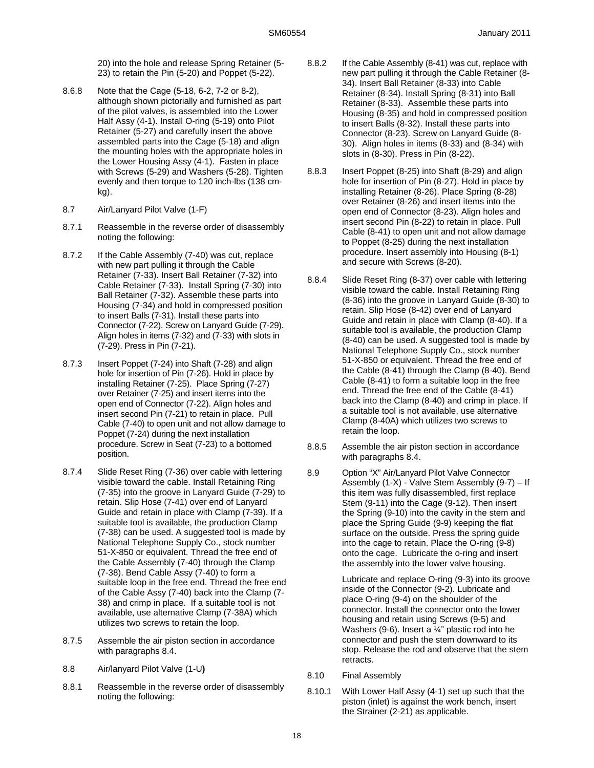20) into the hole and release Spring Retainer (5-23) to retain the Pin (5-20) and Poppet (5-22).

8.6.8 Note that the Cage (5-18, 6-2, 7-2 or 8-2), although shown pictorially and furnished as part of the pilot valves, is assembled into the Lower Half Assy (4-1). Install O-ring (5-19) onto Pilot Retainer (5-27) and carefully insert the above assembled parts into the Cage (5-18) and align the mounting holes with the appropriate holes in the Lower Housing Assy (4-1). Fasten in place with Screws (5-29) and Washers (5-28). Tighten evenly and then torque to 120 inch-lbs (138 cm-kg).

8.7 Air/Lanyard Pilot Valve (1-F)

8.7.1 Reassemble in the reverse order of disassembly noting the following:

8.7.2 If the Cable Assembly (7-40) was cut, replace with new part pulling it through the Cable Retainer (7-33). Insert Ball Retainer (7-32) into Cable Retainer (7-33). Install Spring (7-30) into Ball Retainer (7-32). Assemble these parts into Housing (7-34) and hold in compressed position to insert Balls (7-31). Install these parts into Connector (7-22). Screw on Lanyard Guide (7-29). Align holes in items (7-32) and (7-33) with slots in (7-29). Press in Pin (7-21).

8.7.3 Insert Poppet (7-24) into Shaft (7-28) and align hole for insertion of Pin (7-26). Hold in place by installing Retainer (7-25). Place Spring (7-27) over Retainer (7-25) and insert items into the open end of Connector (7-22). Align holes and insert second Pin (7-21) to retain in place. Pull Cable (7-40) to open unit and not allow damage to Poppet (7-24) during the next installation procedure. Screw in Seat (7-23) to a bottomed position.

8.7.4 Slide Reset Ring (7-36) over cable with lettering visible toward the cable. Install Retaining Ring (7-35) into the groove in Lanyard Guide (7-29) to retain. Slip Hose (7-41) over end of Lanyard Guide and retain in place with Clamp (7-39). If a suitable tool is available, the production Clamp (7-38) can be used. A suggested tool is made by National Telephone Supply Co., stock number 51-X-850 or equivalent. Thread the free end of the Cable Assembly (7-40) through the Clamp (7-38). Bend Cable Assy (7-40) to form a suitable loop in the free end. Thread the free end of the Cable Assy (7-40) back into the Clamp (7-38) and crimp in place. If a suitable tool is not available, use alternative Clamp (7-38A) which utilizes two screws to retain the loop.

8.7.5 Assemble the air piston section in accordance with paragraphs 8.4.

8.8 Air/lanyard Pilot Valve (1-U**)**

8.8.1 Reassemble in the reverse order of disassembly noting the following:

8.8.2 If the Cable Assembly (8-41) was cut, replace with new part pulling it through the Cable Retainer (8-34). Insert Ball Retainer (8-33) into Cable Retainer (8-34). Install Spring (8-31) into Ball Retainer (8-33). Assemble these parts into Housing (8-35) and hold in compressed position to insert Balls (8-32). Install these parts into Connector (8-23). Screw on Lanyard Guide (8-30). Align holes in items (8-33) and (8-34) with slots in (8-30). Press in Pin (8-22).

8.8.3 Insert Poppet (8-25) into Shaft (8-29) and align hole for insertion of Pin (8-27). Hold in place by installing Retainer (8-26). Place Spring (8-28) over Retainer (8-26) and insert items into the open end of Connector (8-23). Align holes and insert second Pin (8-22) to retain in place. Pull Cable (8-41) to open unit and not allow damage to Poppet (8-25) during the next installation procedure. Insert assembly into Housing (8-1) and secure with Screws (8-20).

8.8.4 Slide Reset Ring (8-37) over cable with lettering visible toward the cable. Install Retaining Ring (8-36) into the groove in Lanyard Guide (8-30) to retain. Slip Hose (8-42) over end of Lanyard Guide and retain in place with Clamp (8-40). If a suitable tool is available, the production Clamp (8-40) can be used. A suggested tool is made by National Telephone Supply Co., stock number 51-X-850 or equivalent. Thread the free end of the Cable (8-41) through the Clamp (8-40). Bend Cable (8-41) to form a suitable loop in the free end. Thread the free end of the Cable (8-41) back into the Clamp (8-40) and crimp in place. If a suitable tool is not available, use alternative Clamp (8-40A) which utilizes two screws to retain the loop.

8.8.5 Assemble the air piston section in accordance with paragraphs 8.4.

8.9 Option "X" Air/Lanyard Pilot Valve Connector Assembly (1-X) - Valve Stem Assembly (9-7) – If this item was fully disassembled, first replace Stem (9-11) into the Cage (9-12). Then insert the Spring (9-10) into the cavity in the stem and place the Spring Guide (9-9) keeping the flat surface on the outside. Press the spring guide into the cage to retain. Place the O-ring (9-8) onto the cage. Lubricate the o-ring and insert the assembly into the lower valve housing.

Lubricate and replace O-ring (9-3) into its groove inside of the Connector (9-2). Lubricate and place O-ring (9-4) on the shoulder of the connector. Install the connector onto the lower housing and retain using Screws (9-5) and Washers (9-6). Insert a ¼" plastic rod into he connector and push the stem downward to its stop. Release the rod and observe that the stem retracts.

8.10 Final Assembly

8.10.1 With Lower Half Assy (4-1) set up such that the piston (inlet) is against the work bench, insert the Strainer (2-21) as applicable.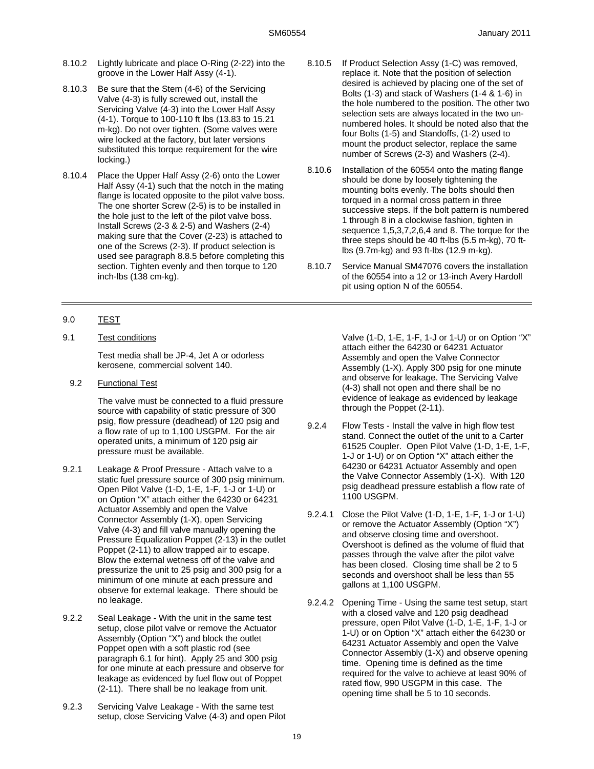8.10.2 Lightly lubricate and place O-Ring (2-22) into the groove in the Lower Half Assy (4-1).

8.10.3 Be sure that the Stem (4-6) of the Servicing Valve (4-3) is fully screwed out, install the Servicing Valve (4-3) into the Lower Half Assy (4-1). Torque to 100-110 ft lbs (13.83 to 15.21 m-kg). Do not over tighten. (Some valves were wire locked at the factory, but later versions substituted this torque requirement for the wire locking.)

8.10.4 Place the Upper Half Assy (2-6) onto the Lower Half Assy (4-1) such that the notch in the mating flange is located opposite to the pilot valve boss. The one shorter Screw (2-5) is to be installed in the hole just to the left of the pilot valve boss. Install Screws (2-3 & 2-5) and Washers (2-4) making sure that the Cover (2-23) is attached to one of the Screws (2-3). If product selection is used see paragraph 8.8.5 before completing this section. Tighten evenly and then torque to 120 inch-lbs (138 cm-kg).

8.10.5 If Product Selection Assy (1-C) was removed, replace it. Note that the position of selection desired is achieved by placing one of the set of Bolts (1-3) and stack of Washers (1-4 & 1-6) in the hole numbered to the position. The other two selection sets are always located in the two un-numbered holes. It should be noted also that the four Bolts (1-5) and Standoffs, (1-2) used to mount the product selector, replace the same number of Screws (2-3) and Washers (2-4).

8.10.6 Installation of the 60554 onto the mating flange should be done by loosely tightening the mounting bolts evenly. The bolts should then torqued in a normal cross pattern in three successive steps. If the bolt pattern is numbered 1 through 8 in a clockwise fashion, tighten in sequence 1,5,3,7,2,6,4 and 8. The torque for the three steps should be 40 ft-lbs (5.5 m-kg), 70 ft-lbs (9.7m-kg) and 93 ft-lbs (12.9 m-kg).

8.10.7 Service Manual SM47076 covers the installation of the 60554 into a 12 or 13-inch Avery Hardoll pit using option N of the 60554.

## 9.0 TEST

### 9.1 Test conditions

Test media shall be JP-4, Jet A or odorless kerosene, commercial solvent 140.

### 9.2 Functional Test

The valve must be connected to a fluid pressure source with capability of static pressure of 300 psig, flow pressure (deadhead) of 120 psig and a flow rate of up to 1,100 USGPM. For the air operated units, a minimum of 120 psig air pressure must be available.

9.2.1 Leakage & Proof Pressure - Attach valve to a static fuel pressure source of 300 psig minimum. Open Pilot Valve (1-D, 1-E, 1-F, 1-J or 1-U) or on Option "X" attach either the 64230 or 64231 Actuator Assembly and open the Valve Connector Assembly (1-X), open Servicing Valve (4-3) and fill valve manually opening the Pressure Equalization Poppet (2-13) in the outlet Poppet (2-11) to allow trapped air to escape. Blow the external wetness off of the valve and pressurize the unit to 25 psig and 300 psig for a minimum of one minute at each pressure and observe for external leakage. There should be no leakage.

9.2.2 Seal Leakage - With the unit in the same test setup, close pilot valve or remove the Actuator Assembly (Option "X") and block the outlet Poppet open with a soft plastic rod (see paragraph 6.1 for hint). Apply 25 and 300 psig for one minute at each pressure and observe for leakage as evidenced by fuel flow out of Poppet (2-11). There shall be no leakage from unit.

9.2.3 Servicing Valve Leakage - With the same test setup, close Servicing Valve (4-3) and open Pilot Valve (1-D, 1-E, 1-F, 1-J or 1-U) or on Option "X" attach either the 64230 or 64231 Actuator Assembly and open the Valve Connector Assembly (1-X). Apply 300 psig for one minute and observe for leakage. The Servicing Valve (4-3) shall not open and there shall be no evidence of leakage as evidenced by leakage through the Poppet (2-11).

9.2.4 Flow Tests - Install the valve in high flow test stand. Connect the outlet of the unit to a Carter 61525 Coupler. Open Pilot Valve (1-D, 1-E, 1-F, 1-J or 1-U) or on Option "X" attach either the 64230 or 64231 Actuator Assembly and open the Valve Connector Assembly (1-X). With 120 psig deadhead pressure establish a flow rate of 1100 USGPM.

9.2.4.1 Close the Pilot Valve (1-D, 1-E, 1-F, 1-J or 1-U) or remove the Actuator Assembly (Option "X") and observe closing time and overshoot. Overshoot is defined as the volume of fluid that passes through the valve after the pilot valve has been closed. Closing time shall be 2 to 5 seconds and overshoot shall be less than 55 gallons at 1,100 USGPM.

9.2.4.2 Opening Time - Using the same test setup, start with a closed valve and 120 psig deadhead pressure, open Pilot Valve (1-D, 1-E, 1-F, 1-J or 1-U) or on Option "X" attach either the 64230 or 64231 Actuator Assembly and open the Valve Connector Assembly (1-X) and observe opening time. Opening time is defined as the time required for the valve to achieve at least 90% of rated flow, 990 USGPM in this case. The opening time shall be 5 to 10 seconds.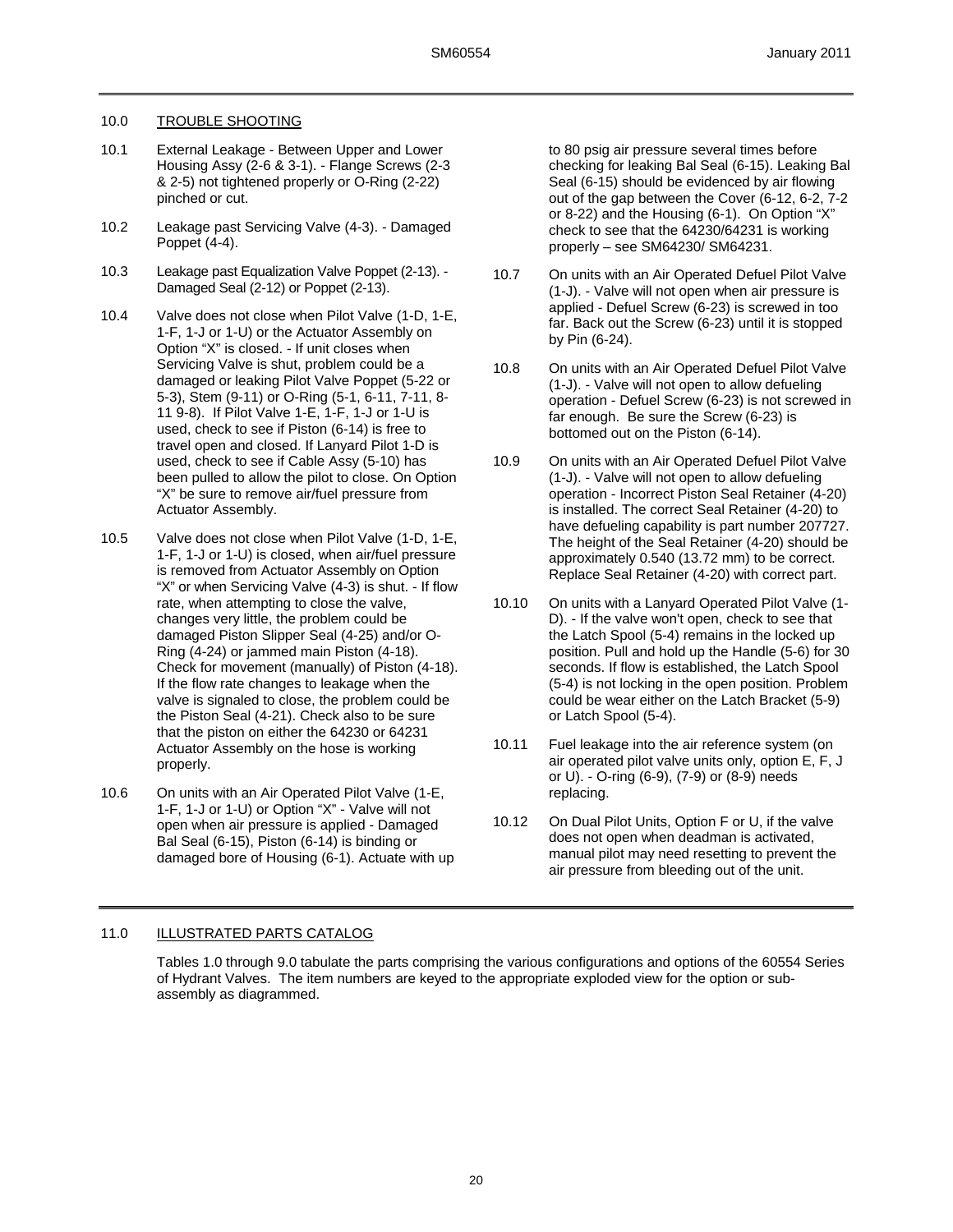## 10.0 TROUBLE SHOOTING

10.1 External Leakage - Between Upper and Lower Housing Assy (2-6 & 3-1). - Flange Screws (2-3 & 2-5) not tightened properly or O-Ring (2-22) pinched or cut.

10.2 Leakage past Servicing Valve (4-3). - Damaged Poppet (4-4).

10.3 Leakage past Equalization Valve Poppet (2-13). - Damaged Seal (2-12) or Poppet (2-13).

10.4 Valve does not close when Pilot Valve (1-D, 1-E, 1-F, 1-J or 1-U) or the Actuator Assembly on Option "X" is closed. - If unit closes when Servicing Valve is shut, problem could be a damaged or leaking Pilot Valve Poppet (5-22 or 5-3), Stem (9-11) or O-Ring (5-1, 6-11, 7-11, 8-11 9-8). If Pilot Valve 1-E, 1-F, 1-J or 1-U is used, check to see if Piston (6-14) is free to travel open and closed. If Lanyard Pilot 1-D is used, check to see if Cable Assy (5-10) has been pulled to allow the pilot to close. On Option "X" be sure to remove air/fuel pressure from Actuator Assembly.

10.5 Valve does not close when Pilot Valve (1-D, 1-E, 1-F, 1-J or 1-U) is closed, when air/fuel pressure is removed from Actuator Assembly on Option "X" or when Servicing Valve (4-3) is shut. - If flow rate, when attempting to close the valve, changes very little, the problem could be damaged Piston Slipper Seal (4-25) and/or O-Ring (4-24) or jammed main Piston (4-18). Check for movement (manually) of Piston (4-18). If the flow rate changes to leakage when the valve is signaled to close, the problem could be the Piston Seal (4-21). Check also to be sure that the piston on either the 64230 or 64231 Actuator Assembly on the hose is working properly.

10.6 On units with an Air Operated Pilot Valve (1-E, 1-F, 1-J or 1-U) or Option "X" - Valve will not open when air pressure is applied - Damaged Bal Seal (6-15), Piston (6-14) is binding or damaged bore of Housing (6-1). Actuate with up to 80 psig air pressure several times before checking for leaking Bal Seal (6-15). Leaking Bal Seal (6-15) should be evidenced by air flowing out of the gap between the Cover (6-12, 6-2, 7-2 or 8-22) and the Housing (6-1). On Option "X" check to see that the 64230/64231 is working properly – see SM64230/ SM64231.

10.7 On units with an Air Operated Defuel Pilot Valve (1-J). - Valve will not open when air pressure is applied - Defuel Screw (6-23) is screwed in too far. Back out the Screw (6-23) until it is stopped by Pin (6-24).

10.8 On units with an Air Operated Defuel Pilot Valve (1-J). - Valve will not open to allow defueling operation - Defuel Screw (6-23) is not screwed in far enough. Be sure the Screw (6-23) is bottomed out on the Piston (6-14).

10.9 On units with an Air Operated Defuel Pilot Valve (1-J). - Valve will not open to allow defueling operation - Incorrect Piston Seal Retainer (4-20) is installed. The correct Seal Retainer (4-20) to have defueling capability is part number 207727. The height of the Seal Retainer (4-20) should be approximately 0.540 (13.72 mm) to be correct. Replace Seal Retainer (4-20) with correct part.

10.10 On units with a Lanyard Operated Pilot Valve (1-D). - If the valve won't open, check to see that the Latch Spool (5-4) remains in the locked up position. Pull and hold up the Handle (5-6) for 30 seconds. If flow is established, the Latch Spool (5-4) is not locking in the open position. Problem could be wear either on the Latch Bracket (5-9) or Latch Spool (5-4).

10.11 Fuel leakage into the air reference system (on air operated pilot valve units only, option E, F, J or U). - O-ring (6-9), (7-9) or (8-9) needs replacing.

10.12 On Dual Pilot Units, Option F or U, if the valve does not open when deadman is activated, manual pilot may need resetting to prevent the air pressure from bleeding out of the unit.

## 11.0 ILLUSTRATED PARTS CATALOG

Tables 1.0 through 9.0 tabulate the parts comprising the various configurations and options of the 60554 Series of Hydrant Valves. The item numbers are keyed to the appropriate exploded view for the option or sub-assembly as diagrammed.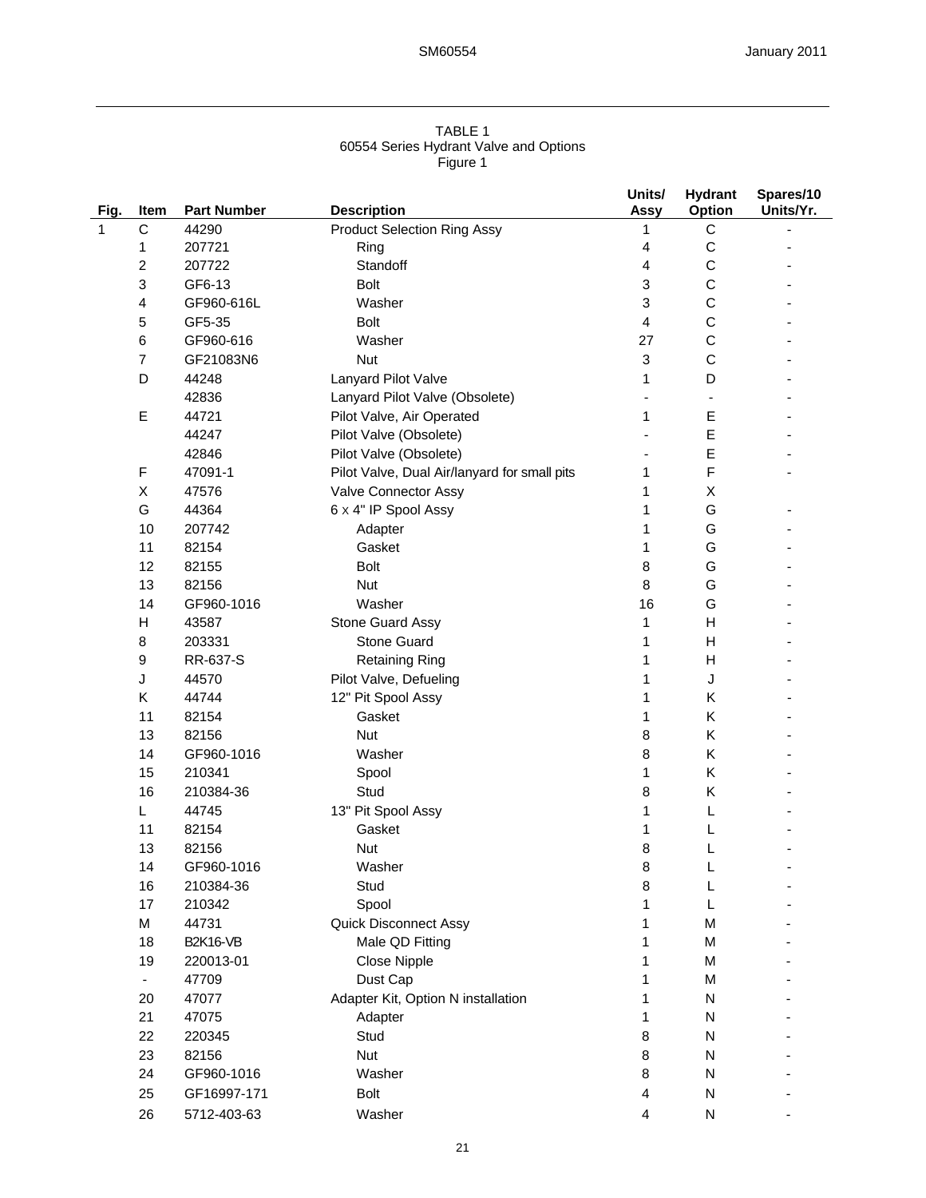TABLE 1
60554 Series Hydrant Valve and Options
Figure 1

| Fig. | Item | Part Number | Description | Units/ Assy | Hydrant Option | Spares/10 Units/Yr. |
|---|---|---|---|---|---|---|
| 1 | C | 44290 | Product Selection Ring Assy | 1 | C | - |
| | 1 | 207721 | Ring | 4 | C | - |
| | 2 | 207722 | Standoff | 4 | C | - |
| | 3 | GF6-13 | Bolt | 3 | C | - |
| | 4 | GF960-616L | Washer | 3 | C | - |
| | 5 | GF5-35 | Bolt | 4 | C | - |
| | 6 | GF960-616 | Washer | 27 | C | - |
| | 7 | GF21083N6 | Nut | 3 | C | - |
| | D | 44248 | Lanyard Pilot Valve | 1 | D | - |
| | | 42836 | Lanyard Pilot Valve (Obsolete) | - | - | - |
| | E | 44721 | Pilot Valve, Air Operated | 1 | E | - |
| | | 44247 | Pilot Valve (Obsolete) | - | E | - |
| | | 42846 | Pilot Valve (Obsolete) | - | E | - |
| | F | 47091-1 | Pilot Valve, Dual Air/lanyard for small pits | 1 | F | - |
| | X | 47576 | Valve Connector Assy | 1 | X | |
| | G | 44364 | 6 x 4" IP Spool Assy | 1 | G | - |
| | 10 | 207742 | Adapter | 1 | G | - |
| | 11 | 82154 | Gasket | 1 | G | - |
| | 12 | 82155 | Bolt | 8 | G | - |
| | 13 | 82156 | Nut | 8 | G | - |
| | 14 | GF960-1016 | Washer | 16 | G | - |
| | H | 43587 | Stone Guard Assy | 1 | H | - |
| | 8 | 203331 | Stone Guard | 1 | H | - |
| | 9 | RR-637-S | Retaining Ring | 1 | H | - |
| | J | 44570 | Pilot Valve, Defueling | 1 | J | - |
| | K | 44744 | 12" Pit Spool Assy | 1 | K | - |
| | 11 | 82154 | Gasket | 1 | K | - |
| | 13 | 82156 | Nut | 8 | K | - |
| | 14 | GF960-1016 | Washer | 8 | K | - |
| | 15 | 210341 | Spool | 1 | K | - |
| | 16 | 210384-36 | Stud | 8 | K | - |
| | L | 44745 | 13" Pit Spool Assy | 1 | L | - |
| | 11 | 82154 | Gasket | 1 | L | - |
| | 13 | 82156 | Nut | 8 | L | - |
| | 14 | GF960-1016 | Washer | 8 | L | - |
| | 16 | 210384-36 | Stud | 8 | L | - |
| | 17 | 210342 | Spool | 1 | L | - |
| | M | 44731 | Quick Disconnect Assy | 1 | M | - |
| | 18 | B2K16-VB | Male QD Fitting | 1 | M | - |
| | 19 | 220013-01 | Close Nipple | 1 | M | - |
| | - | 47709 | Dust Cap | 1 | M | - |
| | 20 | 47077 | Adapter Kit, Option N installation | 1 | N | - |
| | 21 | 47075 | Adapter | 1 | N | - |
| | 22 | 220345 | Stud | 8 | N | - |
| | 23 | 82156 | Nut | 8 | N | - |
| | 24 | GF960-1016 | Washer | 8 | N | - |
| | 25 | GF16997-171 | Bolt | 4 | N | - |
| | 26 | 5712-403-63 | Washer | 4 | N | - |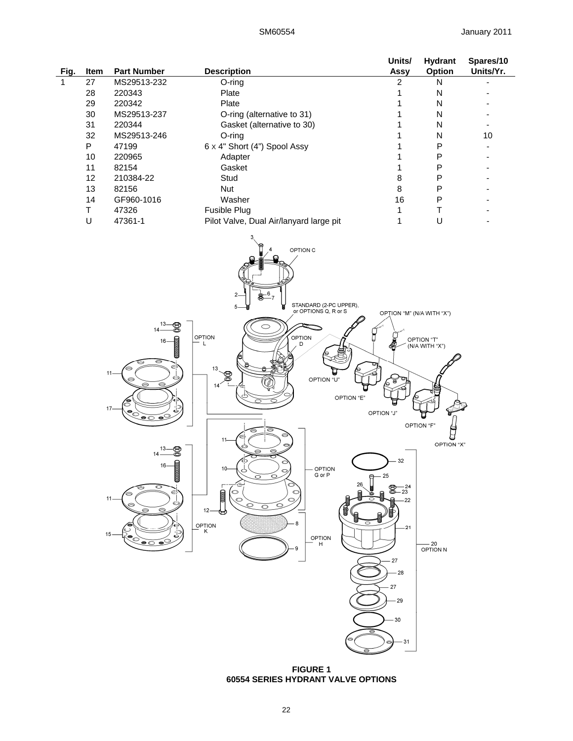| Fig. | Item | Part Number | Description | Units/ Assy | Hydrant Option | Spares/10 Units/Yr. |
|---|---|---|---|---|---|---|
| 1 | 27 | MS29513-232 | O-ring | 2 | N | - |
| | 28 | 220343 | Plate | 1 | N | - |
| | 29 | 220342 | Plate | 1 | N | - |
| | 30 | MS29513-237 | O-ring (alternative to 31) | 1 | N | - |
| | 31 | 220344 | Gasket (alternative to 30) | 1 | N | - |
| | 32 | MS29513-246 | O-ring | 1 | N | 10 |
| | P | 47199 | 6 x 4" Short (4") Spool Assy | 1 | P | - |
| | 10 | 220965 | Adapter | 1 | P | - |
| | 11 | 82154 | Gasket | 1 | P | - |
| | 12 | 210384-22 | Stud | 8 | P | - |
| | 13 | 82156 | Nut | 8 | P | - |
| | 14 | GF960-1016 | Washer | 16 | P | - |
| | T | 47326 | Fusible Plug | 1 | T | - |
| | U | 47361-1 | Pilot Valve, Dual Air/lanyard large pit | 1 | U | - |

**FIGURE 1**
**60554 SERIES HYDRANT VALVE OPTIONS**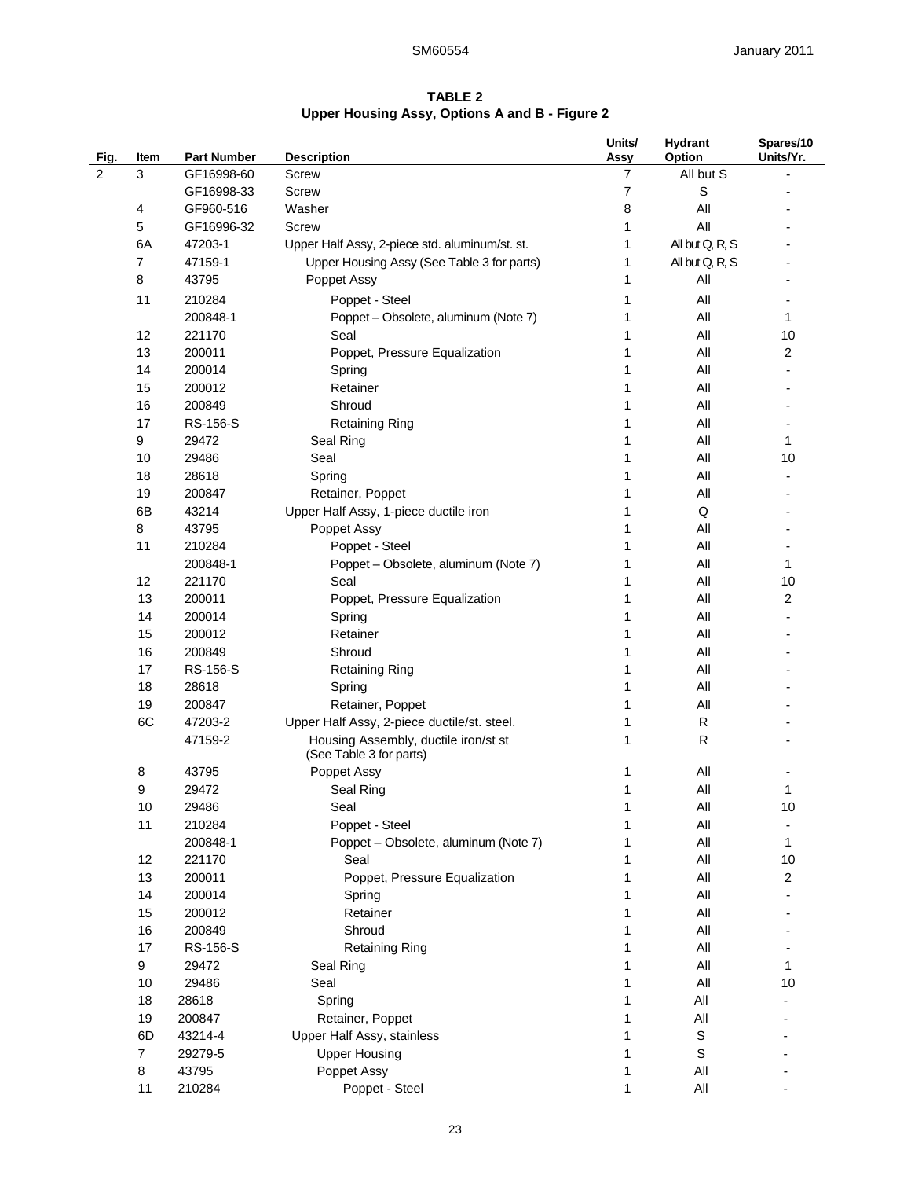**TABLE 2**
**Upper Housing Assy, Options A and B - Figure 2**

| Fig. | Item | Part Number | Description | Units/ Assy | Hydrant Option | Spares/10 Units/Yr. |
|---|---|---|---|---|---|---|
| 2 | 3 | GF16998-60 | Screw | 7 | All but S | - |
| | | GF16998-33 | Screw | 7 | S | - |
| | 4 | GF960-516 | Washer | 8 | All | - |
| | 5 | GF16996-32 | Screw | 1 | All | - |
| | 6A | 47203-1 | Upper Half Assy, 2-piece std. aluminum/st. st. | 1 | All but Q, R, S | - |
| | 7 | 47159-1 | Upper Housing Assy (See Table 3 for parts) | 1 | All but Q, R, S | - |
| | 8 | 43795 | Poppet Assy | 1 | All | - |
| | 11 | 210284 | Poppet - Steel | 1 | All | - |
| | | 200848-1 | Poppet – Obsolete, aluminum (Note 7) | 1 | All | 1 |
| | 12 | 221170 | Seal | 1 | All | 10 |
| | 13 | 200011 | Poppet, Pressure Equalization | 1 | All | 2 |
| | 14 | 200014 | Spring | 1 | All | - |
| | 15 | 200012 | Retainer | 1 | All | - |
| | 16 | 200849 | Shroud | 1 | All | - |
| | 17 | RS-156-S | Retaining Ring | 1 | All | - |
| | 9 | 29472 | Seal Ring | 1 | All | 1 |
| | 10 | 29486 | Seal | 1 | All | 10 |
| | 18 | 28618 | Spring | 1 | All | - |
| | 19 | 200847 | Retainer, Poppet | 1 | All | - |
| | 6B | 43214 | Upper Half Assy, 1-piece ductile iron | 1 | Q | - |
| | 8 | 43795 | Poppet Assy | 1 | All | - |
| | 11 | 210284 | Poppet - Steel | 1 | All | - |
| | | 200848-1 | Poppet – Obsolete, aluminum (Note 7) | 1 | All | 1 |
| | 12 | 221170 | Seal | 1 | All | 10 |
| | 13 | 200011 | Poppet, Pressure Equalization | 1 | All | 2 |
| | 14 | 200014 | Spring | 1 | All | - |
| | 15 | 200012 | Retainer | 1 | All | - |
| | 16 | 200849 | Shroud | 1 | All | - |
| | 17 | RS-156-S | Retaining Ring | 1 | All | - |
| | 18 | 28618 | Spring | 1 | All | - |
| | 19 | 200847 | Retainer, Poppet | 1 | All | - |
| | 6C | 47203-2 | Upper Half Assy, 2-piece ductile/st. steel. | 1 | R | - |
| | | 47159-2 | Housing Assembly, ductile iron/st st (See Table 3 for parts) | 1 | R | - |
| | 8 | 43795 | Poppet Assy | 1 | All | - |
| | 9 | 29472 | Seal Ring | 1 | All | 1 |
| | 10 | 29486 | Seal | 1 | All | 10 |
| | 11 | 210284 | Poppet - Steel | 1 | All | - |
| | | 200848-1 | Poppet – Obsolete, aluminum (Note 7) | 1 | All | 1 |
| | 12 | 221170 | Seal | 1 | All | 10 |
| | 13 | 200011 | Poppet, Pressure Equalization | 1 | All | 2 |
| | 14 | 200014 | Spring | 1 | All | - |
| | 15 | 200012 | Retainer | 1 | All | - |
| | 16 | 200849 | Shroud | 1 | All | - |
| | 17 | RS-156-S | Retaining Ring | 1 | All | - |
| | 9 | 29472 | Seal Ring | 1 | All | 1 |
| | 10 | 29486 | Seal | 1 | All | 10 |
| | 18 | 28618 | Spring | 1 | All | - |
| | 19 | 200847 | Retainer, Poppet | 1 | All | - |
| | 6D | 43214-4 | Upper Half Assy, stainless | 1 | S | - |
| | 7 | 29279-5 | Upper Housing | 1 | S | - |
| | 8 | 43795 | Poppet Assy | 1 | All | - |
| | 11 | 210284 | Poppet - Steel | 1 | All | - |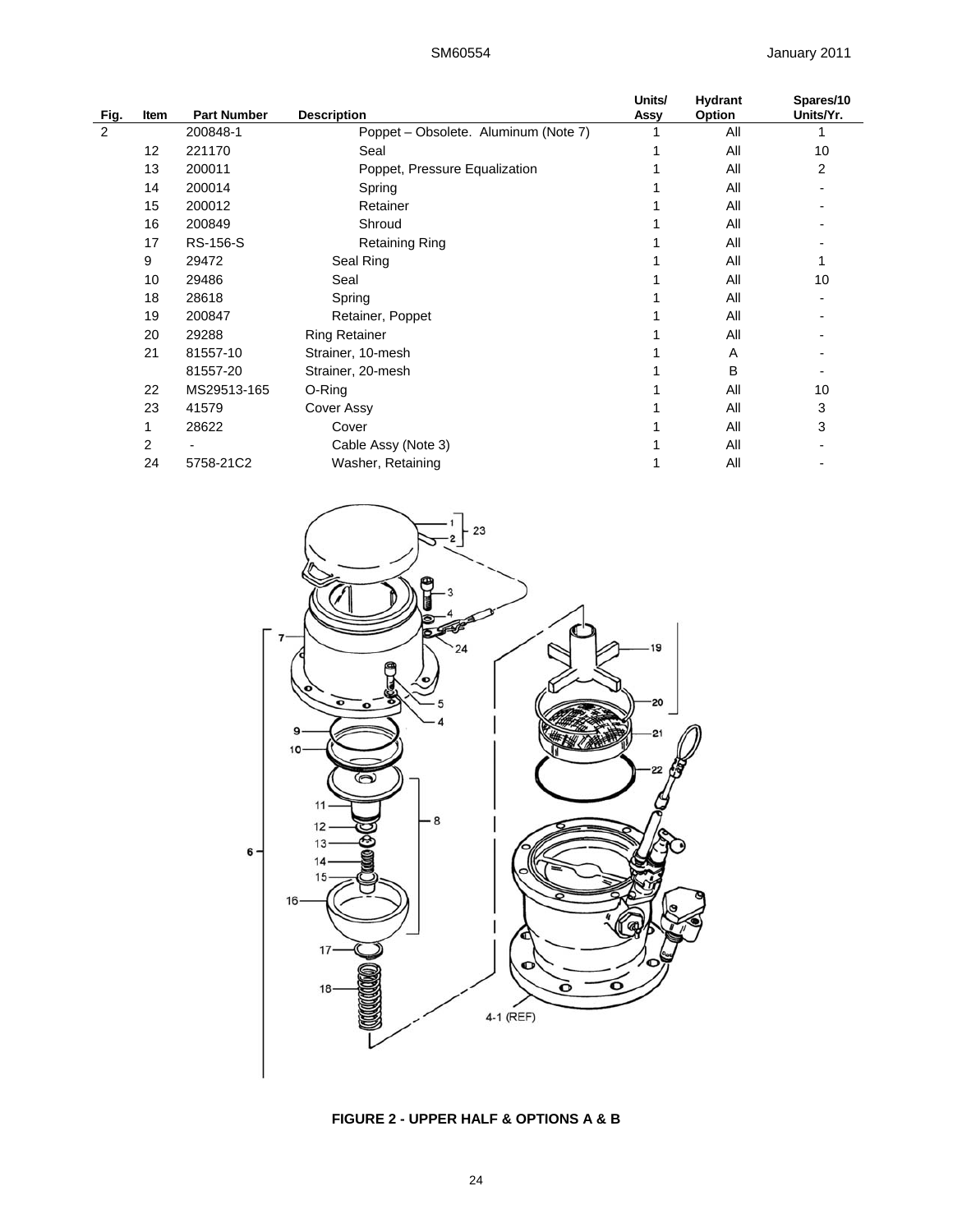| Fig. | Item | Part Number | Description | Units/ Assy | Hydrant Option | Spares/10 Units/Yr. |
|---|---|---|---|---|---|---|
| 2 | | 200848-1 | Poppet – Obsolete. Aluminum (Note 7) | 1 | All | 1 |
| | 12 | 221170 | Seal | 1 | All | 10 |
| | 13 | 200011 | Poppet, Pressure Equalization | 1 | All | 2 |
| | 14 | 200014 | Spring | 1 | All | - |
| | 15 | 200012 | Retainer | 1 | All | - |
| | 16 | 200849 | Shroud | 1 | All | - |
| | 17 | RS-156-S | Retaining Ring | 1 | All | - |
| | 9 | 29472 | Seal Ring | 1 | All | 1 |
| | 10 | 29486 | Seal | 1 | All | 10 |
| | 18 | 28618 | Spring | 1 | All | - |
| | 19 | 200847 | Retainer, Poppet | 1 | All | - |
| | 20 | 29288 | Ring Retainer | 1 | All | - |
| | 21 | 81557-10 | Strainer, 10-mesh | 1 | A | - |
| | | 81557-20 | Strainer, 20-mesh | 1 | B | - |
| | 22 | MS29513-165 | O-Ring | 1 | All | 10 |
| | 23 | 41579 | Cover Assy | 1 | All | 3 |
| | 1 | 28622 | Cover | 1 | All | 3 |
| | 2 | - | Cable Assy (Note 3) | 1 | All | - |
| | 24 | 5758-21C2 | Washer, Retaining | 1 | All | - |

**FIGURE 2 - UPPER HALF & OPTIONS A & B**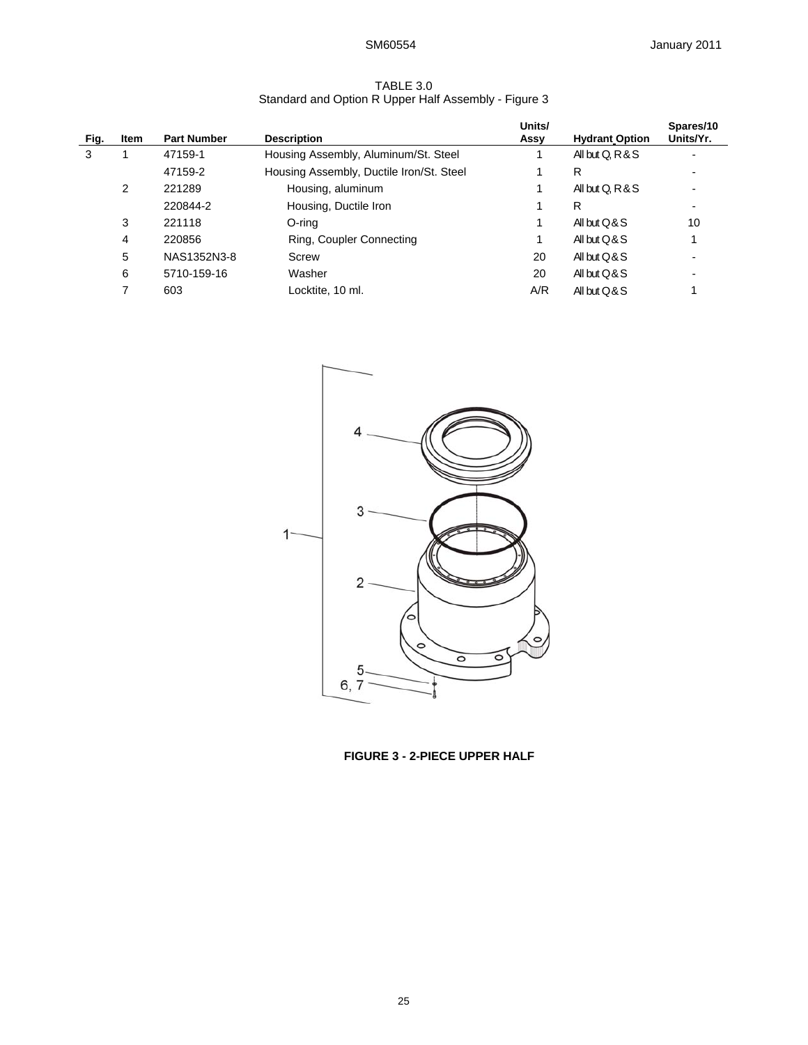TABLE 3.0
Standard and Option R Upper Half Assembly - Figure 3

| Fig. | Item | Part Number | Description | Units/ Assy | Hydrant Option | Spares/10 Units/Yr. |
|---|---|---|---|---|---|---|
| 3 | 1 | 47159-1 | Housing Assembly, Aluminum/St. Steel | 1 | All but Q, R & S | - |
| | | 47159-2 | Housing Assembly, Ductile Iron/St. Steel | 1 | R | - |
| | 2 | 221289 | Housing, aluminum | 1 | All but Q, R & S | - |
| | | 220844-2 | Housing, Ductile Iron | 1 | R | - |
| | 3 | 221118 | O-ring | 1 | All but Q & S | 10 |
| | 4 | 220856 | Ring, Coupler Connecting | 1 | All but Q & S | 1 |
| | 5 | NAS1352N3-8 | Screw | 20 | All but Q & S | - |
| | 6 | 5710-159-16 | Washer | 20 | All but Q & S | - |
| | 7 | 603 | Locktite, 10 ml. | A/R | All but Q & S | 1 |

**FIGURE 3 - 2-PIECE UPPER HALF**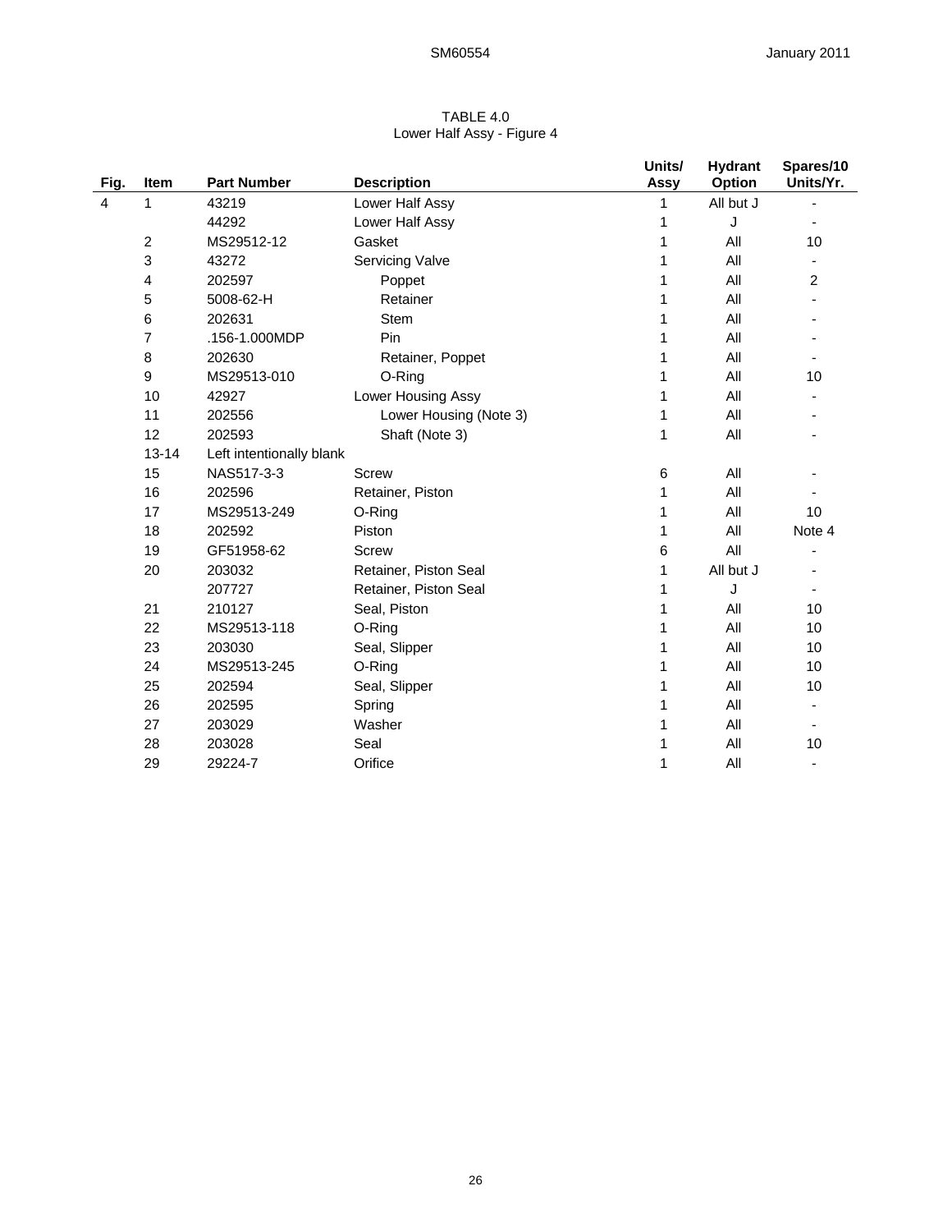TABLE 4.0
Lower Half Assy - Figure 4

| Fig. | Item | Part Number | Description | Units/ Assy | Hydrant Option | Spares/10 Units/Yr. |
|---|---|---|---|---|---|---|
| 4 | 1 | 43219 | Lower Half Assy | 1 | All but J | - |
| | | 44292 | Lower Half Assy | 1 | J | - |
| | 2 | MS29512-12 | Gasket | 1 | All | 10 |
| | 3 | 43272 | Servicing Valve | 1 | All | - |
| | 4 | 202597 | Poppet | 1 | All | 2 |
| | 5 | 5008-62-H | Retainer | 1 | All | - |
| | 6 | 202631 | Stem | 1 | All | - |
| | 7 | .156-1.000MDP | Pin | 1 | All | - |
| | 8 | 202630 | Retainer, Poppet | 1 | All | - |
| | 9 | MS29513-010 | O-Ring | 1 | All | 10 |
| | 10 | 42927 | Lower Housing Assy | 1 | All | - |
| | 11 | 202556 | Lower Housing (Note 3) | 1 | All | - |
| | 12 | 202593 | Shaft (Note 3) | 1 | All | - |
| | 13-14 | Left intentionally blank | | | | |
| | 15 | NAS517-3-3 | Screw | 6 | All | - |
| | 16 | 202596 | Retainer, Piston | 1 | All | - |
| | 17 | MS29513-249 | O-Ring | 1 | All | 10 |
| | 18 | 202592 | Piston | 1 | All | Note 4 |
| | 19 | GF51958-62 | Screw | 6 | All | - |
| | 20 | 203032 | Retainer, Piston Seal | 1 | All but J | - |
| | | 207727 | Retainer, Piston Seal | 1 | J | - |
| | 21 | 210127 | Seal, Piston | 1 | All | 10 |
| | 22 | MS29513-118 | O-Ring | 1 | All | 10 |
| | 23 | 203030 | Seal, Slipper | 1 | All | 10 |
| | 24 | MS29513-245 | O-Ring | 1 | All | 10 |
| | 25 | 202594 | Seal, Slipper | 1 | All | 10 |
| | 26 | 202595 | Spring | 1 | All | - |
| | 27 | 203029 | Washer | 1 | All | - |
| | 28 | 203028 | Seal | 1 | All | 10 |
| | 29 | 29224-7 | Orifice | 1 | All | - |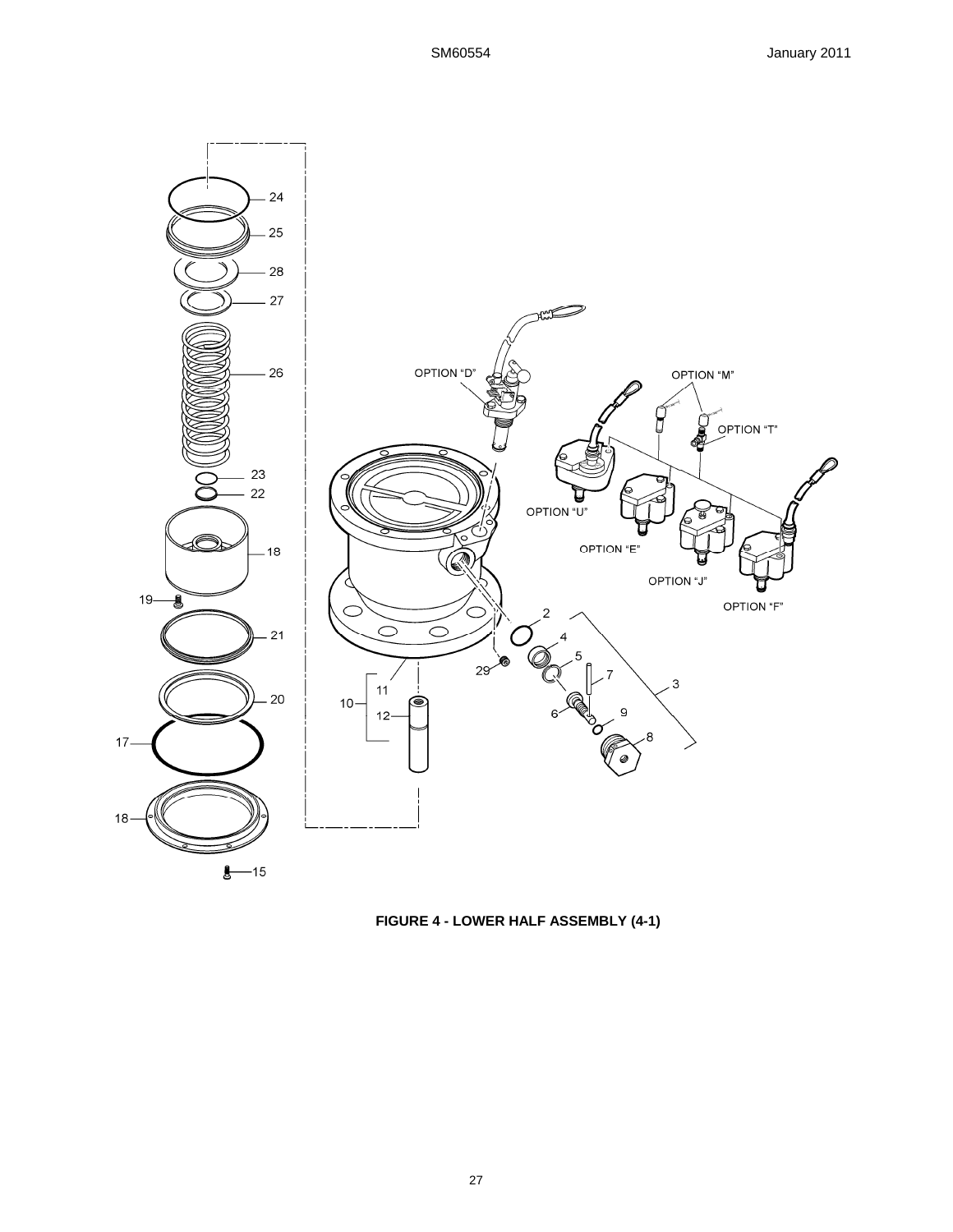**FIGURE 4 - LOWER HALF ASSEMBLY (4-1)**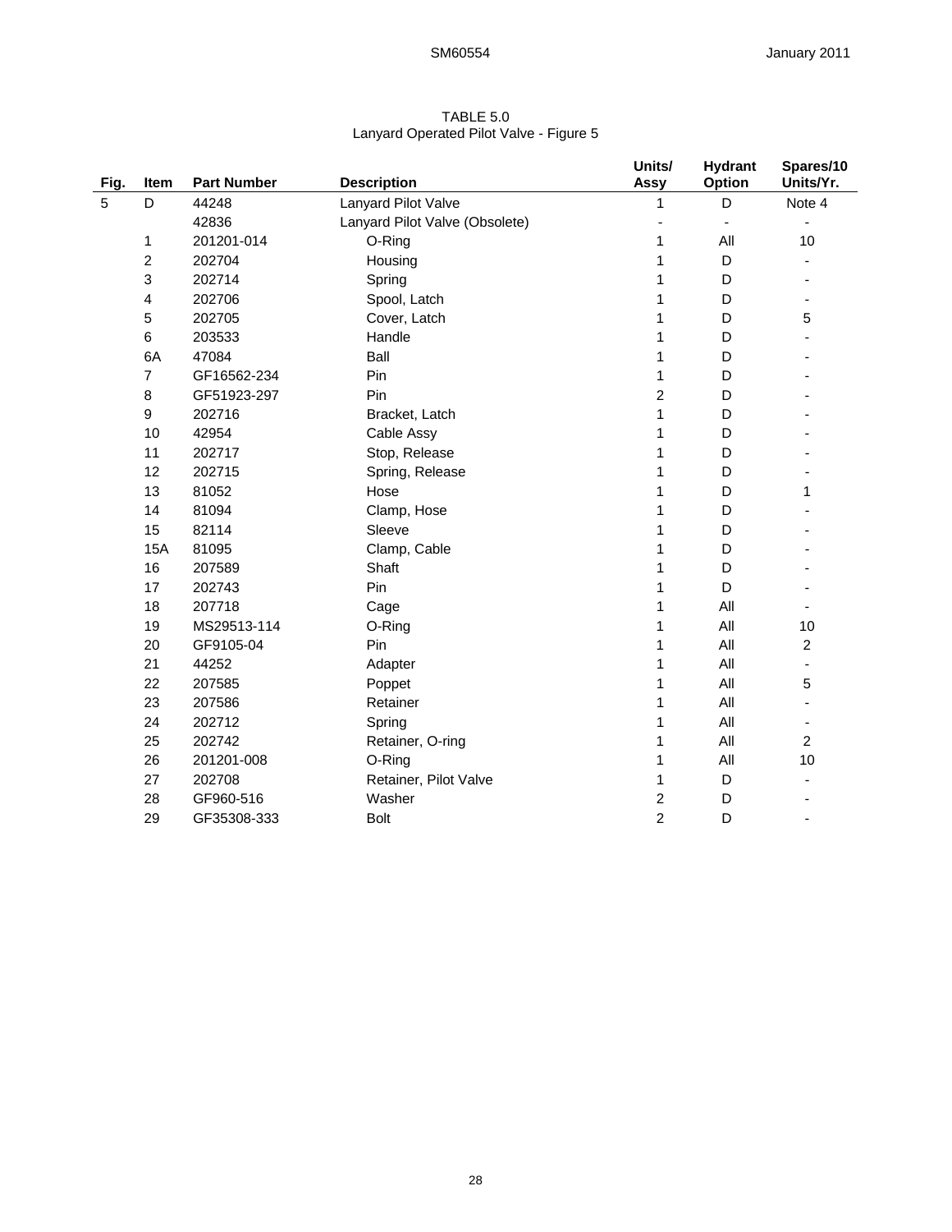TABLE 5.0
Lanyard Operated Pilot Valve - Figure 5

| Fig. | Item | Part Number | Description | Units/ Assy | Hydrant Option | Spares/10 Units/Yr. |
|---|---|---|---|---|---|---|
| 5 | D | 44248 | Lanyard Pilot Valve | 1 | D | Note 4 |
| | | 42836 | Lanyard Pilot Valve (Obsolete) | - | - | - |
| | 1 | 201201-014 | O-Ring | 1 | All | 10 |
| | 2 | 202704 | Housing | 1 | D | - |
| | 3 | 202714 | Spring | 1 | D | - |
| | 4 | 202706 | Spool, Latch | 1 | D | - |
| | 5 | 202705 | Cover, Latch | 1 | D | 5 |
| | 6 | 203533 | Handle | 1 | D | - |
| | 6A | 47084 | Ball | 1 | D | - |
| | 7 | GF16562-234 | Pin | 1 | D | - |
| | 8 | GF51923-297 | Pin | 2 | D | - |
| | 9 | 202716 | Bracket, Latch | 1 | D | - |
| | 10 | 42954 | Cable Assy | 1 | D | - |
| | 11 | 202717 | Stop, Release | 1 | D | - |
| | 12 | 202715 | Spring, Release | 1 | D | - |
| | 13 | 81052 | Hose | 1 | D | 1 |
| | 14 | 81094 | Clamp, Hose | 1 | D | - |
| | 15 | 82114 | Sleeve | 1 | D | - |
| | 15A | 81095 | Clamp, Cable | 1 | D | - |
| | 16 | 207589 | Shaft | 1 | D | - |
| | 17 | 202743 | Pin | 1 | D | - |
| | 18 | 207718 | Cage | 1 | All | - |
| | 19 | MS29513-114 | O-Ring | 1 | All | 10 |
| | 20 | GF9105-04 | Pin | 1 | All | 2 |
| | 21 | 44252 | Adapter | 1 | All | - |
| | 22 | 207585 | Poppet | 1 | All | 5 |
| | 23 | 207586 | Retainer | 1 | All | - |
| | 24 | 202712 | Spring | 1 | All | - |
| | 25 | 202742 | Retainer, O-ring | 1 | All | 2 |
| | 26 | 201201-008 | O-Ring | 1 | All | 10 |
| | 27 | 202708 | Retainer, Pilot Valve | 1 | D | - |
| | 28 | GF960-516 | Washer | 2 | D | - |
| | 29 | GF35308-333 | Bolt | 2 | D | - |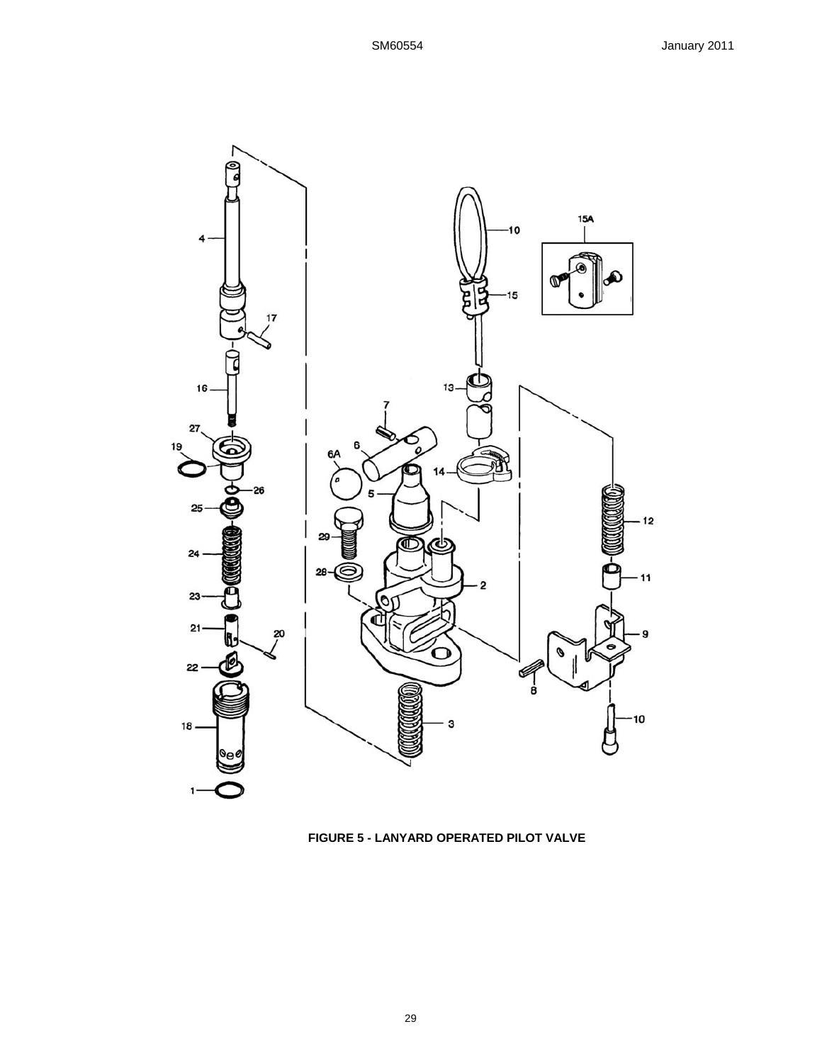**FIGURE 5 - LANYARD OPERATED PILOT VALVE**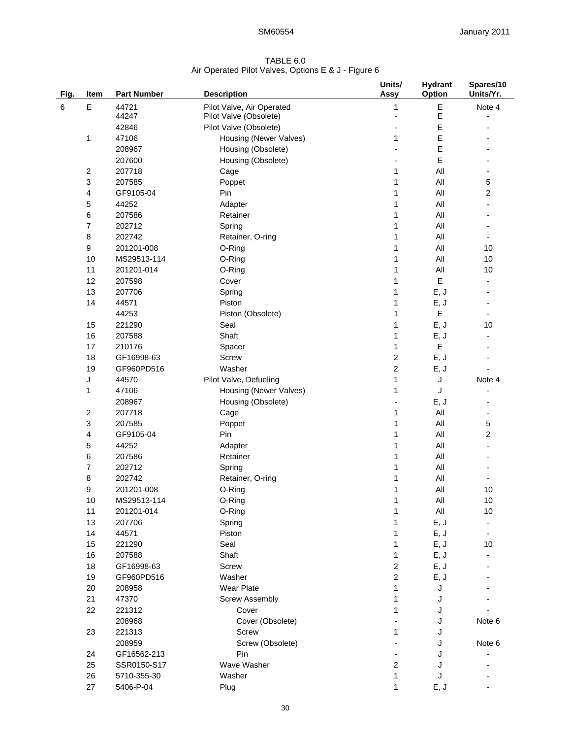TABLE 6.0
Air Operated Pilot Valves, Options E & J - Figure 6

| Fig. | Item | Part Number | Description | Units/ Assy | Hydrant Option | Spares/10 Units/Yr. |
|---|---|---|---|---|---|---|
| 6 | E | 44721 | Pilot Valve, Air Operated | 1 | E | Note 4 |
| | | 44247 | Pilot Valve (Obsolete) | - | E | - |
| | | 42846 | Pilot Valve (Obsolete) | - | E | - |
| | 1 | 47106 | Housing (Newer Valves) | 1 | E | - |
| | | 208967 | Housing (Obsolete) | - | E | - |
| | | 207600 | Housing (Obsolete) | - | E | - |
| | 2 | 207718 | Cage | 1 | All | - |
| | 3 | 207585 | Poppet | 1 | All | 5 |
| | 4 | GF9105-04 | Pin | 1 | All | 2 |
| | 5 | 44252 | Adapter | 1 | All | - |
| | 6 | 207586 | Retainer | 1 | All | - |
| | 7 | 202712 | Spring | 1 | All | - |
| | 8 | 202742 | Retainer, O-ring | 1 | All | - |
| | 9 | 201201-008 | O-Ring | 1 | All | 10 |
| | 10 | MS29513-114 | O-Ring | 1 | All | 10 |
| | 11 | 201201-014 | O-Ring | 1 | All | 10 |
| | 12 | 207598 | Cover | 1 | E | - |
| | 13 | 207706 | Spring | 1 | E, J | - |
| | 14 | 44571 | Piston | 1 | E, J | - |
| | | 44253 | Piston (Obsolete) | 1 | E | - |
| | 15 | 221290 | Seal | 1 | E, J | 10 |
| | 16 | 207588 | Shaft | 1 | E, J | - |
| | 17 | 210176 | Spacer | 1 | E | - |
| | 18 | GF16998-63 | Screw | 2 | E, J | - |
| | 19 | GF960PD516 | Washer | 2 | E, J | - |
| | J | 44570 | Pilot Valve, Defueling | 1 | J | Note 4 |
| | 1 | 47106 | Housing (Newer Valves) | 1 | J | - |
| | | 208967 | Housing (Obsolete) | - | E, J | - |
| | 2 | 207718 | Cage | 1 | All | - |
| | 3 | 207585 | Poppet | 1 | All | 5 |
| | 4 | GF9105-04 | Pin | 1 | All | 2 |
| | 5 | 44252 | Adapter | 1 | All | - |
| | 6 | 207586 | Retainer | 1 | All | - |
| | 7 | 202712 | Spring | 1 | All | - |
| | 8 | 202742 | Retainer, O-ring | 1 | All | - |
| | 9 | 201201-008 | O-Ring | 1 | All | 10 |
| | 10 | MS29513-114 | O-Ring | 1 | All | 10 |
| | 11 | 201201-014 | O-Ring | 1 | All | 10 |
| | 13 | 207706 | Spring | 1 | E, J | - |
| | 14 | 44571 | Piston | 1 | E, J | - |
| | 15 | 221290 | Seal | 1 | E, J | 10 |
| | 16 | 207588 | Shaft | 1 | E, J | - |
| | 18 | GF16998-63 | Screw | 2 | E, J | - |
| | 19 | GF960PD516 | Washer | 2 | E, J | - |
| | 20 | 208958 | Wear Plate | 1 | J | - |
| | 21 | 47370 | Screw Assembly | 1 | J | - |
| | 22 | 221312 | Cover | 1 | J | - |
| | | 208968 | Cover (Obsolete) | - | J | Note 6 |
| | 23 | 221313 | Screw | 1 | J | |
| | | 208959 | Screw (Obsolete) | - | J | Note 6 |
| | 24 | GF16562-213 | Pin | - | J | - |
| | 25 | SSR0150-S17 | Wave Washer | 2 | J | - |
| | 26 | 5710-355-30 | Washer | 1 | J | - |
| | 27 | 5406-P-04 | Plug | 1 | E, J | - |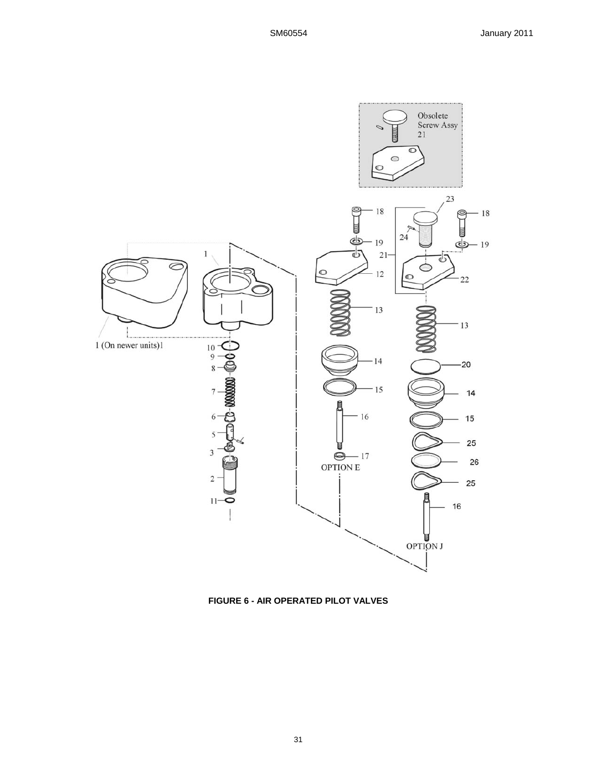**FIGURE 6 - AIR OPERATED PILOT VALVES**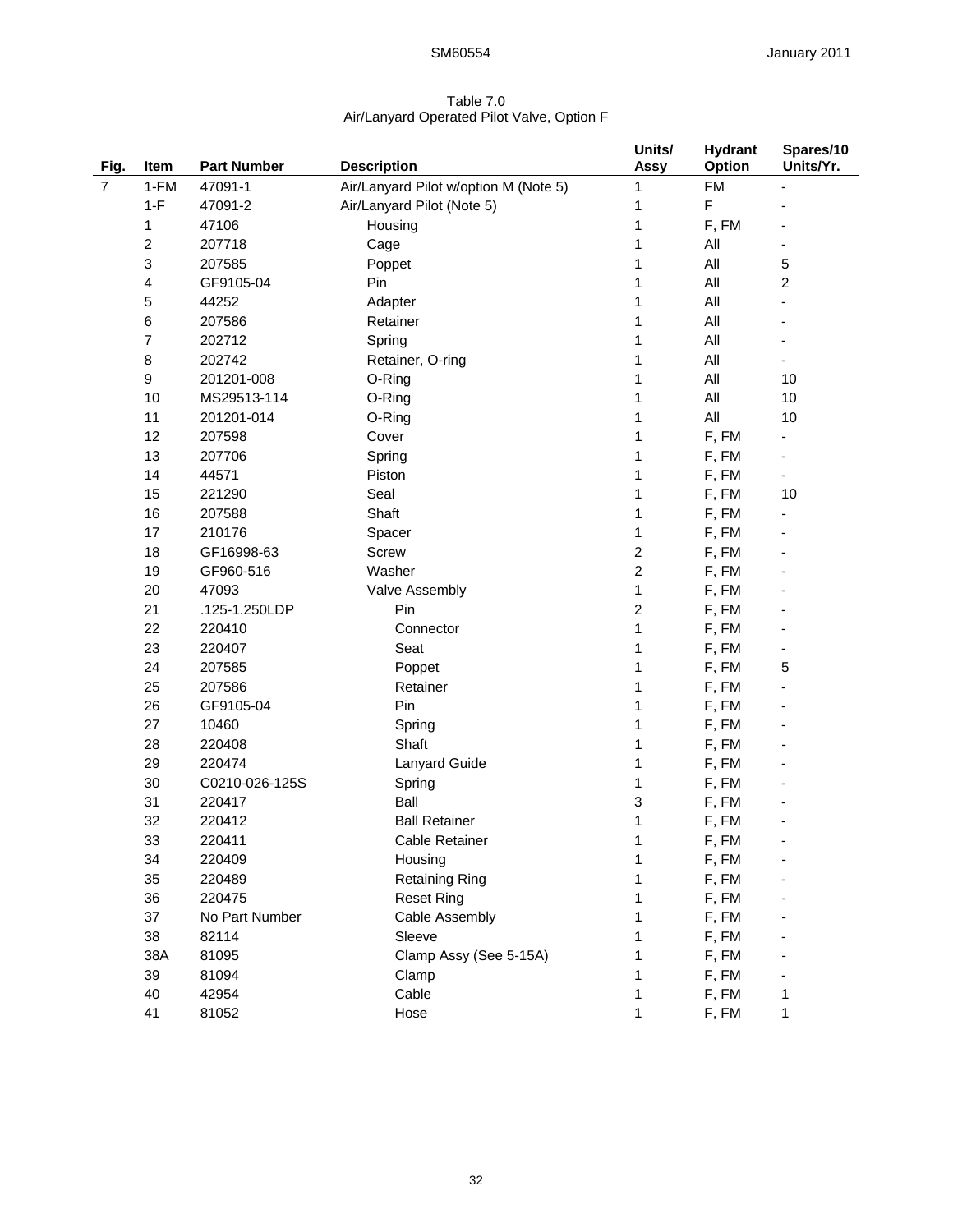Table 7.0
Air/Lanyard Operated Pilot Valve, Option F

| Fig. | Item | Part Number | Description | Units/ Assy | Hydrant Option | Spares/10 Units/Yr. |
|---|---|---|---|---|---|---|
| 7 | 1-FM | 47091-1 | Air/Lanyard Pilot w/option M (Note 5) | 1 | FM | - |
| | 1-F | 47091-2 | Air/Lanyard Pilot (Note 5) | 1 | F | - |
| | 1 | 47106 | Housing | 1 | F, FM | - |
| | 2 | 207718 | Cage | 1 | All | - |
| | 3 | 207585 | Poppet | 1 | All | 5 |
| | 4 | GF9105-04 | Pin | 1 | All | 2 |
| | 5 | 44252 | Adapter | 1 | All | - |
| | 6 | 207586 | Retainer | 1 | All | - |
| | 7 | 202712 | Spring | 1 | All | - |
| | 8 | 202742 | Retainer, O-ring | 1 | All | - |
| | 9 | 201201-008 | O-Ring | 1 | All | 10 |
| | 10 | MS29513-114 | O-Ring | 1 | All | 10 |
| | 11 | 201201-014 | O-Ring | 1 | All | 10 |
| | 12 | 207598 | Cover | 1 | F, FM | - |
| | 13 | 207706 | Spring | 1 | F, FM | - |
| | 14 | 44571 | Piston | 1 | F, FM | - |
| | 15 | 221290 | Seal | 1 | F, FM | 10 |
| | 16 | 207588 | Shaft | 1 | F, FM | - |
| | 17 | 210176 | Spacer | 1 | F, FM | - |
| | 18 | GF16998-63 | Screw | 2 | F, FM | - |
| | 19 | GF960-516 | Washer | 2 | F, FM | - |
| | 20 | 47093 | Valve Assembly | 1 | F, FM | - |
| | 21 | .125-1.250LDP | Pin | 2 | F, FM | - |
| | 22 | 220410 | Connector | 1 | F, FM | - |
| | 23 | 220407 | Seat | 1 | F, FM | - |
| | 24 | 207585 | Poppet | 1 | F, FM | 5 |
| | 25 | 207586 | Retainer | 1 | F, FM | - |
| | 26 | GF9105-04 | Pin | 1 | F, FM | - |
| | 27 | 10460 | Spring | 1 | F, FM | - |
| | 28 | 220408 | Shaft | 1 | F, FM | - |
| | 29 | 220474 | Lanyard Guide | 1 | F, FM | - |
| | 30 | C0210-026-125S | Spring | 1 | F, FM | - |
| | 31 | 220417 | Ball | 3 | F, FM | - |
| | 32 | 220412 | Ball Retainer | 1 | F, FM | - |
| | 33 | 220411 | Cable Retainer | 1 | F, FM | - |
| | 34 | 220409 | Housing | 1 | F, FM | - |
| | 35 | 220489 | Retaining Ring | 1 | F, FM | - |
| | 36 | 220475 | Reset Ring | 1 | F, FM | - |
| | 37 | No Part Number | Cable Assembly | 1 | F, FM | - |
| | 38 | 82114 | Sleeve | 1 | F, FM | - |
| | 38A | 81095 | Clamp Assy (See 5-15A) | 1 | F, FM | - |
| | 39 | 81094 | Clamp | 1 | F, FM | - |
| | 40 | 42954 | Cable | 1 | F, FM | 1 |
| | 41 | 81052 | Hose | 1 | F, FM | 1 |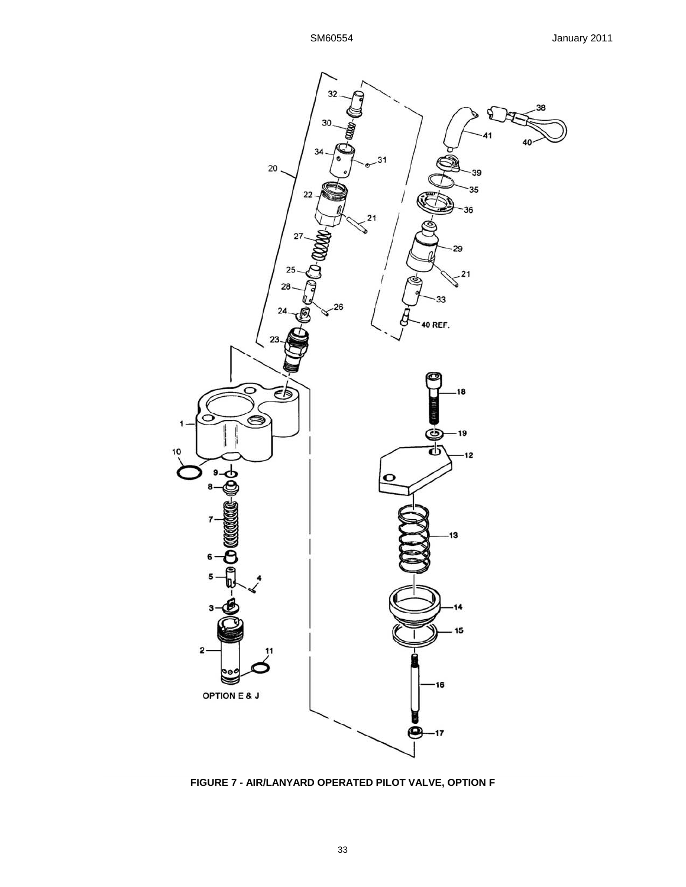OPTION E & J

**FIGURE 7 - AIR/LANYARD OPERATED PILOT VALVE, OPTION F**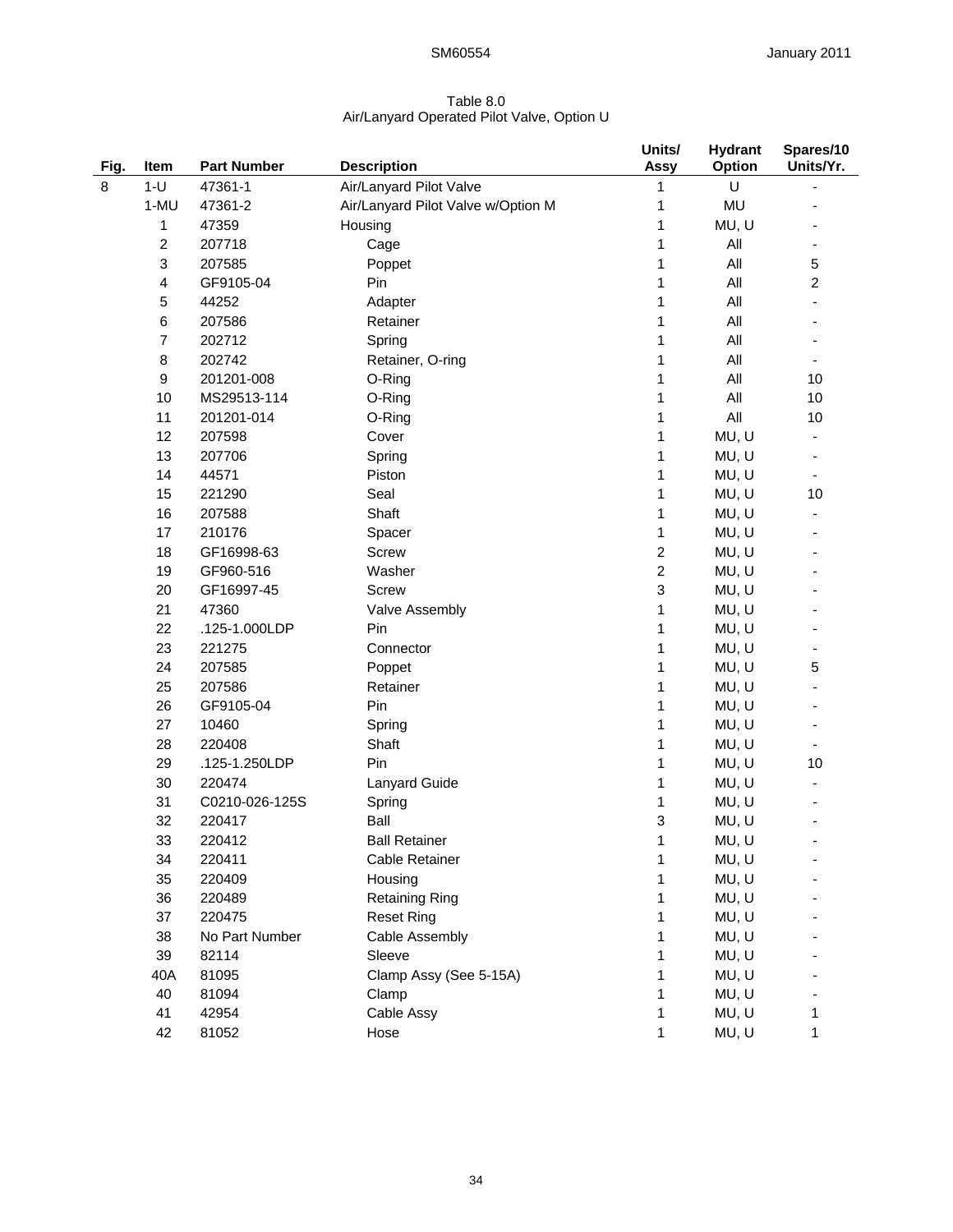Table 8.0
Air/Lanyard Operated Pilot Valve, Option U

| Fig. | Item | Part Number | Description | Units/ Assy | Hydrant Option | Spares/10 Units/Yr. |
|---|---|---|---|---|---|---|
| 8 | 1-U | 47361-1 | Air/Lanyard Pilot Valve | 1 | U | - |
| | 1-MU | 47361-2 | Air/Lanyard Pilot Valve w/Option M | 1 | MU | - |
| | 1 | 47359 | Housing | 1 | MU, U | - |
| | 2 | 207718 | Cage | 1 | All | - |
| | 3 | 207585 | Poppet | 1 | All | 5 |
| | 4 | GF9105-04 | Pin | 1 | All | 2 |
| | 5 | 44252 | Adapter | 1 | All | - |
| | 6 | 207586 | Retainer | 1 | All | - |
| | 7 | 202712 | Spring | 1 | All | - |
| | 8 | 202742 | Retainer, O-ring | 1 | All | - |
| | 9 | 201201-008 | O-Ring | 1 | All | 10 |
| | 10 | MS29513-114 | O-Ring | 1 | All | 10 |
| | 11 | 201201-014 | O-Ring | 1 | All | 10 |
| | 12 | 207598 | Cover | 1 | MU, U | - |
| | 13 | 207706 | Spring | 1 | MU, U | - |
| | 14 | 44571 | Piston | 1 | MU, U | - |
| | 15 | 221290 | Seal | 1 | MU, U | 10 |
| | 16 | 207588 | Shaft | 1 | MU, U | - |
| | 17 | 210176 | Spacer | 1 | MU, U | - |
| | 18 | GF16998-63 | Screw | 2 | MU, U | - |
| | 19 | GF960-516 | Washer | 2 | MU, U | - |
| | 20 | GF16997-45 | Screw | 3 | MU, U | - |
| | 21 | 47360 | Valve Assembly | 1 | MU, U | - |
| | 22 | .125-1.000LDP | Pin | 1 | MU, U | - |
| | 23 | 221275 | Connector | 1 | MU, U | - |
| | 24 | 207585 | Poppet | 1 | MU, U | 5 |
| | 25 | 207586 | Retainer | 1 | MU, U | - |
| | 26 | GF9105-04 | Pin | 1 | MU, U | - |
| | 27 | 10460 | Spring | 1 | MU, U | - |
| | 28 | 220408 | Shaft | 1 | MU, U | - |
| | 29 | .125-1.250LDP | Pin | 1 | MU, U | 10 |
| | 30 | 220474 | Lanyard Guide | 1 | MU, U | - |
| | 31 | C0210-026-125S | Spring | 1 | MU, U | - |
| | 32 | 220417 | Ball | 3 | MU, U | - |
| | 33 | 220412 | Ball Retainer | 1 | MU, U | - |
| | 34 | 220411 | Cable Retainer | 1 | MU, U | - |
| | 35 | 220409 | Housing | 1 | MU, U | - |
| | 36 | 220489 | Retaining Ring | 1 | MU, U | - |
| | 37 | 220475 | Reset Ring | 1 | MU, U | - |
| | 38 | No Part Number | Cable Assembly | 1 | MU, U | - |
| | 39 | 82114 | Sleeve | 1 | MU, U | - |
| | 40A | 81095 | Clamp Assy (See 5-15A) | 1 | MU, U | - |
| | 40 | 81094 | Clamp | 1 | MU, U | - |
| | 41 | 42954 | Cable Assy | 1 | MU, U | 1 |
| | 42 | 81052 | Hose | 1 | MU, U | 1 |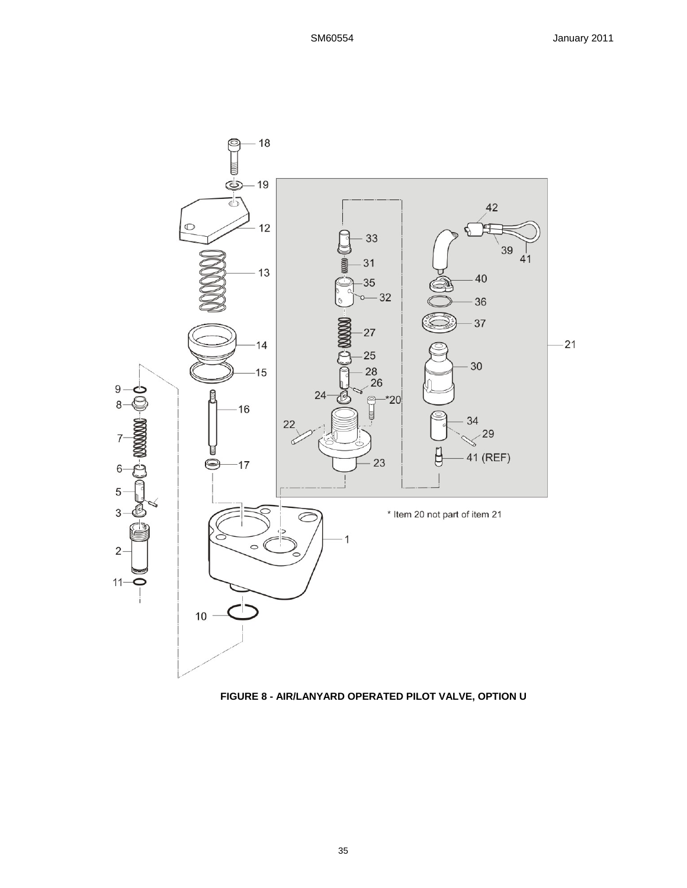* Item 20 not part of item 21

**FIGURE 8 - AIR/LANYARD OPERATED PILOT VALVE, OPTION U**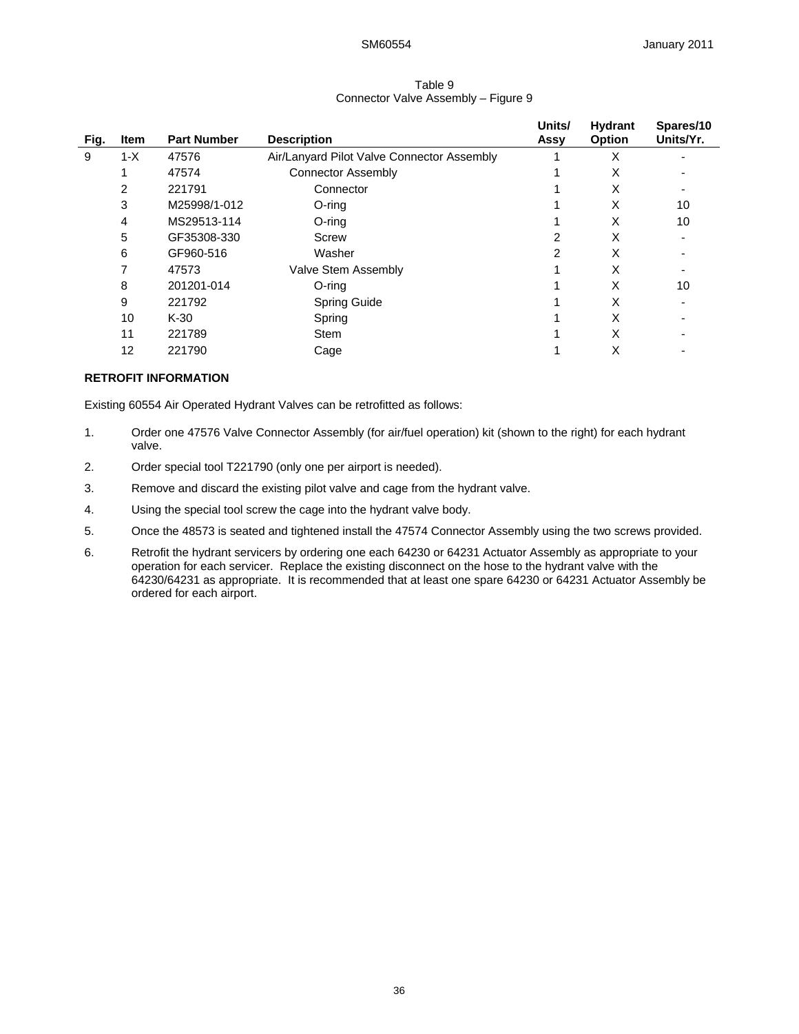Table 9
Connector Valve Assembly – Figure 9

| Fig. | Item | Part Number | Description | Units/ Assy | Hydrant Option | Spares/10 Units/Yr. |
|---|---|---|---|---|---|---|
| 9 | 1-X | 47576 | Air/Lanyard Pilot Valve Connector Assembly | 1 | X | - |
| | 1 | 47574 | Connector Assembly | 1 | X | - |
| | 2 | 221791 | Connector | 1 | X | - |
| | 3 | M25998/1-012 | O-ring | 1 | X | 10 |
| | 4 | MS29513-114 | O-ring | 1 | X | 10 |
| | 5 | GF35308-330 | Screw | 2 | X | - |
| | 6 | GF960-516 | Washer | 2 | X | - |
| | 7 | 47573 | Valve Stem Assembly | 1 | X | - |
| | 8 | 201201-014 | O-ring | 1 | X | 10 |
| | 9 | 221792 | Spring Guide | 1 | X | - |
| | 10 | K-30 | Spring | 1 | X | - |
| | 11 | 221789 | Stem | 1 | X | - |
| | 12 | 221790 | Cage | 1 | X | - |

**RETROFIT INFORMATION**

Existing 60554 Air Operated Hydrant Valves can be retrofitted as follows:

1. Order one 47576 Valve Connector Assembly (for air/fuel operation) kit (shown to the right) for each hydrant valve.
2. Order special tool T221790 (only one per airport is needed).
3. Remove and discard the existing pilot valve and cage from the hydrant valve.
4. Using the special tool screw the cage into the hydrant valve body.
5. Once the 48573 is seated and tightened install the 47574 Connector Assembly using the two screws provided.
6. Retrofit the hydrant servicers by ordering one each 64230 or 64231 Actuator Assembly as appropriate to your operation for each servicer. Replace the existing disconnect on the hose to the hydrant valve with the 64230/64231 as appropriate. It is recommended that at least one spare 64230 or 64231 Actuator Assembly be ordered for each airport.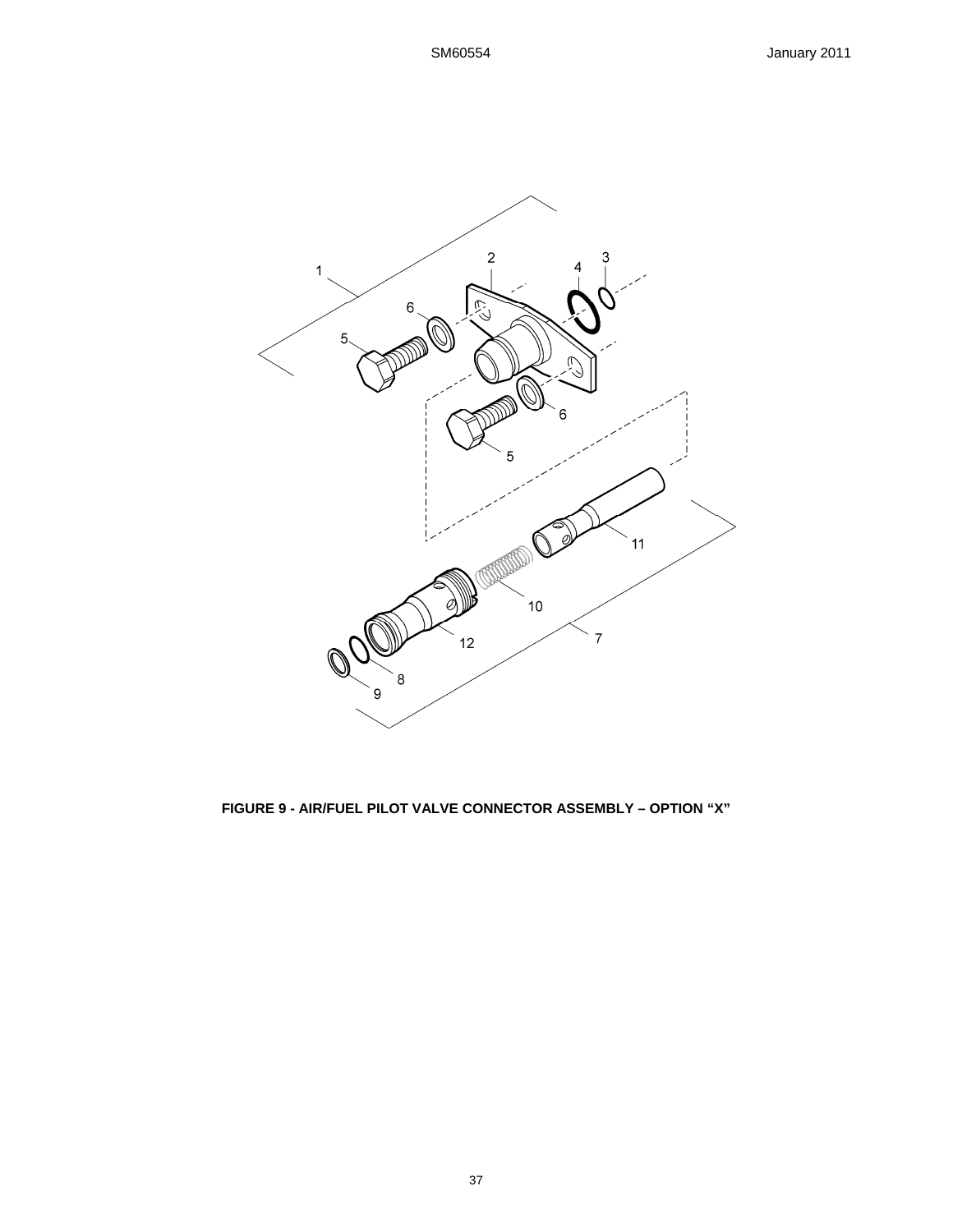**FIGURE 9 - AIR/FUEL PILOT VALVE CONNECTOR ASSEMBLY – OPTION “X”**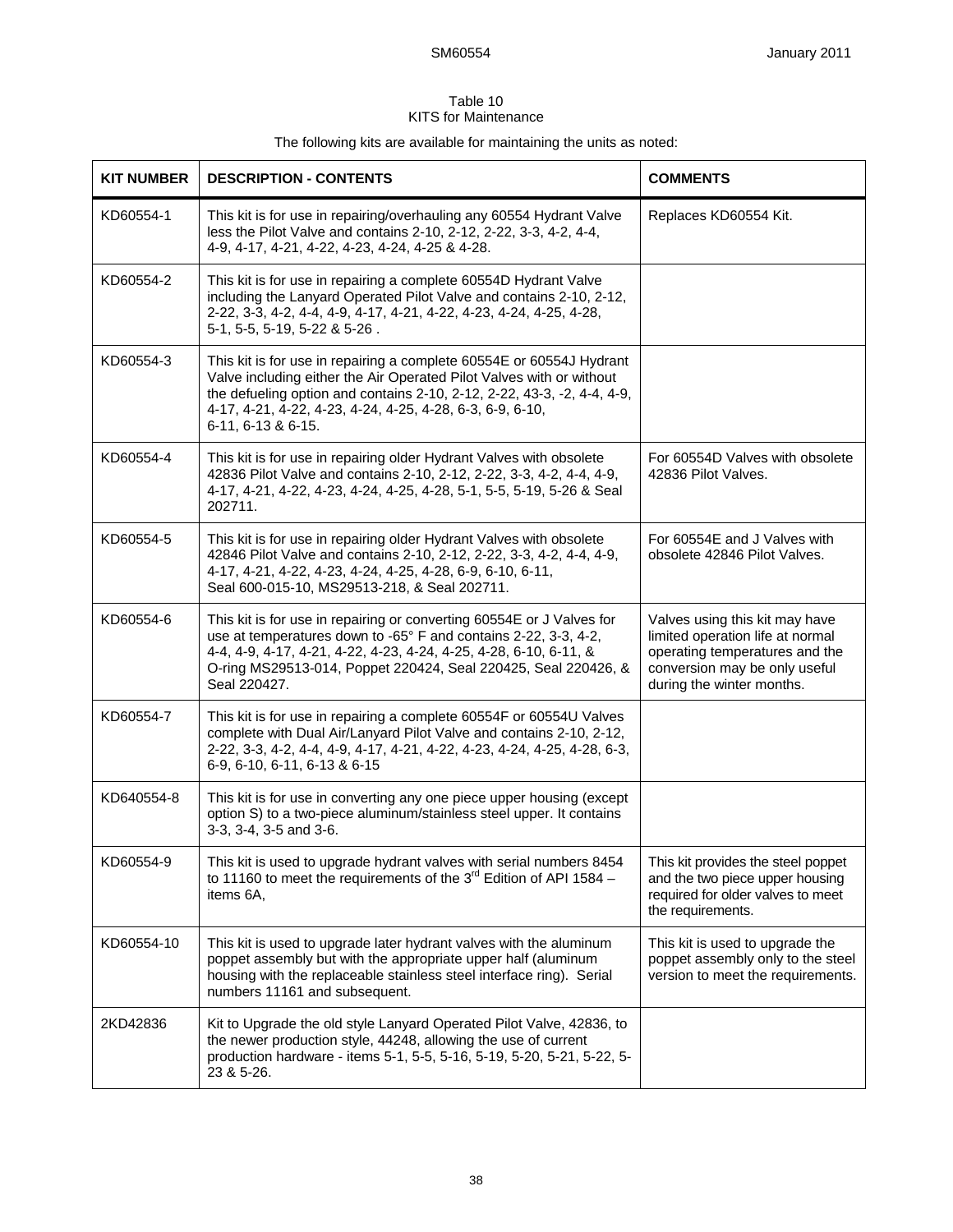Table 10
KITS for Maintenance

The following kits are available for maintaining the units as noted:

| KIT NUMBER | DESCRIPTION - CONTENTS | COMMENTS |
|---|---|---|
| KD60554-1 | This kit is for use in repairing/overhauling any 60554 Hydrant Valve less the Pilot Valve and contains 2-10, 2-12, 2-22, 3-3, 4-2, 4-4, 4-9, 4-17, 4-21, 4-22, 4-23, 4-24, 4-25 & 4-28. | Replaces KD60554 Kit. |
| KD60554-2 | This kit is for use in repairing a complete 60554D Hydrant Valve including the Lanyard Operated Pilot Valve and contains 2-10, 2-12, 2-22, 3-3, 4-2, 4-4, 4-9, 4-17, 4-21, 4-22, 4-23, 4-24, 4-25, 4-28, 5-1, 5-5, 5-19, 5-22 & 5-26 . | |
| KD60554-3 | This kit is for use in repairing a complete 60554E or 60554J Hydrant Valve including either the Air Operated Pilot Valves with or without the defueling option and contains 2-10, 2-12, 2-22, 43-3, -2, 4-4, 4-9, 4-17, 4-21, 4-22, 4-23, 4-24, 4-25, 4-28, 6-3, 6-9, 6-10, 6-11, 6-13 & 6-15. | |
| KD60554-4 | This kit is for use in repairing older Hydrant Valves with obsolete 42836 Pilot Valve and contains 2-10, 2-12, 2-22, 3-3, 4-2, 4-4, 4-9, 4-17, 4-21, 4-22, 4-23, 4-24, 4-25, 4-28, 5-1, 5-5, 5-19, 5-26 & Seal 202711. | For 60554D Valves with obsolete 42836 Pilot Valves. |
| KD60554-5 | This kit is for use in repairing older Hydrant Valves with obsolete 42846 Pilot Valve and contains 2-10, 2-12, 2-22, 3-3, 4-2, 4-4, 4-9, 4-17, 4-21, 4-22, 4-23, 4-24, 4-25, 4-28, 6-9, 6-10, 6-11, Seal 600-015-10, MS29513-218, & Seal 202711. | For 60554E and J Valves with obsolete 42846 Pilot Valves. |
| KD60554-6 | This kit is for use in repairing or converting 60554E or J Valves for use at temperatures down to -65° F and contains 2-22, 3-3, 4-2, 4-4, 4-9, 4-17, 4-21, 4-22, 4-23, 4-24, 4-25, 4-28, 6-10, 6-11, & O-ring MS29513-014, Poppet 220424, Seal 220425, Seal 220426, & Seal 220427. | Valves using this kit may have limited operation life at normal operating temperatures and the conversion may be only useful during the winter months. |
| KD60554-7 | This kit is for use in repairing a complete 60554F or 60554U Valves complete with Dual Air/Lanyard Pilot Valve and contains 2-10, 2-12, 2-22, 3-3, 4-2, 4-4, 4-9, 4-17, 4-21, 4-22, 4-23, 4-24, 4-25, 4-28, 6-3, 6-9, 6-10, 6-11, 6-13 & 6-15 | |
| KD640554-8 | This kit is for use in converting any one piece upper housing (except option S) to a two-piece aluminum/stainless steel upper. It contains 3-3, 3-4, 3-5 and 3-6. | |
| KD60554-9 | This kit is used to upgrade hydrant valves with serial numbers 8454 to 11160 to meet the requirements of the 3rd Edition of API 1584 – items 6A, | This kit provides the steel poppet and the two piece upper housing required for older valves to meet the requirements. |
| KD60554-10 | This kit is used to upgrade later hydrant valves with the aluminum poppet assembly but with the appropriate upper half (aluminum housing with the replaceable stainless steel interface ring). Serial numbers 11161 and subsequent. | This kit is used to upgrade the poppet assembly only to the steel version to meet the requirements. |
| 2KD42836 | Kit to Upgrade the old style Lanyard Operated Pilot Valve, 42836, to the newer production style, 44248, allowing the use of current production hardware - items 5-1, 5-5, 5-16, 5-19, 5-20, 5-21, 5-22, 5-23 & 5-26. | |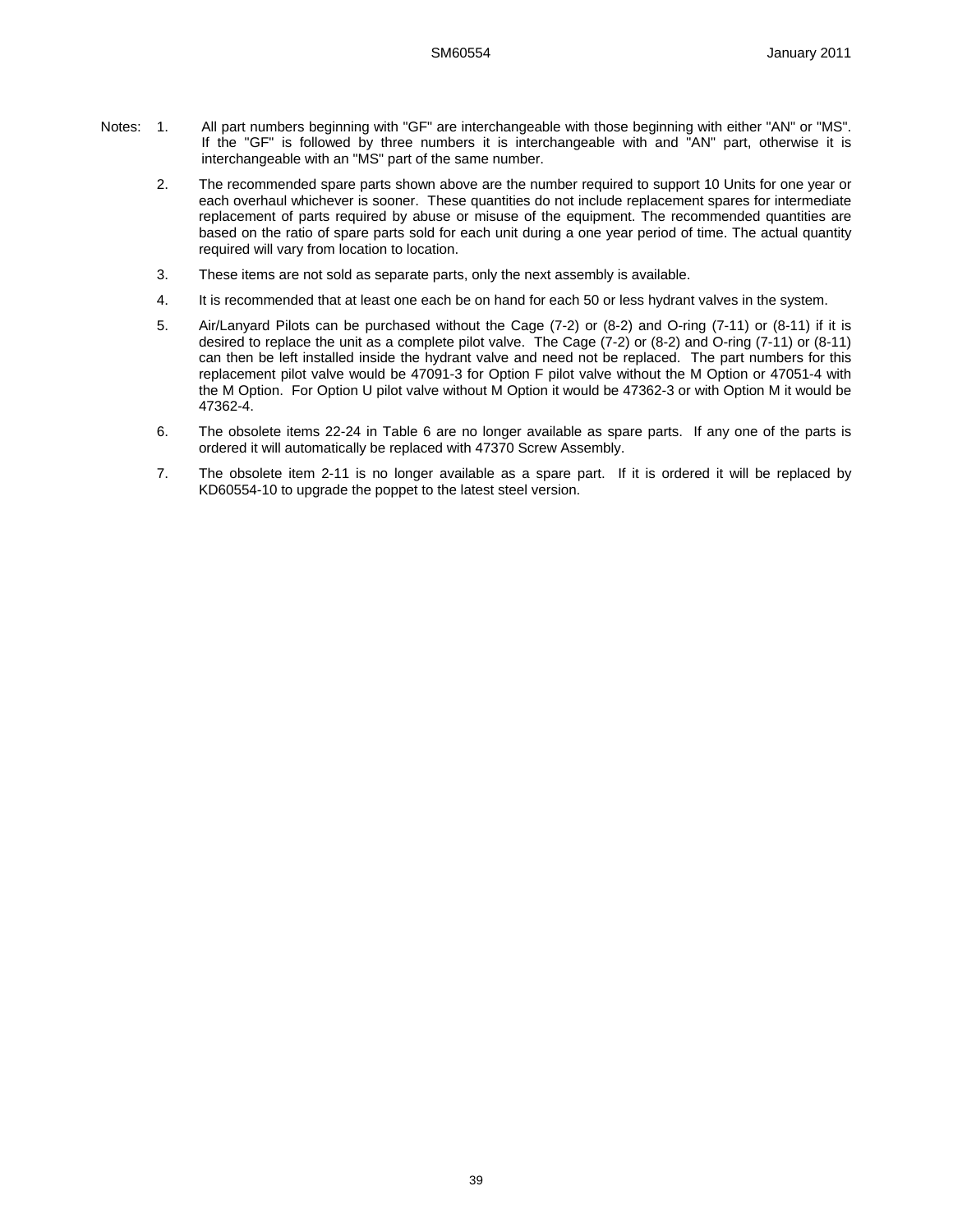Notes:

1. All part numbers beginning with "GF" are interchangeable with those beginning with either "AN" or "MS". If the "GF" is followed by three numbers it is interchangeable with and "AN" part, otherwise it is interchangeable with an "MS" part of the same number.

2. The recommended spare parts shown above are the number required to support 10 Units for one year or each overhaul whichever is sooner. These quantities do not include replacement spares for intermediate replacement of parts required by abuse or misuse of the equipment. The recommended quantities are based on the ratio of spare parts sold for each unit during a one year period of time. The actual quantity required will vary from location to location.

3. These items are not sold as separate parts, only the next assembly is available.

4. It is recommended that at least one each be on hand for each 50 or less hydrant valves in the system.

5. Air/Lanyard Pilots can be purchased without the Cage (7-2) or (8-2) and O-ring (7-11) or (8-11) if it is desired to replace the unit as a complete pilot valve. The Cage (7-2) or (8-2) and O-ring (7-11) or (8-11) can then be left installed inside the hydrant valve and need not be replaced. The part numbers for this replacement pilot valve would be 47091-3 for Option F pilot valve without the M Option or 47051-4 with the M Option. For Option U pilot valve without M Option it would be 47362-3 or with Option M it would be 47362-4.

6. The obsolete items 22-24 in Table 6 are no longer available as spare parts. If any one of the parts is ordered it will automatically be replaced with 47370 Screw Assembly.

7. The obsolete item 2-11 is no longer available as a spare part. If it is ordered it will be replaced by KD60554-10 to upgrade the poppet to the latest steel version.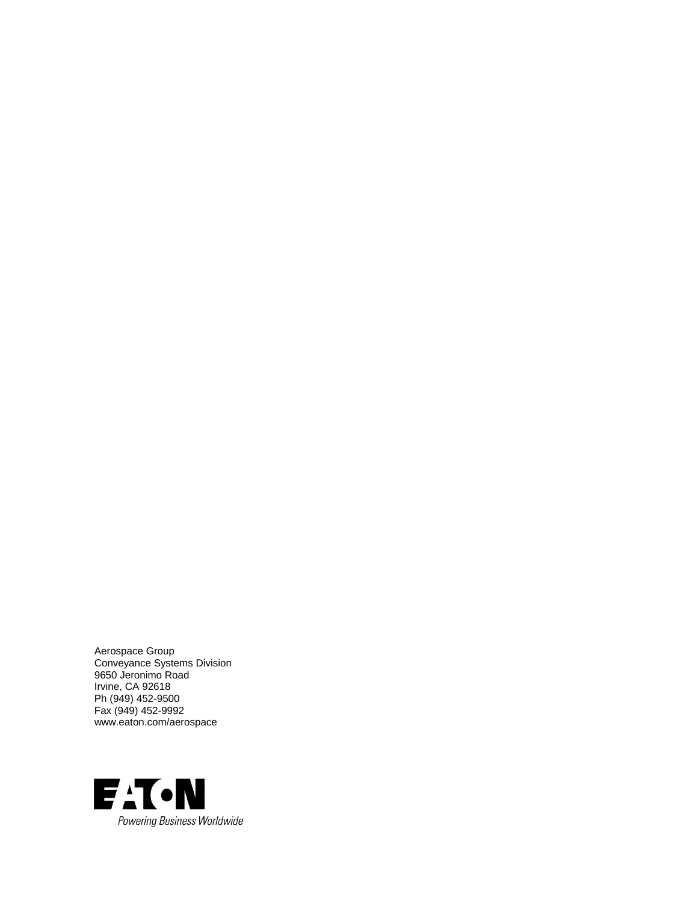Aerospace Group
Conveyance Systems Division
9650 Jeronimo Road
Irvine, CA 92618
Ph (949) 452-9500
Fax (949) 452-9992
www.eaton.com/aerospace

EATON
Powering Business Worldwide